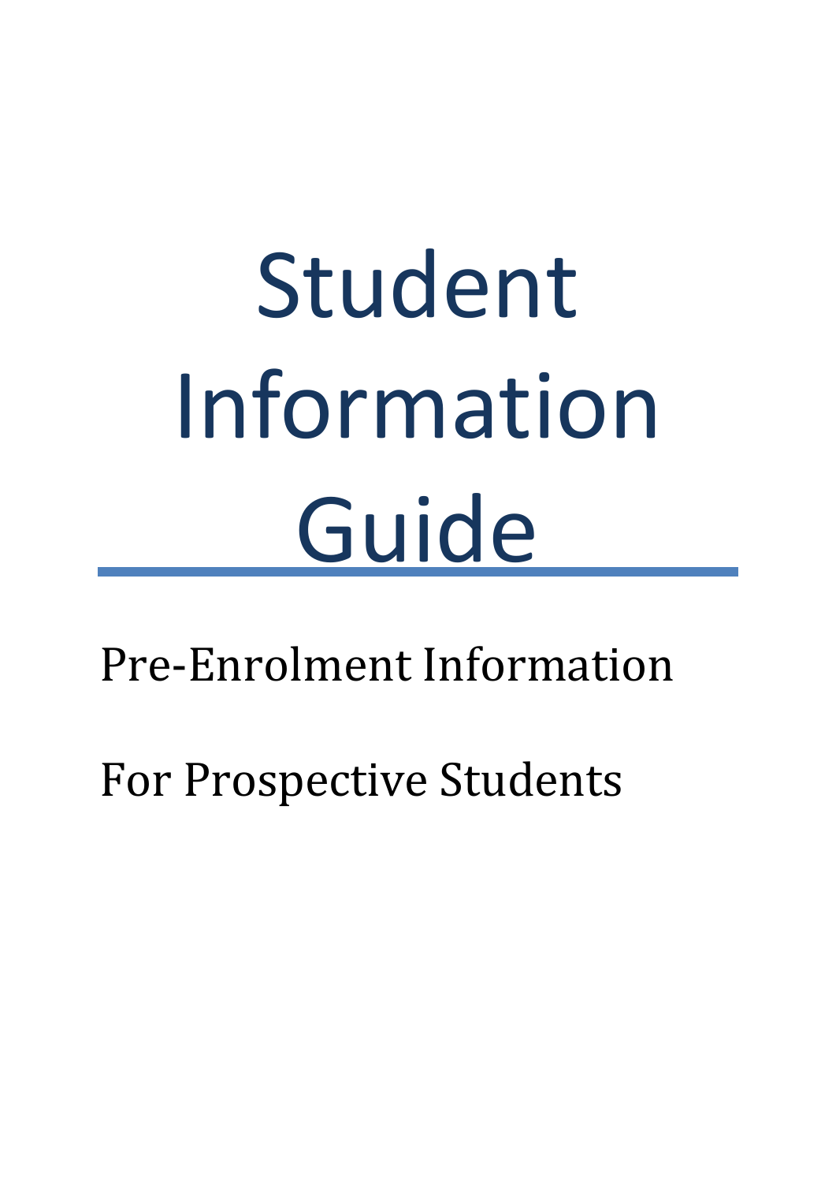# Student Information Guide

Pre-Enrolment Information

For Prospective Students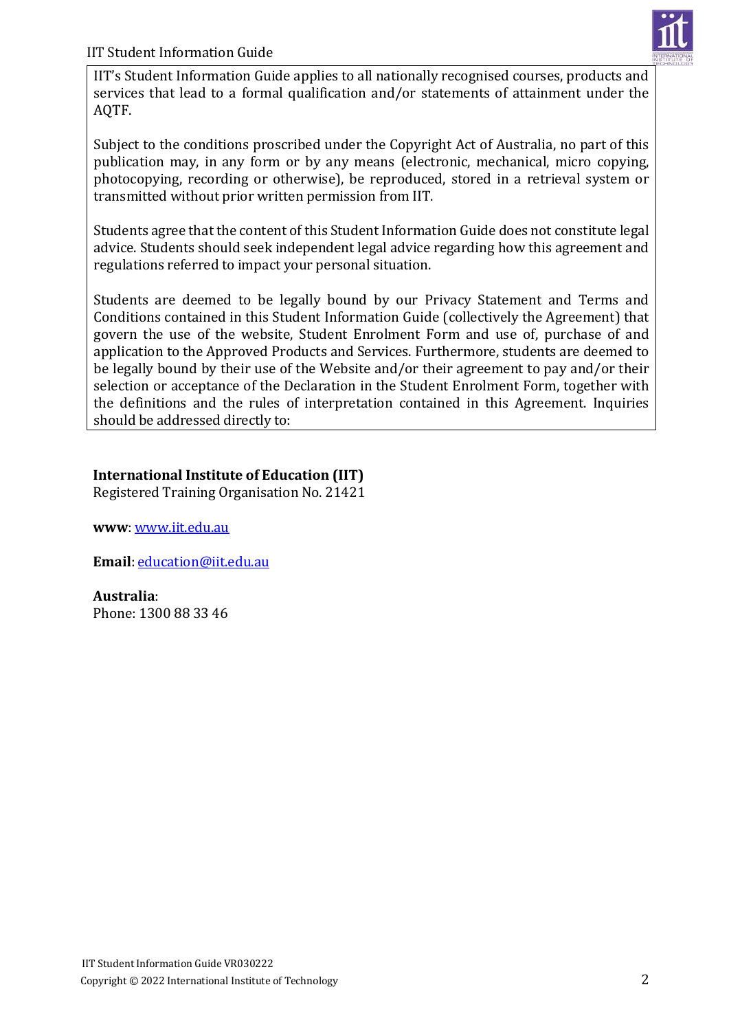IIT's Student Information Guide applies to all nationally recognised courses, products and services that lead to a formal qualification and/or statements of attainment under the AQTF.

Subject to the conditions proscribed under the Copyright Act of Australia, no part of this publication may, in any form or by any means (electronic, mechanical, micro copying, photocopying, recording or otherwise), be reproduced, stored in a retrieval system or transmitted without prior written permission from IIT.

Students agree that the content of this Student Information Guide does not constitute legal advice. Students should seek independent legal advice regarding how this agreement and regulations referred to impact your personal situation.

Students are deemed to be legally bound by our Privacy Statement and Terms and Conditions contained in this Student Information Guide (collectively the Agreement) that govern the use of the website, Student Enrolment Form and use of, purchase of and application to the Approved Products and Services. Furthermore, students are deemed to be legally bound by their use of the Website and/or their agreement to pay and/or their selection or acceptance of the Declaration in the Student Enrolment Form, together with the definitions and the rules of interpretation contained in this Agreement. Inquiries should be addressed directly to:

**International Institute of Education (IIT)**
Registered Training Organisation No. 21421

**www**: www.iit.edu.au

**Email**: education@iit.edu.au

**Australia**:
Phone: 1300 88 33 46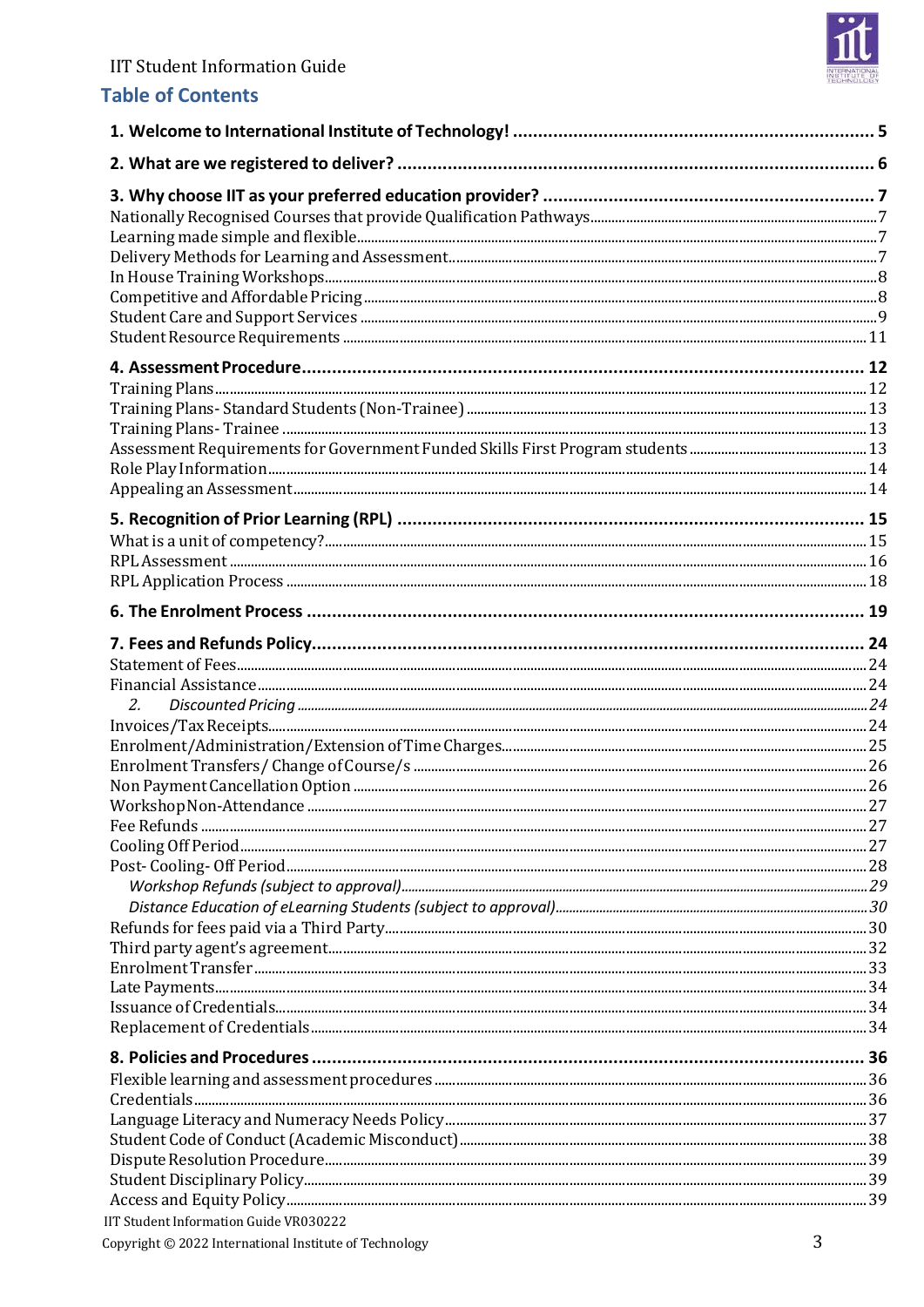## Table of Contents

**1. Welcome to International Institute of Technology! ........................................................................ 5**

**2. What are we registered to deliver? ................................................................................................ 6**

**3. Why choose IIT as your preferred education provider? .................................................................. 7**

Nationally Recognised Courses that provide Qualification Pathways................................................7
Learning made simple and flexible.....................................................................................................7
Delivery Methods for Learning and Assessment................................................................................7
In House Training Workshops.............................................................................................................8
Competitive and Affordable Pricing....................................................................................................8
Student Care and Support Services ....................................................................................................9
Student Resource Requirements ......................................................................................................11

**4. Assessment Procedure.................................................................................................................. 12**

Training Plans....................................................................................................................................12
Training Plans- Standard Students (Non-Trainee) ............................................................................13
Training Plans- Trainee .....................................................................................................................13
Assessment Requirements for Government Funded Skills First Program students .........................13
Role Play Information........................................................................................................................14
Appealing an Assessment..................................................................................................................14

**5. Recognition of Prior Learning (RPL) ............................................................................................. 15**

What is a unit of competency?..........................................................................................................15
RPL Assessment ................................................................................................................................16
RPL Application Process ...................................................................................................................18

**6. The Enrolment Process ................................................................................................................. 19**

**7. Fees and Refunds Policy................................................................................................................ 24**

Statement of Fees..............................................................................................................................24
Financial Assistance..........................................................................................................................24
*2. Discounted Pricing ....................................................................................................................24*
Invoices/Tax Receipts........................................................................................................................24
Enrolment/Administration/Extension of Time Charges....................................................................25
Enrolment Transfers/ Change of Course/s ........................................................................................26
Non Payment Cancellation Option ...................................................................................................26
Workshop Non-Attendance ..............................................................................................................27
Fee Refunds ......................................................................................................................................27
Cooling Off Period.............................................................................................................................27
Post- Cooling- Off Period...................................................................................................................28
*Workshop Refunds (subject to approval).........................................................................................29*
*Distance Education of eLearning Students (subject to approval)....................................................30*
Refunds for fees paid via a Third Party.............................................................................................30
Third party agent's agreement..........................................................................................................32
Enrolment Transfer ...........................................................................................................................33
Late Payments...................................................................................................................................34
Issuance of Credentials......................................................................................................................34
Replacement of Credentials..............................................................................................................34

**8. Policies and Procedures ................................................................................................................ 36**

Flexible learning and assessment procedures ..................................................................................36
Credentials........................................................................................................................................36
Language Literacy and Numeracy Needs Policy................................................................................37
Student Code of Conduct (Academic Misconduct)............................................................................38
Dispute Resolution Procedure...........................................................................................................39
Student Disciplinary Policy................................................................................................................39
Access and Equity Policy....................................................................................................................39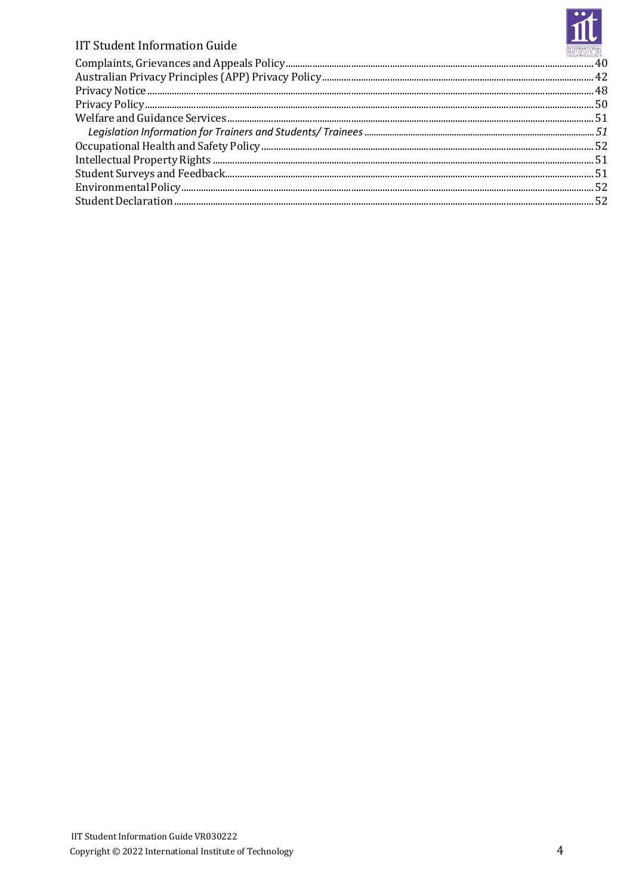Complaints, Grievances and Appeals Policy .......... 40
Australian Privacy Principles (APP) Privacy Policy .......... 42
Privacy Notice .......... 48
Privacy Policy .......... 50
Welfare and Guidance Services .......... 51
   *Legislation Information for Trainers and Students/ Trainees .......... 51*
Occupational Health and Safety Policy .......... 52
Intellectual Property Rights .......... 51
Student Surveys and Feedback .......... 51
Environmental Policy .......... 52
Student Declaration .......... 52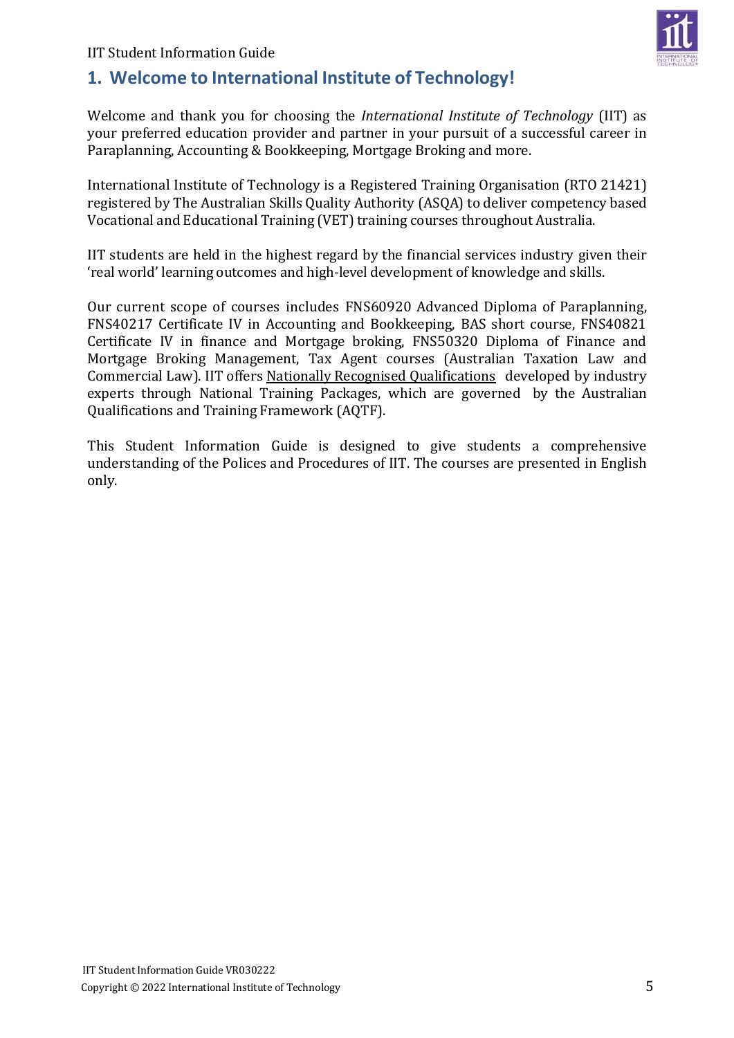# 1. Welcome to International Institute of Technology!

Welcome and thank you for choosing the *International Institute of Technology* (IIT) as your preferred education provider and partner in your pursuit of a successful career in Paraplanning, Accounting & Bookkeeping, Mortgage Broking and more.

International Institute of Technology is a Registered Training Organisation (RTO 21421) registered by The Australian Skills Quality Authority (ASQA) to deliver competency based Vocational and Educational Training (VET) training courses throughout Australia.

IIT students are held in the highest regard by the financial services industry given their 'real world' learning outcomes and high-level development of knowledge and skills.

Our current scope of courses includes FNS60920 Advanced Diploma of Paraplanning, FNS40217 Certificate IV in Accounting and Bookkeeping, BAS short course, FNS40821 Certificate IV in finance and Mortgage broking, FNS50320 Diploma of Finance and Mortgage Broking Management, Tax Agent courses (Australian Taxation Law and Commercial Law). IIT offers Nationally Recognised Qualifications developed by industry experts through National Training Packages, which are governed by the Australian Qualifications and Training Framework (AQTF).

This Student Information Guide is designed to give students a comprehensive understanding of the Polices and Procedures of IIT. The courses are presented in English only.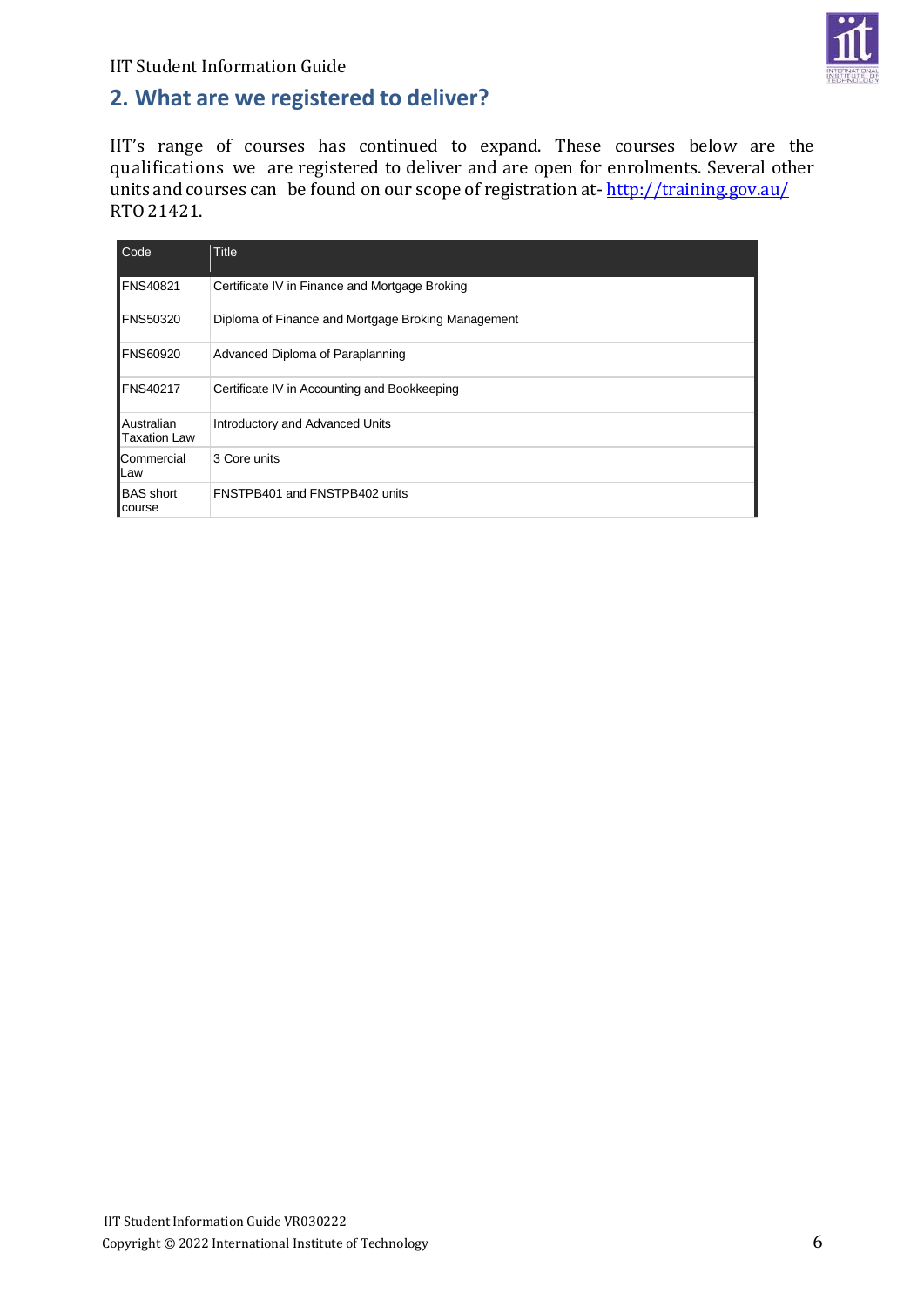## 2. What are we registered to deliver?

IIT's range of courses has continued to expand. These courses below are the qualifications we are registered to deliver and are open for enrolments. Several other units and courses can be found on our scope of registration at- http://training.gov.au/ RTO 21421.

| Code | Title |
|---|---|
| FNS40821 | Certificate IV in Finance and Mortgage Broking |
| FNS50320 | Diploma of Finance and Mortgage Broking Management |
| FNS60920 | Advanced Diploma of Paraplanning |
| FNS40217 | Certificate IV in Accounting and Bookkeeping |
| Australian Taxation Law | Introductory and Advanced Units |
| Commercial Law | 3 Core units |
| BAS short course | FNSTPB401 and FNSTPB402 units |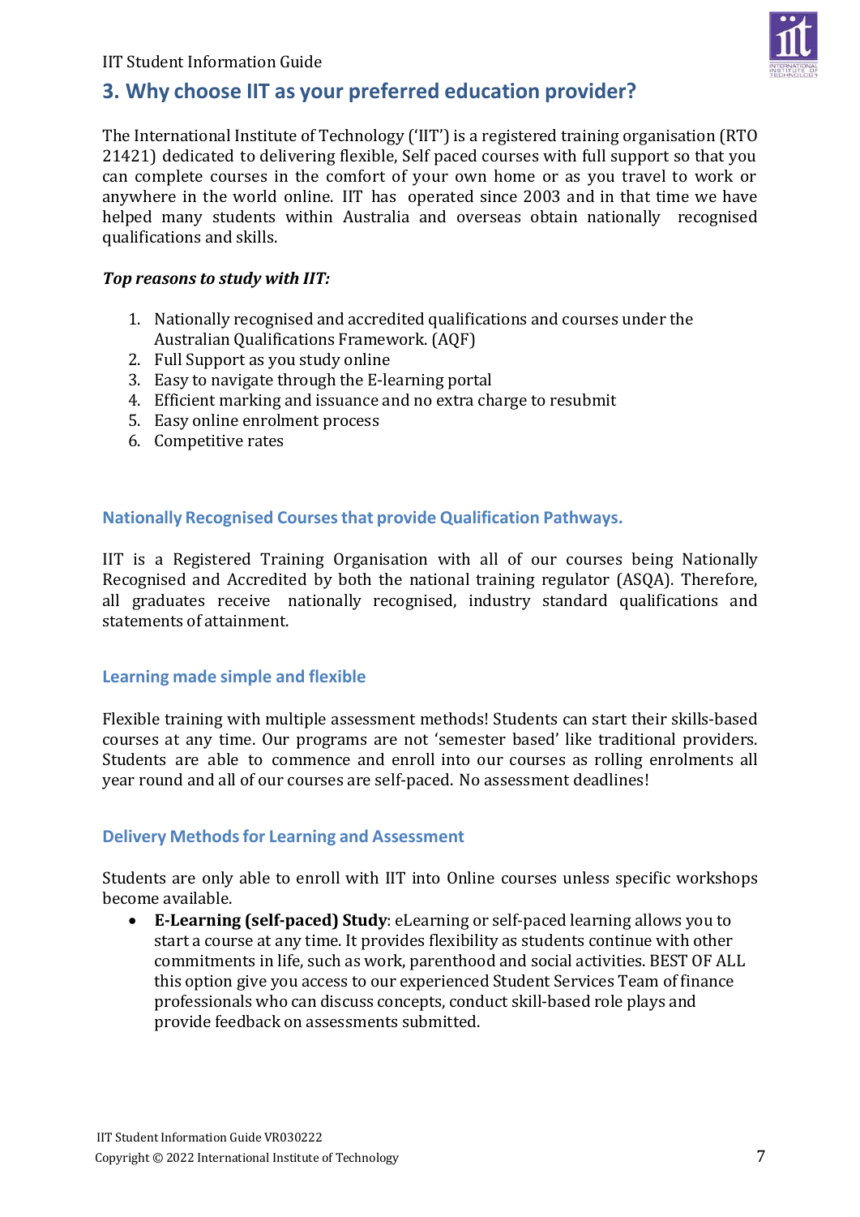## 3. Why choose IIT as your preferred education provider?

The International Institute of Technology ('IIT') is a registered training organisation (RTO 21421) dedicated to delivering flexible, Self paced courses with full support so that you can complete courses in the comfort of your own home or as you travel to work or anywhere in the world online. IIT has operated since 2003 and in that time we have helped many students within Australia and overseas obtain nationally recognised qualifications and skills.

***Top reasons to study with IIT:***

1. Nationally recognised and accredited qualifications and courses under the Australian Qualifications Framework. (AQF)
2. Full Support as you study online
3. Easy to navigate through the E-learning portal
4. Efficient marking and issuance and no extra charge to resubmit
5. Easy online enrolment process
6. Competitive rates

### Nationally Recognised Courses that provide Qualification Pathways.

IIT is a Registered Training Organisation with all of our courses being Nationally Recognised and Accredited by both the national training regulator (ASQA). Therefore, all graduates receive nationally recognised, industry standard qualifications and statements of attainment.

### Learning made simple and flexible

Flexible training with multiple assessment methods! Students can start their skills-based courses at any time. Our programs are not 'semester based' like traditional providers. Students are able to commence and enroll into our courses as rolling enrolments all year round and all of our courses are self-paced. No assessment deadlines!

### Delivery Methods for Learning and Assessment

Students are only able to enroll with IIT into Online courses unless specific workshops become available.

- **E-Learning (self-paced) Study**: eLearning or self-paced learning allows you to start a course at any time. It provides flexibility as students continue with other commitments in life, such as work, parenthood and social activities. BEST OF ALL this option give you access to our experienced Student Services Team of finance professionals who can discuss concepts, conduct skill-based role plays and provide feedback on assessments submitted.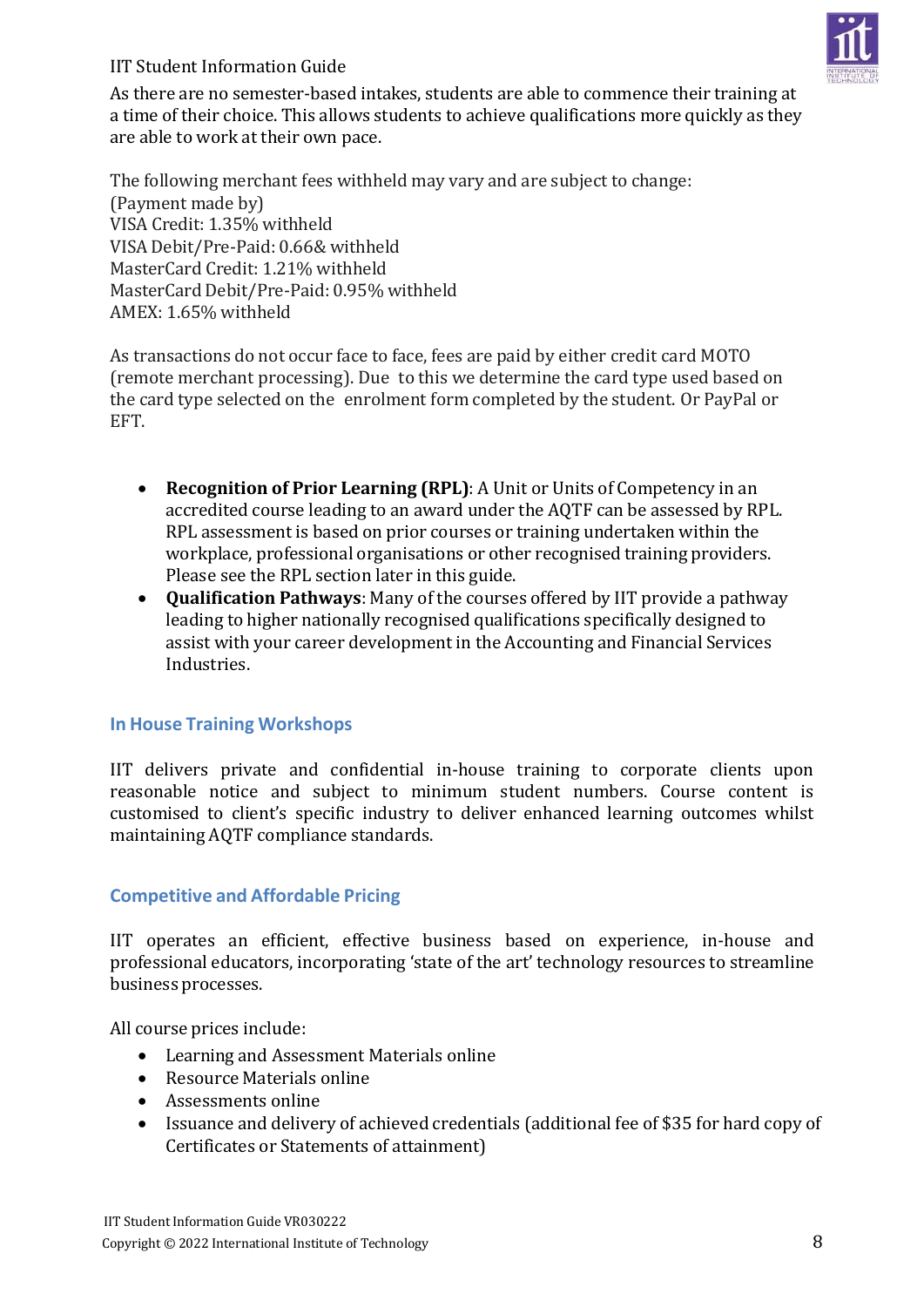As there are no semester-based intakes, students are able to commence their training at a time of their choice. This allows students to achieve qualifications more quickly as they are able to work at their own pace.

The following merchant fees withheld may vary and are subject to change:
(Payment made by)
VISA Credit: 1.35% withheld
VISA Debit/Pre-Paid: 0.66& withheld
MasterCard Credit: 1.21% withheld
MasterCard Debit/Pre-Paid: 0.95% withheld
AMEX: 1.65% withheld

As transactions do not occur face to face, fees are paid by either credit card MOTO (remote merchant processing). Due to this we determine the card type used based on the card type selected on the enrolment form completed by the student. Or PayPal or EFT.

- **Recognition of Prior Learning (RPL)**: A Unit or Units of Competency in an accredited course leading to an award under the AQTF can be assessed by RPL. RPL assessment is based on prior courses or training undertaken within the workplace, professional organisations or other recognised training providers. Please see the RPL section later in this guide.
- **Qualification Pathways**: Many of the courses offered by IIT provide a pathway leading to higher nationally recognised qualifications specifically designed to assist with your career development in the Accounting and Financial Services Industries.

## In House Training Workshops

IIT delivers private and confidential in-house training to corporate clients upon reasonable notice and subject to minimum student numbers. Course content is customised to client's specific industry to deliver enhanced learning outcomes whilst maintaining AQTF compliance standards.

## Competitive and Affordable Pricing

IIT operates an efficient, effective business based on experience, in-house and professional educators, incorporating 'state of the art' technology resources to streamline business processes.

All course prices include:

- Learning and Assessment Materials online
- Resource Materials online
- Assessments online
- Issuance and delivery of achieved credentials (additional fee of $35 for hard copy of Certificates or Statements of attainment)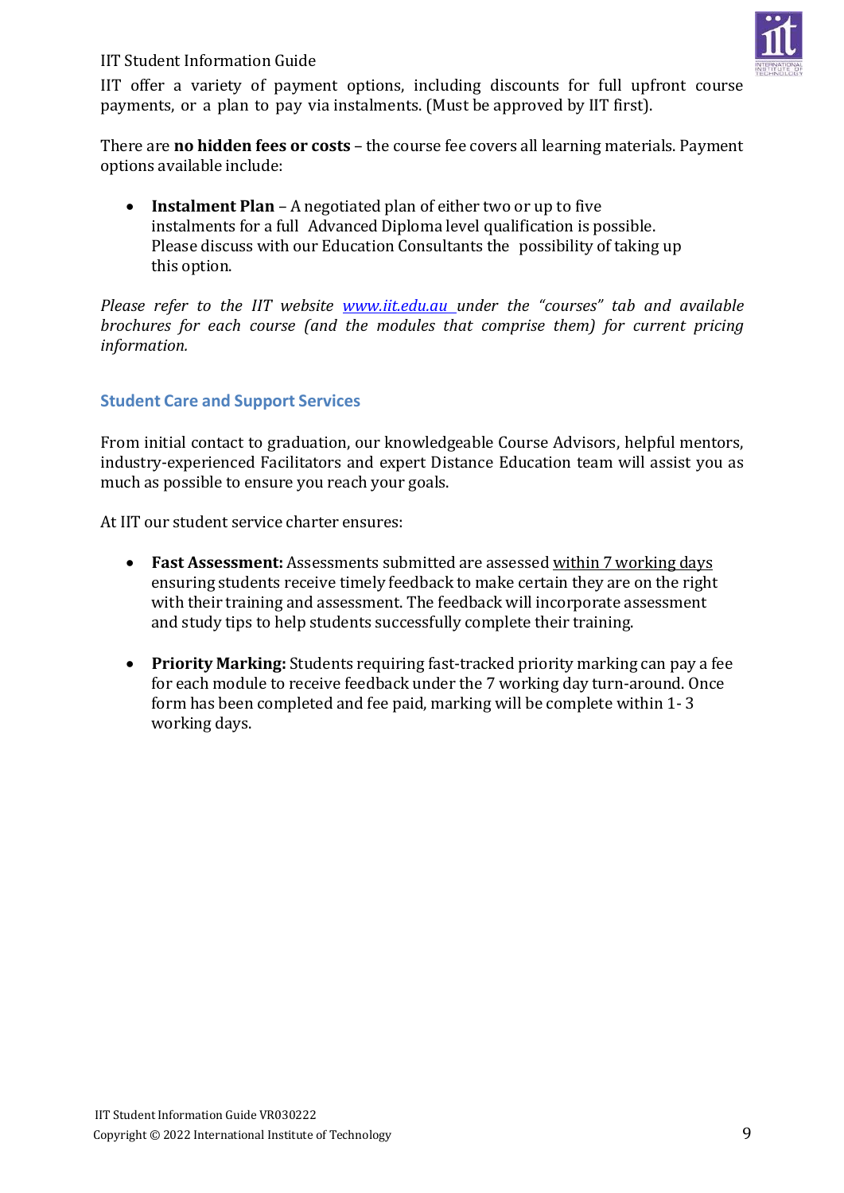IIT offer a variety of payment options, including discounts for full upfront course payments, or a plan to pay via instalments. (Must be approved by IIT first).

There are **no hidden fees or costs** – the course fee covers all learning materials. Payment options available include:

- **Instalment Plan** – A negotiated plan of either two or up to five instalments for a full Advanced Diploma level qualification is possible. Please discuss with our Education Consultants the possibility of taking up this option.

*Please refer to the IIT website [www.iit.edu.au](http://www.iit.edu.au) under the "courses" tab and available brochures for each course (and the modules that comprise them) for current pricing information.*

## Student Care and Support Services

From initial contact to graduation, our knowledgeable Course Advisors, helpful mentors, industry-experienced Facilitators and expert Distance Education team will assist you as much as possible to ensure you reach your goals.

At IIT our student service charter ensures:

- **Fast Assessment:** Assessments submitted are assessed within 7 working days ensuring students receive timely feedback to make certain they are on the right with their training and assessment. The feedback will incorporate assessment and study tips to help students successfully complete their training.

- **Priority Marking:** Students requiring fast-tracked priority marking can pay a fee for each module to receive feedback under the 7 working day turn-around. Once form has been completed and fee paid, marking will be complete within 1- 3 working days.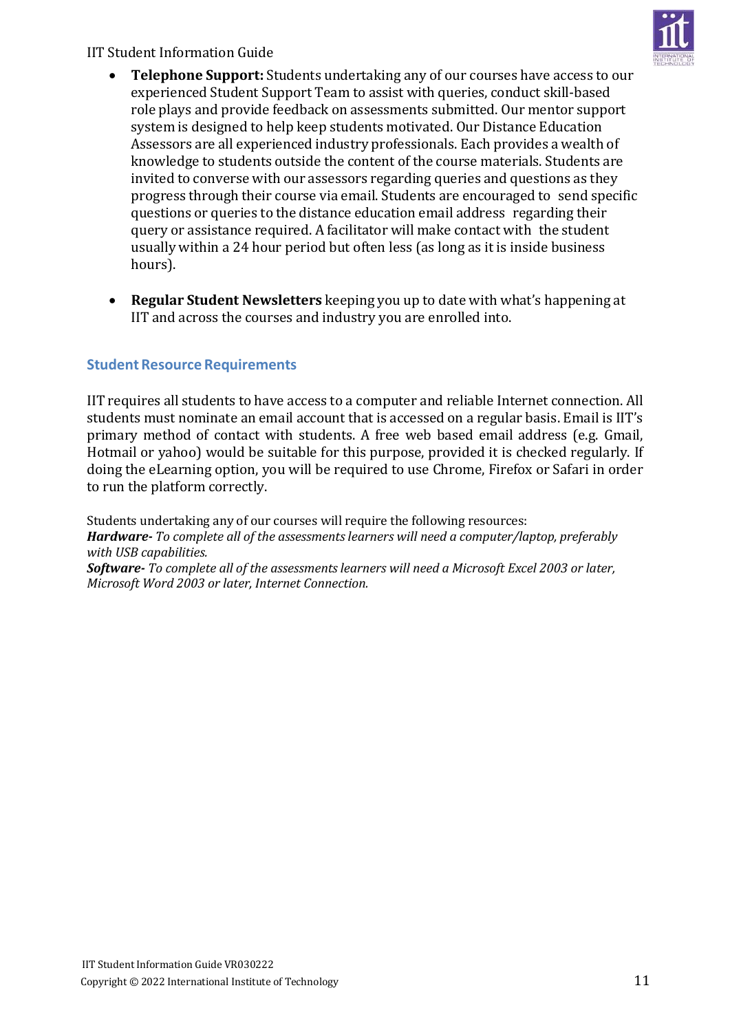- **Telephone Support:** Students undertaking any of our courses have access to our experienced Student Support Team to assist with queries, conduct skill-based role plays and provide feedback on assessments submitted. Our mentor support system is designed to help keep students motivated. Our Distance Education Assessors are all experienced industry professionals. Each provides a wealth of knowledge to students outside the content of the course materials. Students are invited to converse with our assessors regarding queries and questions as they progress through their course via email. Students are encouraged to send specific questions or queries to the distance education email address regarding their query or assistance required. A facilitator will make contact with the student usually within a 24 hour period but often less (as long as it is inside business hours).

- **Regular Student Newsletters** keeping you up to date with what's happening at IIT and across the courses and industry you are enrolled into.

## Student Resource Requirements

IIT requires all students to have access to a computer and reliable Internet connection. All students must nominate an email account that is accessed on a regular basis. Email is IIT's primary method of contact with students. A free web based email address (e.g. Gmail, Hotmail or yahoo) would be suitable for this purpose, provided it is checked regularly. If doing the eLearning option, you will be required to use Chrome, Firefox or Safari in order to run the platform correctly.

Students undertaking any of our courses will require the following resources:
***Hardware-*** *To complete all of the assessments learners will need a computer/laptop, preferably with USB capabilities.*
***Software-*** *To complete all of the assessments learners will need a Microsoft Excel 2003 or later, Microsoft Word 2003 or later, Internet Connection.*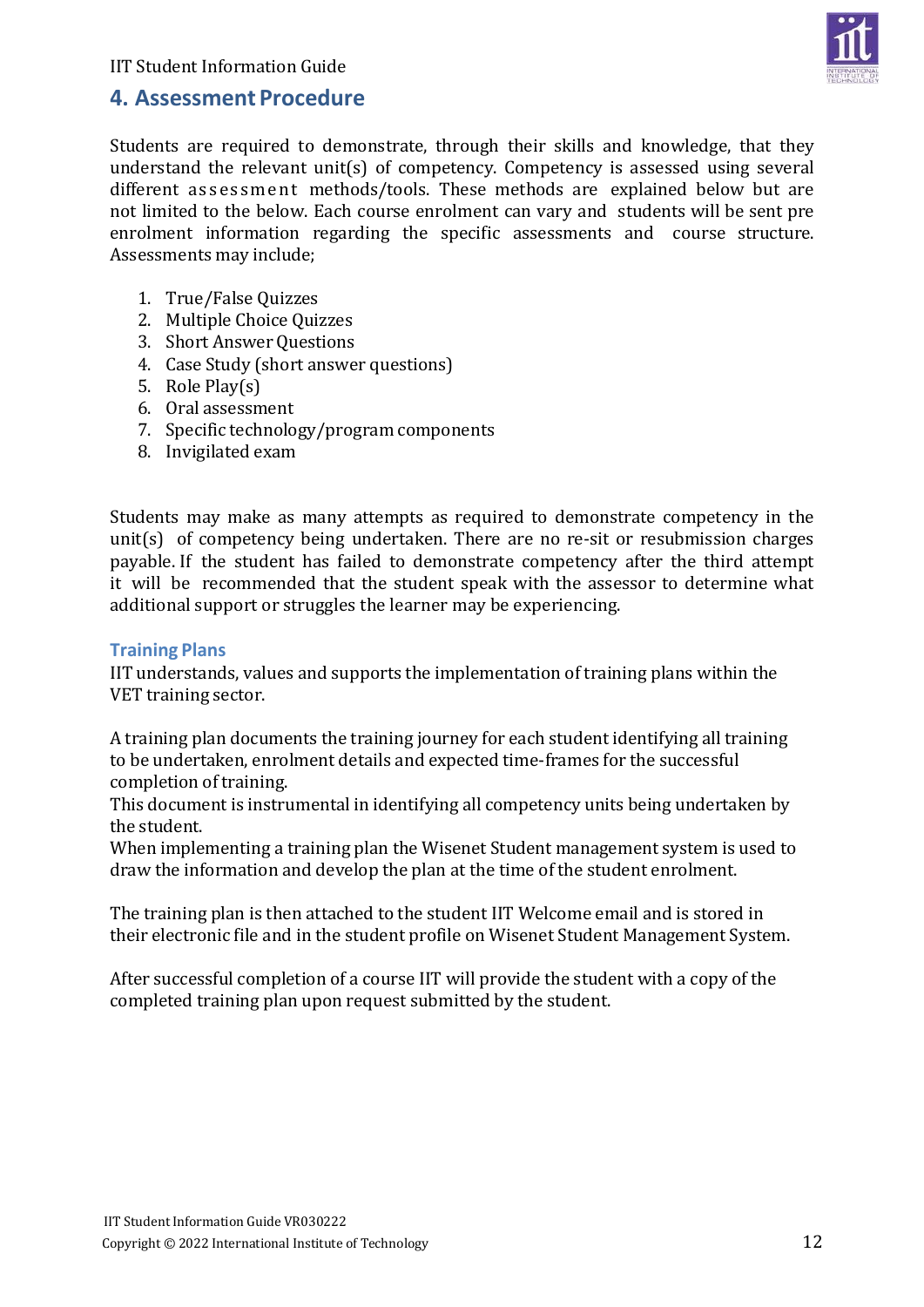## 4. Assessment Procedure

Students are required to demonstrate, through their skills and knowledge, that they understand the relevant unit(s) of competency. Competency is assessed using several different assessment methods/tools. These methods are explained below but are not limited to the below. Each course enrolment can vary and students will be sent pre enrolment information regarding the specific assessments and course structure. Assessments may include;

1. True/False Quizzes
2. Multiple Choice Quizzes
3. Short Answer Questions
4. Case Study (short answer questions)
5. Role Play(s)
6. Oral assessment
7. Specific technology/program components
8. Invigilated exam

Students may make as many attempts as required to demonstrate competency in the unit(s) of competency being undertaken. There are no re-sit or resubmission charges payable. If the student has failed to demonstrate competency after the third attempt it will be recommended that the student speak with the assessor to determine what additional support or struggles the learner may be experiencing.

### Training Plans

IIT understands, values and supports the implementation of training plans within the VET training sector.

A training plan documents the training journey for each student identifying all training to be undertaken, enrolment details and expected time-frames for the successful completion of training.
This document is instrumental in identifying all competency units being undertaken by the student.
When implementing a training plan the Wisenet Student management system is used to draw the information and develop the plan at the time of the student enrolment.

The training plan is then attached to the student IIT Welcome email and is stored in their electronic file and in the student profile on Wisenet Student Management System.

After successful completion of a course IIT will provide the student with a copy of the completed training plan upon request submitted by the student.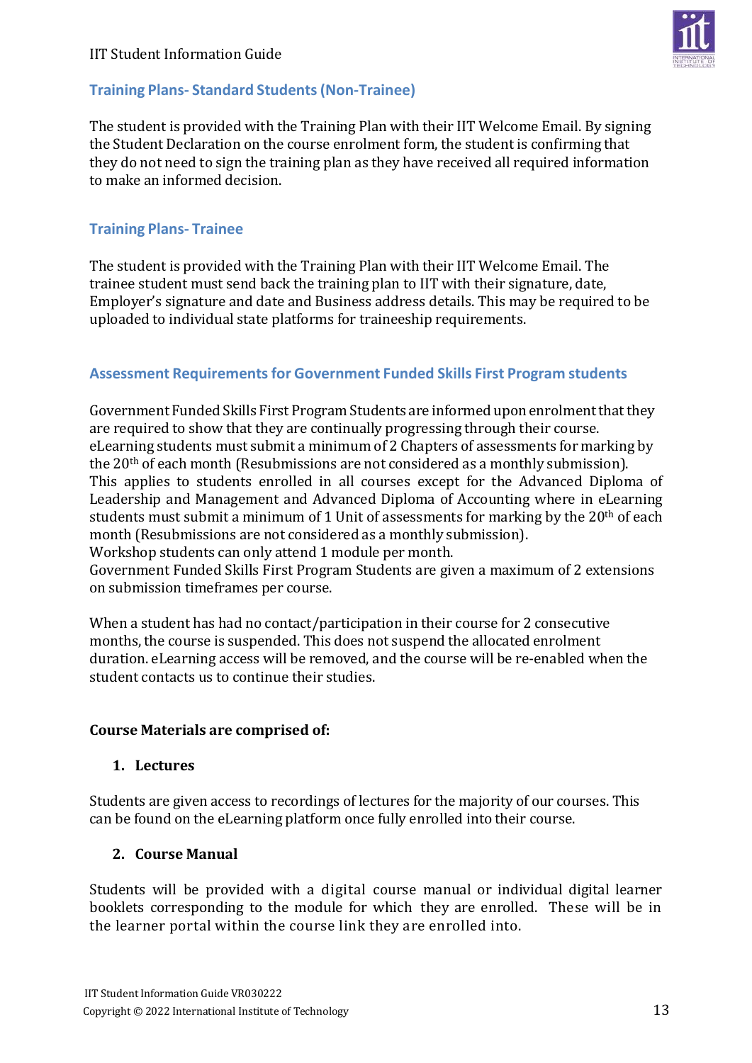## Training Plans- Standard Students (Non-Trainee)

The student is provided with the Training Plan with their IIT Welcome Email. By signing the Student Declaration on the course enrolment form, the student is confirming that they do not need to sign the training plan as they have received all required information to make an informed decision.

## Training Plans- Trainee

The student is provided with the Training Plan with their IIT Welcome Email. The trainee student must send back the training plan to IIT with their signature, date, Employer's signature and date and Business address details. This may be required to be uploaded to individual state platforms for traineeship requirements.

## Assessment Requirements for Government Funded Skills First Program students

Government Funded Skills First Program Students are informed upon enrolment that they are required to show that they are continually progressing through their course. eLearning students must submit a minimum of 2 Chapters of assessments for marking by the 20th of each month (Resubmissions are not considered as a monthly submission). This applies to students enrolled in all courses except for the Advanced Diploma of Leadership and Management and Advanced Diploma of Accounting where in eLearning students must submit a minimum of 1 Unit of assessments for marking by the 20th of each month (Resubmissions are not considered as a monthly submission).
Workshop students can only attend 1 module per month.
Government Funded Skills First Program Students are given a maximum of 2 extensions on submission timeframes per course.

When a student has had no contact/participation in their course for 2 consecutive months, the course is suspended. This does not suspend the allocated enrolment duration. eLearning access will be removed, and the course will be re-enabled when the student contacts us to continue their studies.

**Course Materials are comprised of:**

1. **Lectures**

Students are given access to recordings of lectures for the majority of our courses. This can be found on the eLearning platform once fully enrolled into their course.

2. **Course Manual**

Students will be provided with a digital course manual or individual digital learner booklets corresponding to the module for which they are enrolled. These will be in the learner portal within the course link they are enrolled into.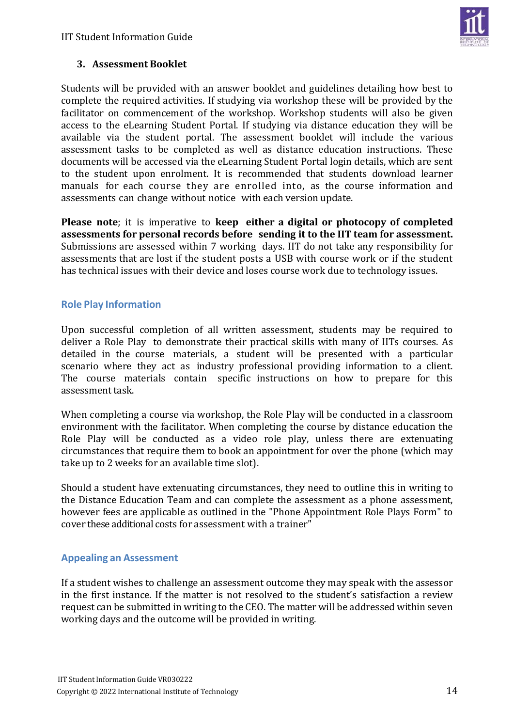## 3. Assessment Booklet

Students will be provided with an answer booklet and guidelines detailing how best to complete the required activities. If studying via workshop these will be provided by the facilitator on commencement of the workshop. Workshop students will also be given access to the eLearning Student Portal. If studying via distance education they will be available via the student portal. The assessment booklet will include the various assessment tasks to be completed as well as distance education instructions. These documents will be accessed via the eLearning Student Portal login details, which are sent to the student upon enrolment. It is recommended that students download learner manuals for each course they are enrolled into, as the course information and assessments can change without notice with each version update.

**Please note**; it is imperative to **keep either a digital or photocopy of completed assessments for personal records before sending it to the IIT team for assessment.** Submissions are assessed within 7 working days. IIT do not take any responsibility for assessments that are lost if the student posts a USB with course work or if the student has technical issues with their device and loses course work due to technology issues.

### Role Play Information

Upon successful completion of all written assessment, students may be required to deliver a Role Play to demonstrate their practical skills with many of IITs courses. As detailed in the course materials, a student will be presented with a particular scenario where they act as industry professional providing information to a client. The course materials contain specific instructions on how to prepare for this assessment task.

When completing a course via workshop, the Role Play will be conducted in a classroom environment with the facilitator. When completing the course by distance education the Role Play will be conducted as a video role play, unless there are extenuating circumstances that require them to book an appointment for over the phone (which may take up to 2 weeks for an available time slot).

Should a student have extenuating circumstances, they need to outline this in writing to the Distance Education Team and can complete the assessment as a phone assessment, however fees are applicable as outlined in the "Phone Appointment Role Plays Form" to cover these additional costs for assessment with a trainer"

### Appealing an Assessment

If a student wishes to challenge an assessment outcome they may speak with the assessor in the first instance. If the matter is not resolved to the student's satisfaction a review request can be submitted in writing to the CEO. The matter will be addressed within seven working days and the outcome will be provided in writing.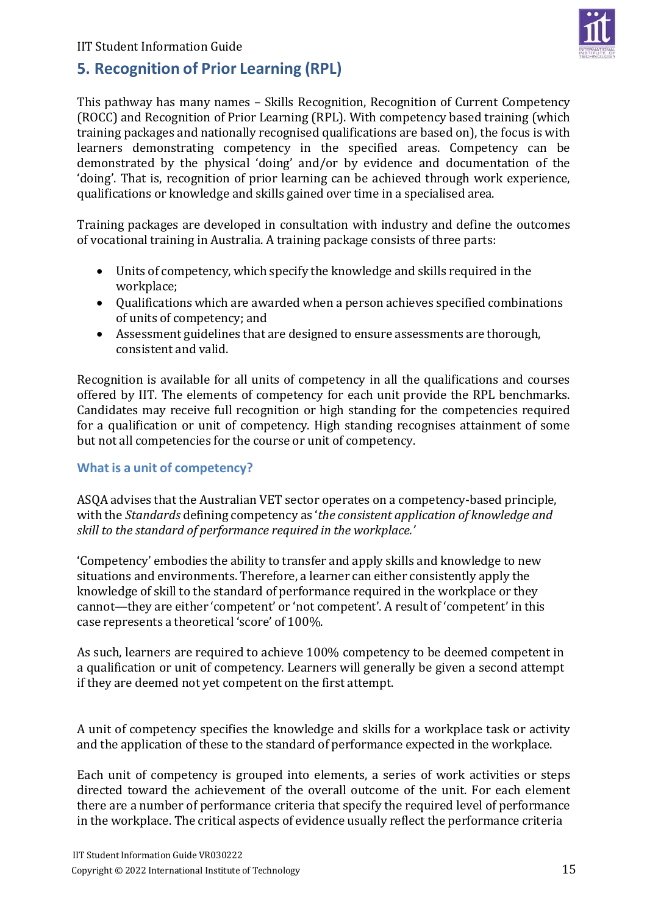## 5. Recognition of Prior Learning (RPL)

This pathway has many names – Skills Recognition, Recognition of Current Competency (ROCC) and Recognition of Prior Learning (RPL). With competency based training (which training packages and nationally recognised qualifications are based on), the focus is with learners demonstrating competency in the specified areas. Competency can be demonstrated by the physical 'doing' and/or by evidence and documentation of the 'doing'. That is, recognition of prior learning can be achieved through work experience, qualifications or knowledge and skills gained over time in a specialised area.

Training packages are developed in consultation with industry and define the outcomes of vocational training in Australia. A training package consists of three parts:

- Units of competency, which specify the knowledge and skills required in the workplace;
- Qualifications which are awarded when a person achieves specified combinations of units of competency; and
- Assessment guidelines that are designed to ensure assessments are thorough, consistent and valid.

Recognition is available for all units of competency in all the qualifications and courses offered by IIT. The elements of competency for each unit provide the RPL benchmarks. Candidates may receive full recognition or high standing for the competencies required for a qualification or unit of competency. High standing recognises attainment of some but not all competencies for the course or unit of competency.

### What is a unit of competency?

ASQA advises that the Australian VET sector operates on a competency-based principle, with the *Standards* defining competency as '*the consistent application of knowledge and skill to the standard of performance required in the workplace.*'

'Competency' embodies the ability to transfer and apply skills and knowledge to new situations and environments. Therefore, a learner can either consistently apply the knowledge of skill to the standard of performance required in the workplace or they cannot—they are either 'competent' or 'not competent'. A result of 'competent' in this case represents a theoretical 'score' of 100%.

As such, learners are required to achieve 100% competency to be deemed competent in a qualification or unit of competency. Learners will generally be given a second attempt if they are deemed not yet competent on the first attempt.

A unit of competency specifies the knowledge and skills for a workplace task or activity and the application of these to the standard of performance expected in the workplace.

Each unit of competency is grouped into elements, a series of work activities or steps directed toward the achievement of the overall outcome of the unit. For each element there are a number of performance criteria that specify the required level of performance in the workplace. The critical aspects of evidence usually reflect the performance criteria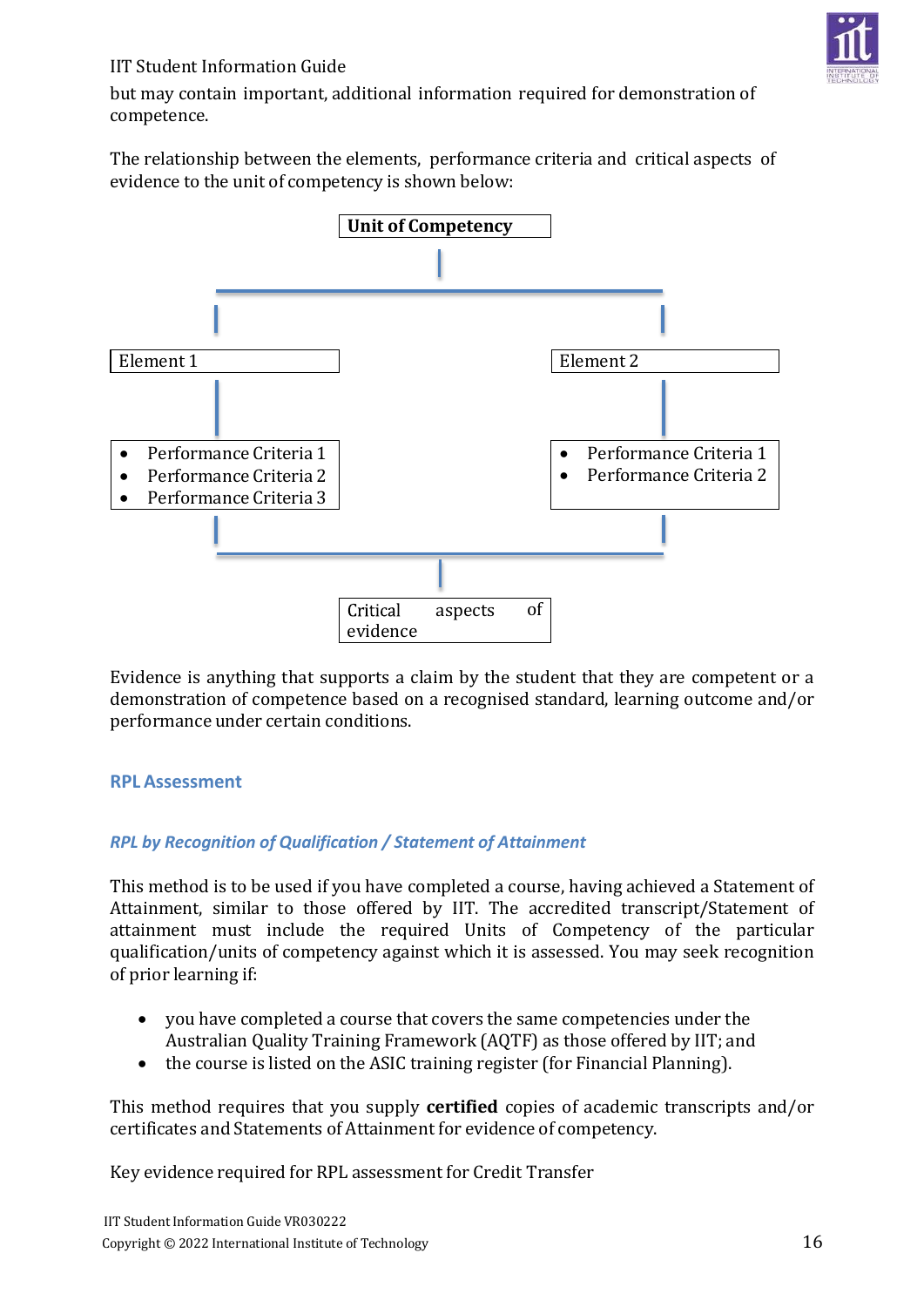but may contain important, additional information required for demonstration of competence.

The relationship between the elements, performance criteria and critical aspects of evidence to the unit of competency is shown below:

**Unit of Competency**

Element 1

- Performance Criteria 1
- Performance Criteria 2
- Performance Criteria 3

Element 2

- Performance Criteria 1
- Performance Criteria 2

Critical aspects of evidence

Evidence is anything that supports a claim by the student that they are competent or a demonstration of competence based on a recognised standard, learning outcome and/or performance under certain conditions.

## RPL Assessment

### *RPL by Recognition of Qualification / Statement of Attainment*

This method is to be used if you have completed a course, having achieved a Statement of Attainment, similar to those offered by IIT. The accredited transcript/Statement of attainment must include the required Units of Competency of the particular qualification/units of competency against which it is assessed. You may seek recognition of prior learning if:

- you have completed a course that covers the same competencies under the Australian Quality Training Framework (AQTF) as those offered by IIT; and
- the course is listed on the ASIC training register (for Financial Planning).

This method requires that you supply **certified** copies of academic transcripts and/or certificates and Statements of Attainment for evidence of competency.

Key evidence required for RPL assessment for Credit Transfer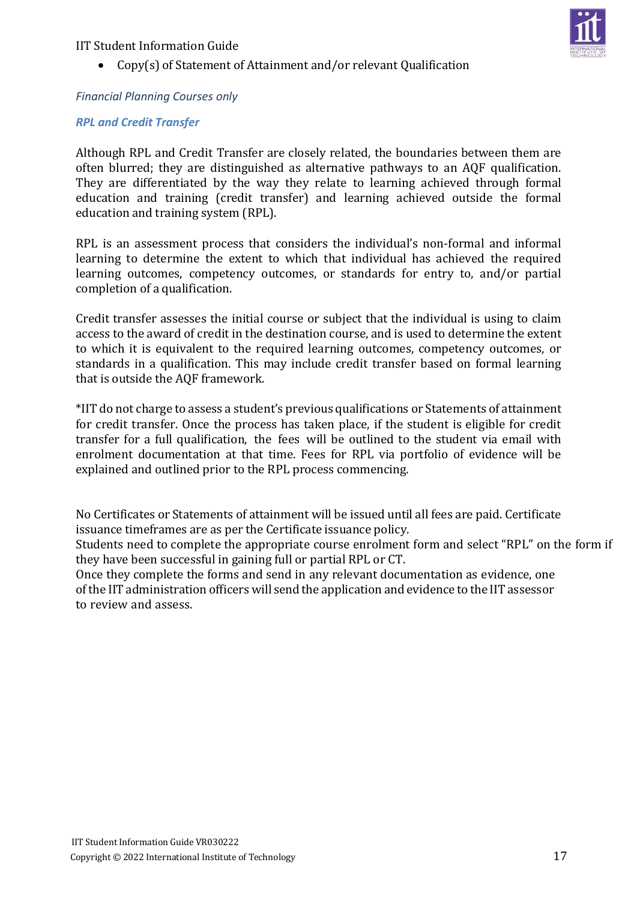- Copy(s) of Statement of Attainment and/or relevant Qualification

*Financial Planning Courses only*

***RPL and Credit Transfer***

Although RPL and Credit Transfer are closely related, the boundaries between them are often blurred; they are distinguished as alternative pathways to an AQF qualification. They are differentiated by the way they relate to learning achieved through formal education and training (credit transfer) and learning achieved outside the formal education and training system (RPL).

RPL is an assessment process that considers the individual's non-formal and informal learning to determine the extent to which that individual has achieved the required learning outcomes, competency outcomes, or standards for entry to, and/or partial completion of a qualification.

Credit transfer assesses the initial course or subject that the individual is using to claim access to the award of credit in the destination course, and is used to determine the extent to which it is equivalent to the required learning outcomes, competency outcomes, or standards in a qualification. This may include credit transfer based on formal learning that is outside the AQF framework.

*IIT do not charge to assess a student's previous qualifications or Statements of attainment for credit transfer. Once the process has taken place, if the student is eligible for credit transfer for a full qualification, the fees will be outlined to the student via email with enrolment documentation at that time. Fees for RPL via portfolio of evidence will be explained and outlined prior to the RPL process commencing.

No Certificates or Statements of attainment will be issued until all fees are paid. Certificate issuance timeframes are as per the Certificate issuance policy.
Students need to complete the appropriate course enrolment form and select "RPL" on the form if they have been successful in gaining full or partial RPL or CT.
Once they complete the forms and send in any relevant documentation as evidence, one of the IIT administration officers will send the application and evidence to the IIT assessor to review and assess.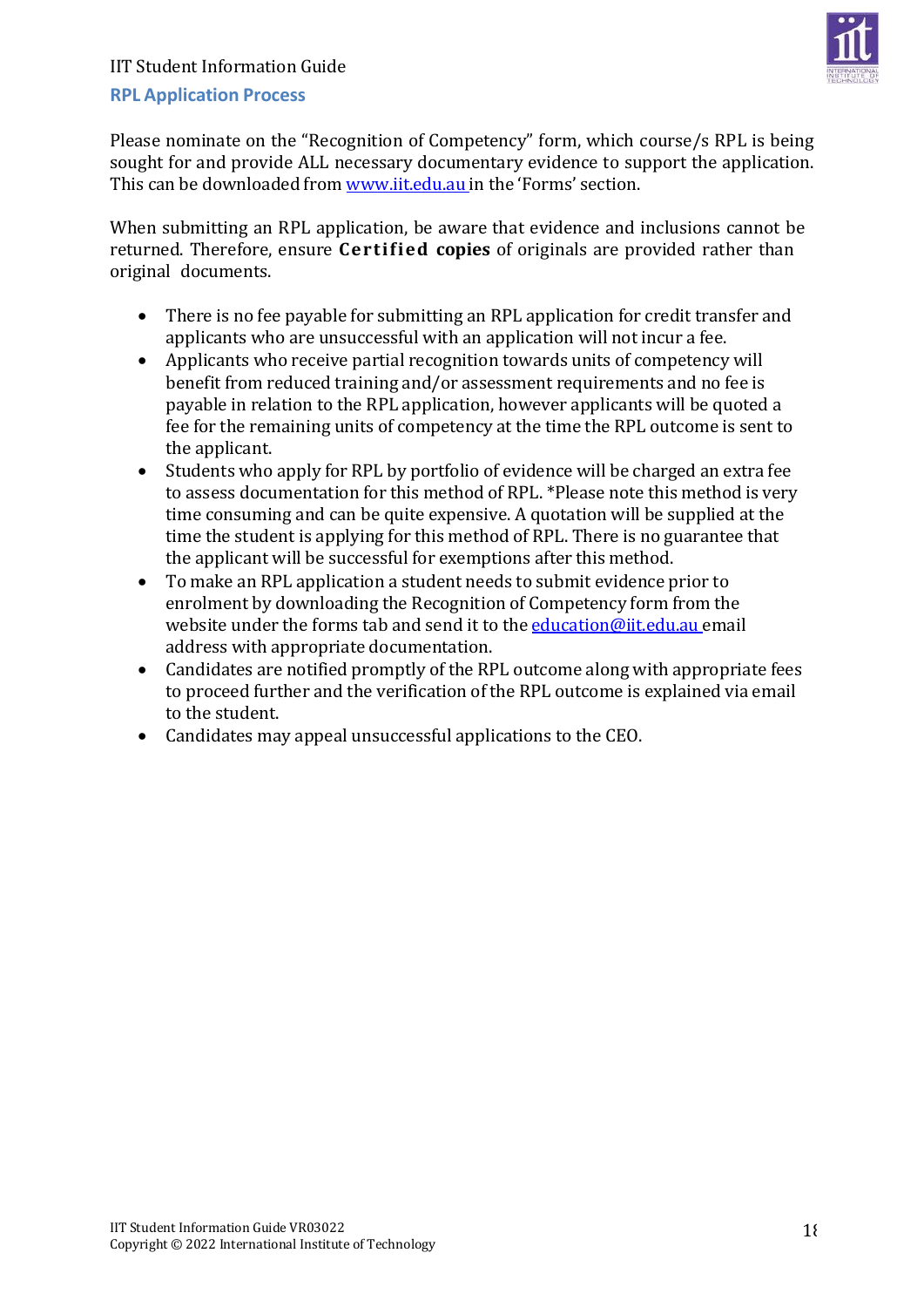## RPL Application Process

Please nominate on the "Recognition of Competency" form, which course/s RPL is being sought for and provide ALL necessary documentary evidence to support the application. This can be downloaded from www.iit.edu.au in the 'Forms' section.

When submitting an RPL application, be aware that evidence and inclusions cannot be returned. Therefore, ensure **Certified copies** of originals are provided rather than original documents.

- There is no fee payable for submitting an RPL application for credit transfer and applicants who are unsuccessful with an application will not incur a fee.
- Applicants who receive partial recognition towards units of competency will benefit from reduced training and/or assessment requirements and no fee is payable in relation to the RPL application, however applicants will be quoted a fee for the remaining units of competency at the time the RPL outcome is sent to the applicant.
- Students who apply for RPL by portfolio of evidence will be charged an extra fee to assess documentation for this method of RPL. *Please note this method is very time consuming and can be quite expensive. A quotation will be supplied at the time the student is applying for this method of RPL. There is no guarantee that the applicant will be successful for exemptions after this method.
- To make an RPL application a student needs to submit evidence prior to enrolment by downloading the Recognition of Competency form from the website under the forms tab and send it to the education@iit.edu.au email address with appropriate documentation.
- Candidates are notified promptly of the RPL outcome along with appropriate fees to proceed further and the verification of the RPL outcome is explained via email to the student.
- Candidates may appeal unsuccessful applications to the CEO.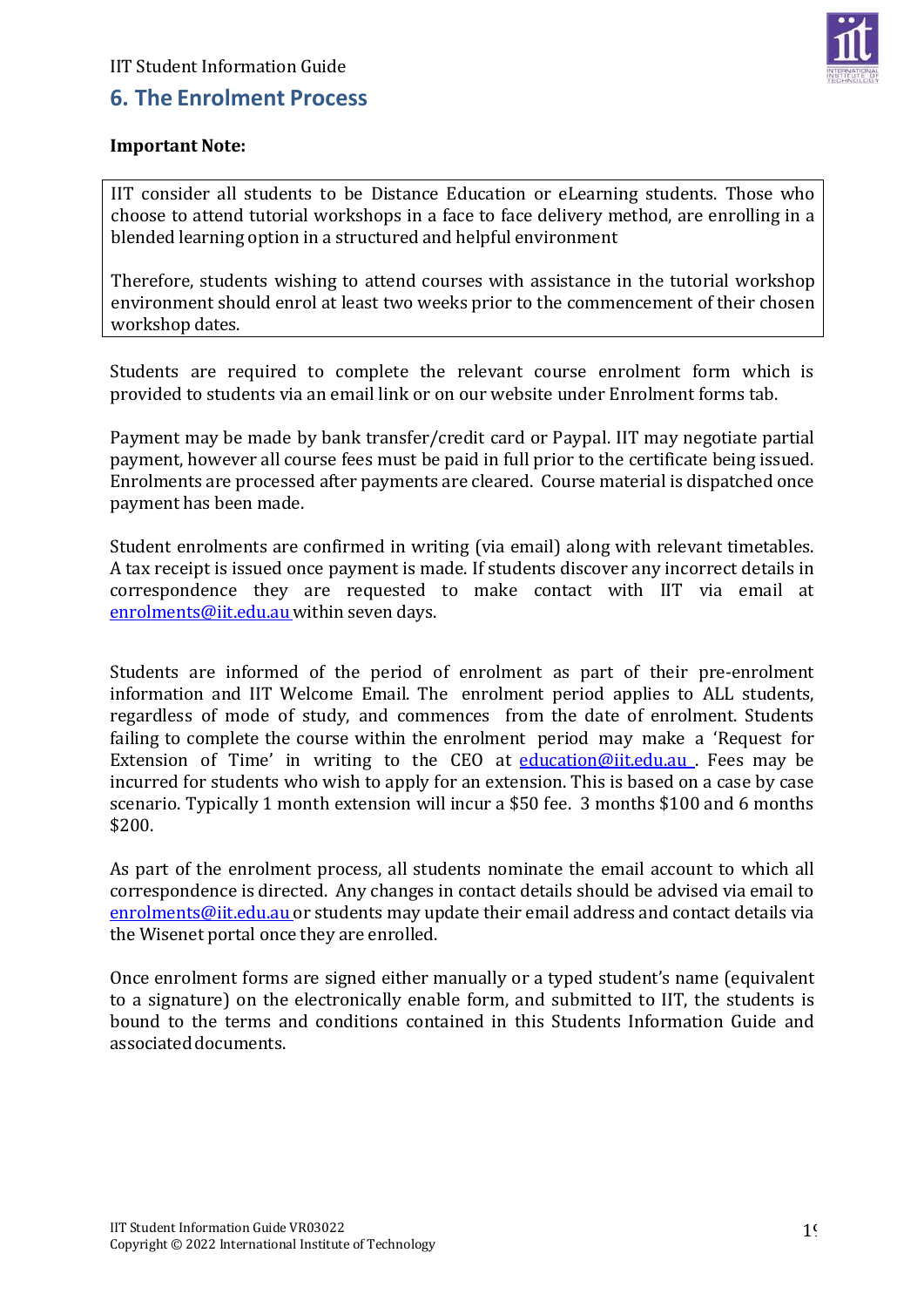## 6. The Enrolment Process

**Important Note:**

IIT consider all students to be Distance Education or eLearning students. Those who choose to attend tutorial workshops in a face to face delivery method, are enrolling in a blended learning option in a structured and helpful environment

Therefore, students wishing to attend courses with assistance in the tutorial workshop environment should enrol at least two weeks prior to the commencement of their chosen workshop dates.

Students are required to complete the relevant course enrolment form which is provided to students via an email link or on our website under Enrolment forms tab.

Payment may be made by bank transfer/credit card or Paypal. IIT may negotiate partial payment, however all course fees must be paid in full prior to the certificate being issued. Enrolments are processed after payments are cleared. Course material is dispatched once payment has been made.

Student enrolments are confirmed in writing (via email) along with relevant timetables. A tax receipt is issued once payment is made. If students discover any incorrect details in correspondence they are requested to make contact with IIT via email at enrolments@iit.edu.au within seven days.

Students are informed of the period of enrolment as part of their pre-enrolment information and IIT Welcome Email. The enrolment period applies to ALL students, regardless of mode of study, and commences from the date of enrolment. Students failing to complete the course within the enrolment period may make a 'Request for Extension of Time' in writing to the CEO at education@iit.edu.au . Fees may be incurred for students who wish to apply for an extension. This is based on a case by case scenario. Typically 1 month extension will incur a $50 fee. 3 months $100 and 6 months $200.

As part of the enrolment process, all students nominate the email account to which all correspondence is directed. Any changes in contact details should be advised via email to enrolments@iit.edu.au or students may update their email address and contact details via the Wisenet portal once they are enrolled.

Once enrolment forms are signed either manually or a typed student's name (equivalent to a signature) on the electronically enable form, and submitted to IIT, the students is bound to the terms and conditions contained in this Students Information Guide and associated documents.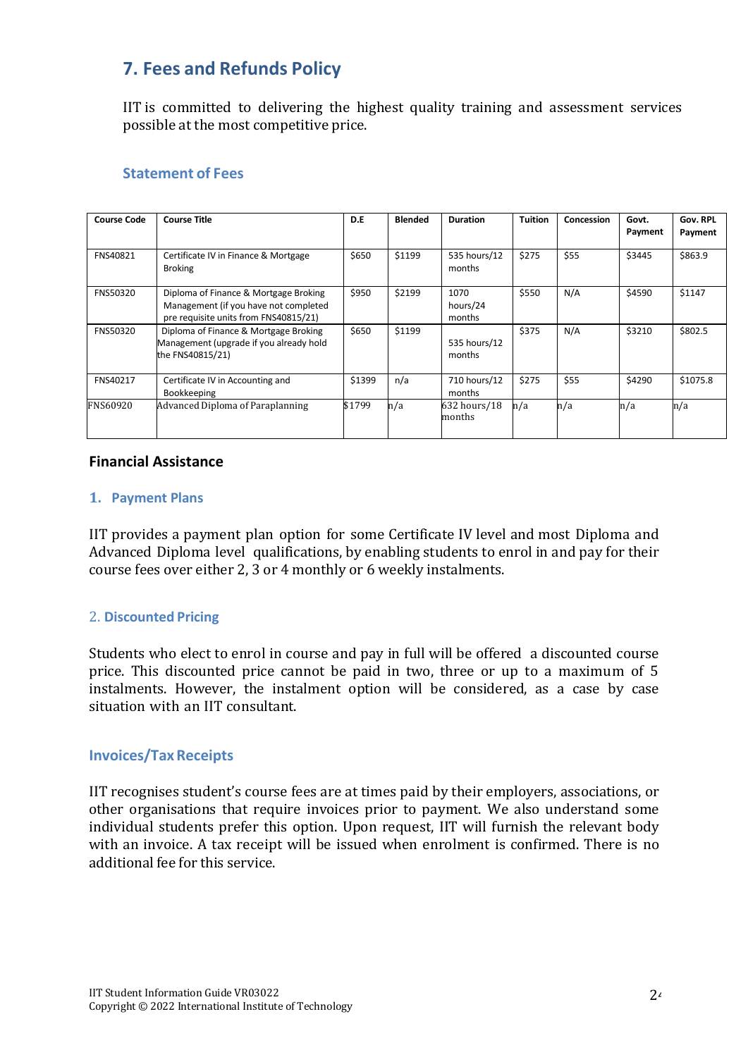## 7. Fees and Refunds Policy

IIT is committed to delivering the highest quality training and assessment services possible at the most competitive price.

### Statement of Fees

| Course Code | Course Title | D.E | Blended | Duration | Tuition | Concession | Govt. Payment | Gov. RPL Payment |
|---|---|---|---|---|---|---|---|---|
| FNS40821 | Certificate IV in Finance & Mortgage Broking | $650 | $1199 | 535 hours/12 months | $275 | $55 | $3445 | $863.9 |
| FNS50320 | Diploma of Finance & Mortgage Broking Management (if you have not completed pre requisite units from FNS40815/21) | $950 | $2199 | 1070 hours/24 months | $550 | N/A | $4590 | $1147 |
| FNS50320 | Diploma of Finance & Mortgage Broking Management (upgrade if you already hold the FNS40815/21) | $650 | $1199 | 535 hours/12 months | $375 | N/A | $3210 | $802.5 |
| FNS40217 | Certificate IV in Accounting and Bookkeeping | $1399 | n/a | 710 hours/12 months | $275 | $55 | $4290 | $1075.8 |
| FNS60920 | Advanced Diploma of Paraplanning | $1799 | n/a | 632 hours/18 months | n/a | n/a | n/a | n/a |

### Financial Assistance

#### 1. Payment Plans

IIT provides a payment plan option for some Certificate IV level and most Diploma and Advanced Diploma level qualifications, by enabling students to enrol in and pay for their course fees over either 2, 3 or 4 monthly or 6 weekly instalments.

#### 2. Discounted Pricing

Students who elect to enrol in course and pay in full will be offered a discounted course price. This discounted price cannot be paid in two, three or up to a maximum of 5 instalments. However, the instalment option will be considered, as a case by case situation with an IIT consultant.

### Invoices/Tax Receipts

IIT recognises student's course fees are at times paid by their employers, associations, or other organisations that require invoices prior to payment. We also understand some individual students prefer this option. Upon request, IIT will furnish the relevant body with an invoice. A tax receipt will be issued when enrolment is confirmed. There is no additional fee for this service.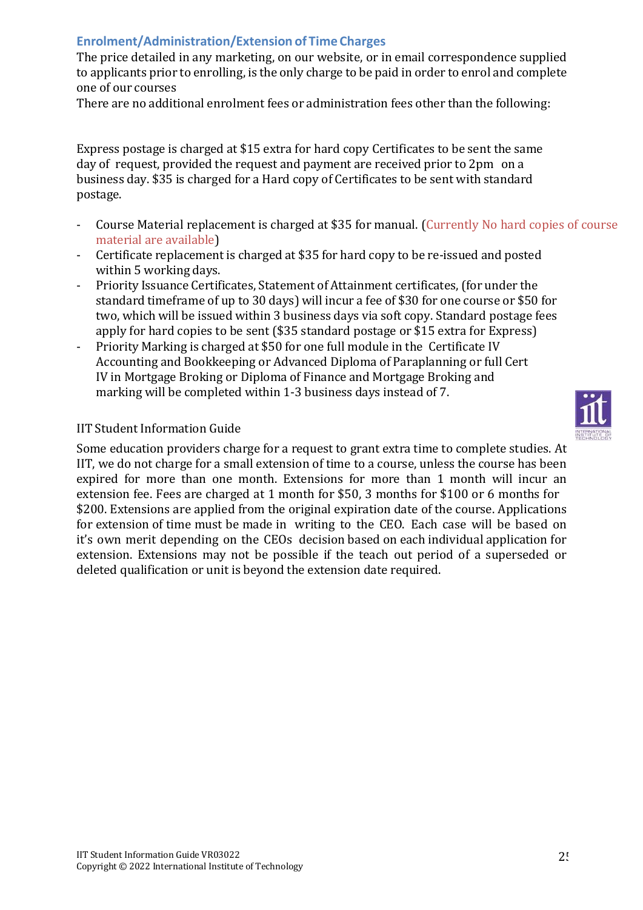## Enrolment/Administration/Extension of Time Charges

The price detailed in any marketing, on our website, or in email correspondence supplied to applicants prior to enrolling, is the only charge to be paid in order to enrol and complete one of our courses

There are no additional enrolment fees or administration fees other than the following:

Express postage is charged at $15 extra for hard copy Certificates to be sent the same day of request, provided the request and payment are received prior to 2pm on a business day. $35 is charged for a Hard copy of Certificates to be sent with standard postage.

- Course Material replacement is charged at $35 for manual. (Currently No hard copies of course material are available)
- Certificate replacement is charged at $35 for hard copy to be re-issued and posted within 5 working days.
- Priority Issuance Certificates, Statement of Attainment certificates, (for under the standard timeframe of up to 30 days) will incur a fee of $30 for one course or $50 for two, which will be issued within 3 business days via soft copy. Standard postage fees apply for hard copies to be sent ($35 standard postage or $15 extra for Express)
- Priority Marking is charged at $50 for one full module in the Certificate IV Accounting and Bookkeeping or Advanced Diploma of Paraplanning or full Cert IV in Mortgage Broking or Diploma of Finance and Mortgage Broking and marking will be completed within 1-3 business days instead of 7.

Some education providers charge for a request to grant extra time to complete studies. At IIT, we do not charge for a small extension of time to a course, unless the course has been expired for more than one month. Extensions for more than 1 month will incur an extension fee. Fees are charged at 1 month for $50, 3 months for $100 or 6 months for $200. Extensions are applied from the original expiration date of the course. Applications for extension of time must be made in writing to the CEO. Each case will be based on it's own merit depending on the CEOs decision based on each individual application for extension. Extensions may not be possible if the teach out period of a superseded or deleted qualification or unit is beyond the extension date required.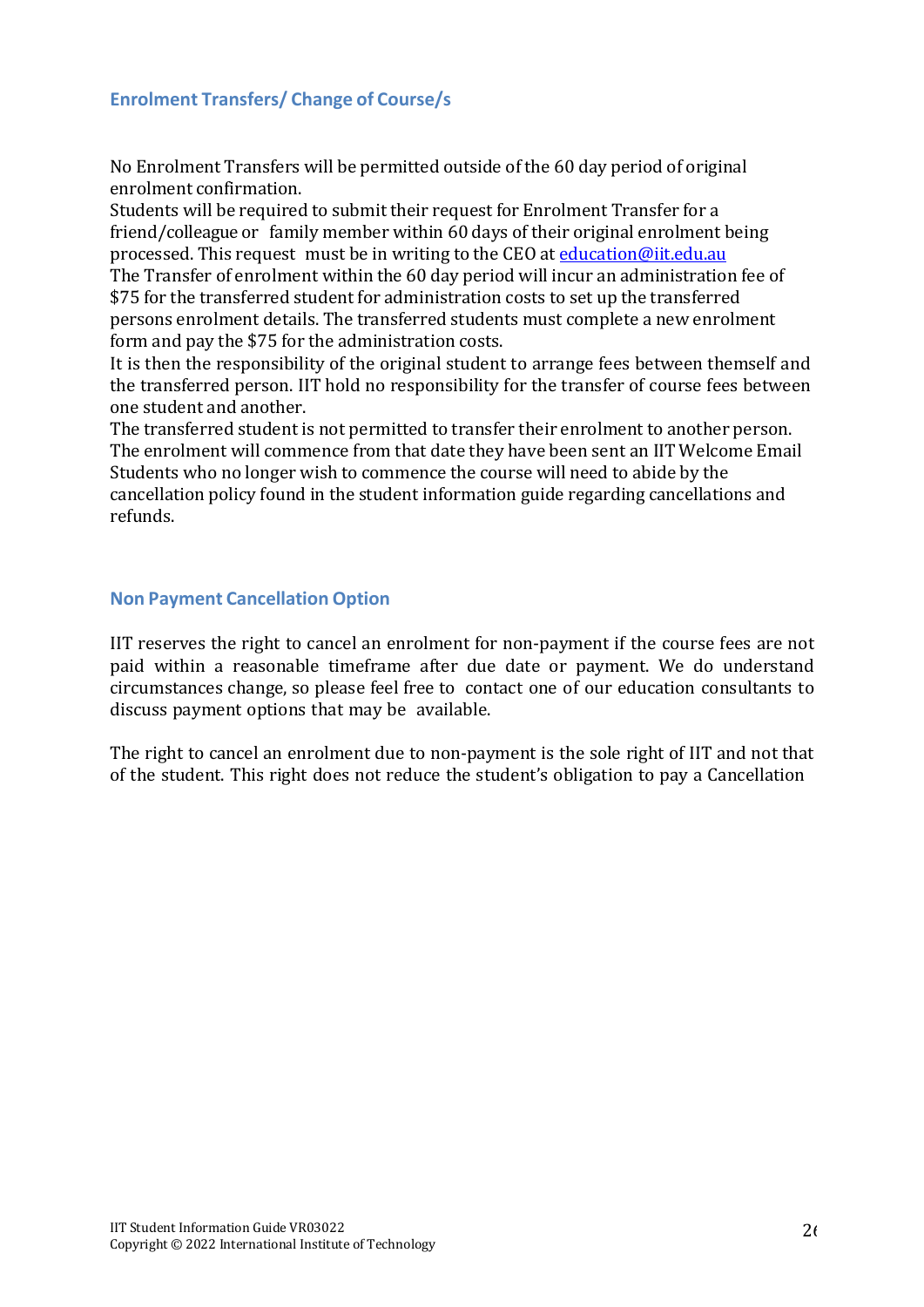## Enrolment Transfers/ Change of Course/s

No Enrolment Transfers will be permitted outside of the 60 day period of original enrolment confirmation.
Students will be required to submit their request for Enrolment Transfer for a friend/colleague or family member within 60 days of their original enrolment being processed. This request must be in writing to the CEO at education@iit.edu.au
The Transfer of enrolment within the 60 day period will incur an administration fee of $75 for the transferred student for administration costs to set up the transferred persons enrolment details. The transferred students must complete a new enrolment form and pay the $75 for the administration costs.
It is then the responsibility of the original student to arrange fees between themself and the transferred person. IIT hold no responsibility for the transfer of course fees between one student and another.
The transferred student is not permitted to transfer their enrolment to another person.
The enrolment will commence from that date they have been sent an IIT Welcome Email
Students who no longer wish to commence the course will need to abide by the cancellation policy found in the student information guide regarding cancellations and refunds.

## Non Payment Cancellation Option

IIT reserves the right to cancel an enrolment for non-payment if the course fees are not paid within a reasonable timeframe after due date or payment. We do understand circumstances change, so please feel free to contact one of our education consultants to discuss payment options that may be available.

The right to cancel an enrolment due to non-payment is the sole right of IIT and not that of the student. This right does not reduce the student's obligation to pay a Cancellation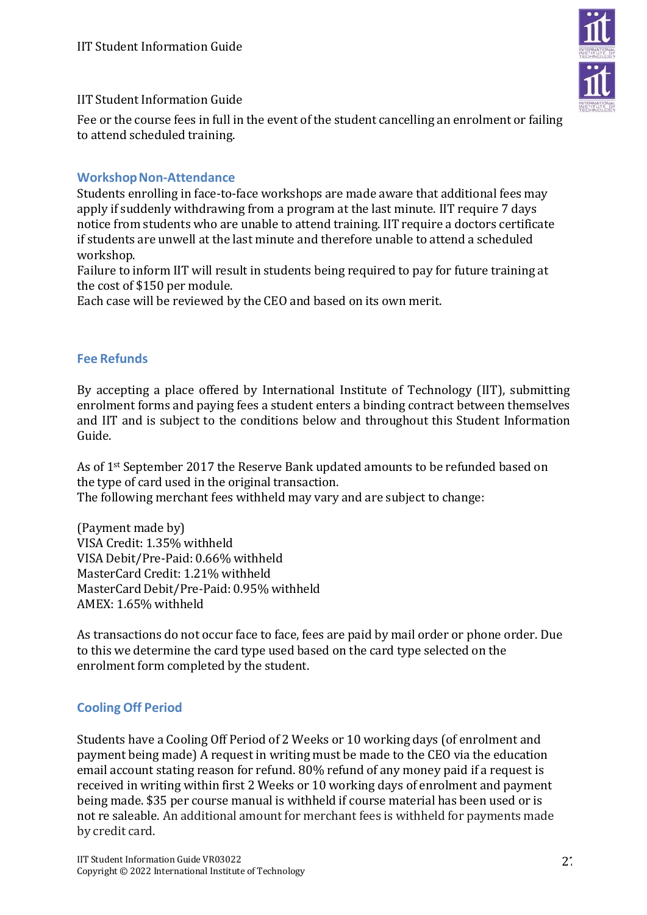Fee or the course fees in full in the event of the student cancelling an enrolment or failing to attend scheduled training.

### Workshop Non-Attendance

Students enrolling in face-to-face workshops are made aware that additional fees may apply if suddenly withdrawing from a program at the last minute. IIT require 7 days notice from students who are unable to attend training. IIT require a doctors certificate if students are unwell at the last minute and therefore unable to attend a scheduled workshop.
Failure to inform IIT will result in students being required to pay for future training at the cost of $150 per module.
Each case will be reviewed by the CEO and based on its own merit.

### Fee Refunds

By accepting a place offered by International Institute of Technology (IIT), submitting enrolment forms and paying fees a student enters a binding contract between themselves and IIT and is subject to the conditions below and throughout this Student Information Guide.

As of 1st September 2017 the Reserve Bank updated amounts to be refunded based on the type of card used in the original transaction.
The following merchant fees withheld may vary and are subject to change:

(Payment made by)
VISA Credit: 1.35% withheld
VISA Debit/Pre-Paid: 0.66% withheld
MasterCard Credit: 1.21% withheld
MasterCard Debit/Pre-Paid: 0.95% withheld
AMEX: 1.65% withheld

As transactions do not occur face to face, fees are paid by mail order or phone order. Due to this we determine the card type used based on the card type selected on the enrolment form completed by the student.

### Cooling Off Period

Students have a Cooling Off Period of 2 Weeks or 10 working days (of enrolment and payment being made) A request in writing must be made to the CEO via the education email account stating reason for refund. 80% refund of any money paid if a request is received in writing within first 2 Weeks or 10 working days of enrolment and payment being made. $35 per course manual is withheld if course material has been used or is not re saleable. An additional amount for merchant fees is withheld for payments made by credit card.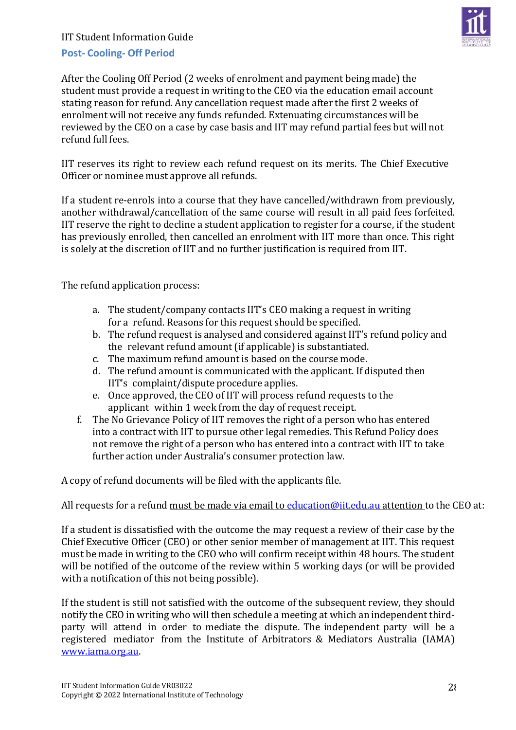## Post- Cooling- Off Period

After the Cooling Off Period (2 weeks of enrolment and payment being made) the student must provide a request in writing to the CEO via the education email account stating reason for refund. Any cancellation request made after the first 2 weeks of enrolment will not receive any funds refunded. Extenuating circumstances will be reviewed by the CEO on a case by case basis and IIT may refund partial fees but will not refund full fees.

IIT reserves its right to review each refund request on its merits. The Chief Executive Officer or nominee must approve all refunds.

If a student re-enrols into a course that they have cancelled/withdrawn from previously, another withdrawal/cancellation of the same course will result in all paid fees forfeited. IIT reserve the right to decline a student application to register for a course, if the student has previously enrolled, then cancelled an enrolment with IIT more than once. This right is solely at the discretion of IIT and no further justification is required from IIT.

The refund application process:

a. The student/company contacts IIT's CEO making a request in writing for a refund. Reasons for this request should be specified.
b. The refund request is analysed and considered against IIT's refund policy and the relevant refund amount (if applicable) is substantiated.
c. The maximum refund amount is based on the course mode.
d. The refund amount is communicated with the applicant. If disputed then IIT's complaint/dispute procedure applies.
e. Once approved, the CEO of IIT will process refund requests to the applicant within 1 week from the day of request receipt.
f. The No Grievance Policy of IIT removes the right of a person who has entered into a contract with IIT to pursue other legal remedies. This Refund Policy does not remove the right of a person who has entered into a contract with IIT to take further action under Australia's consumer protection law.

A copy of refund documents will be filed with the applicants file.

All requests for a refund must be made via email to education@iit.edu.au attention to the CEO at:

If a student is dissatisfied with the outcome the may request a review of their case by the Chief Executive Officer (CEO) or other senior member of management at IIT. This request must be made in writing to the CEO who will confirm receipt within 48 hours. The student will be notified of the outcome of the review within 5 working days (or will be provided with a notification of this not being possible).

If the student is still not satisfied with the outcome of the subsequent review, they should notify the CEO in writing who will then schedule a meeting at which an independent third-party will attend in order to mediate the dispute. The independent party will be a registered mediator from the Institute of Arbitrators & Mediators Australia (IAMA) www.iama.org.au.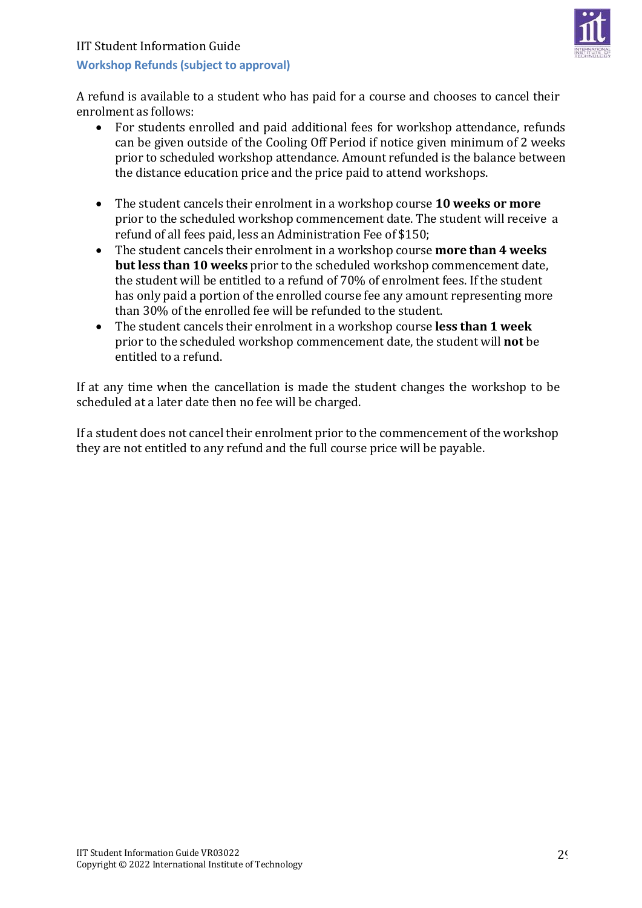### Workshop Refunds (subject to approval)

A refund is available to a student who has paid for a course and chooses to cancel their enrolment as follows:

- For students enrolled and paid additional fees for workshop attendance, refunds can be given outside of the Cooling Off Period if notice given minimum of 2 weeks prior to scheduled workshop attendance. Amount refunded is the balance between the distance education price and the price paid to attend workshops.

- The student cancels their enrolment in a workshop course **10 weeks or more** prior to the scheduled workshop commencement date. The student will receive a refund of all fees paid, less an Administration Fee of $150;
- The student cancels their enrolment in a workshop course **more than 4 weeks but less than 10 weeks** prior to the scheduled workshop commencement date, the student will be entitled to a refund of 70% of enrolment fees. If the student has only paid a portion of the enrolled course fee any amount representing more than 30% of the enrolled fee will be refunded to the student.
- The student cancels their enrolment in a workshop course **less than 1 week** prior to the scheduled workshop commencement date, the student will **not** be entitled to a refund.

If at any time when the cancellation is made the student changes the workshop to be scheduled at a later date then no fee will be charged.

If a student does not cancel their enrolment prior to the commencement of the workshop they are not entitled to any refund and the full course price will be payable.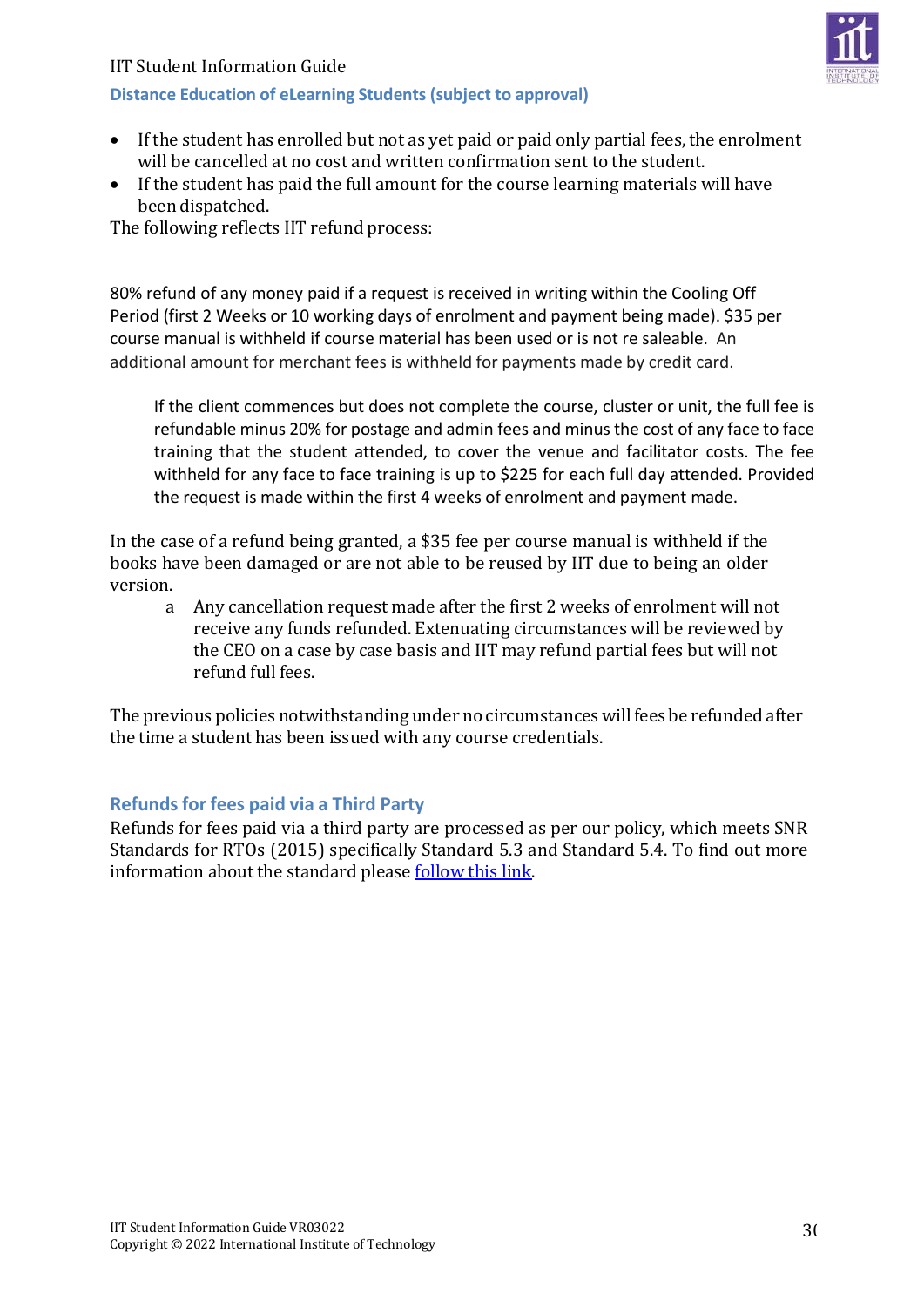### Distance Education of eLearning Students (subject to approval)

- If the student has enrolled but not as yet paid or paid only partial fees, the enrolment will be cancelled at no cost and written confirmation sent to the student.
- If the student has paid the full amount for the course learning materials will have been dispatched.

The following reflects IIT refund process:

80% refund of any money paid if a request is received in writing within the Cooling Off Period (first 2 Weeks or 10 working days of enrolment and payment being made). $35 per course manual is withheld if course material has been used or is not re saleable. An additional amount for merchant fees is withheld for payments made by credit card.

If the client commences but does not complete the course, cluster or unit, the full fee is refundable minus 20% for postage and admin fees and minus the cost of any face to face training that the student attended, to cover the venue and facilitator costs. The fee withheld for any face to face training is up to $225 for each full day attended. Provided the request is made within the first 4 weeks of enrolment and payment made.

In the case of a refund being granted, a $35 fee per course manual is withheld if the books have been damaged or are not able to be reused by IIT due to being an older version.

a. Any cancellation request made after the first 2 weeks of enrolment will not receive any funds refunded. Extenuating circumstances will be reviewed by the CEO on a case by case basis and IIT may refund partial fees but will not refund full fees.

The previous policies notwithstanding under no circumstances will fees be refunded after the time a student has been issued with any course credentials.

### Refunds for fees paid via a Third Party

Refunds for fees paid via a third party are processed as per our policy, which meets SNR Standards for RTOs (2015) specifically Standard 5.3 and Standard 5.4. To find out more information about the standard please follow this link.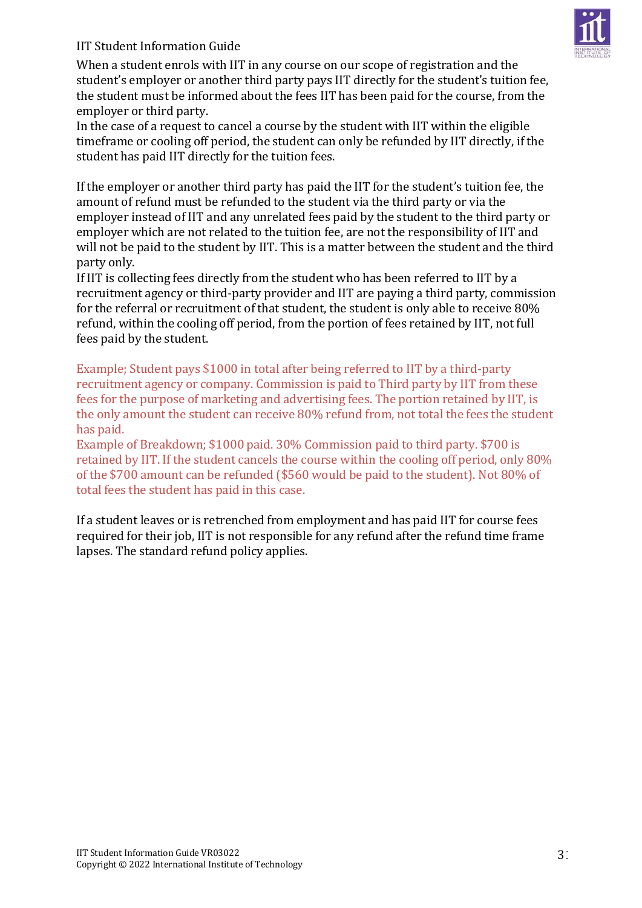When a student enrols with IIT in any course on our scope of registration and the student's employer or another third party pays IIT directly for the student's tuition fee, the student must be informed about the fees IIT has been paid for the course, from the employer or third party.

In the case of a request to cancel a course by the student with IIT within the eligible timeframe or cooling off period, the student can only be refunded by IIT directly, if the student has paid IIT directly for the tuition fees.

If the employer or another third party has paid the IIT for the student's tuition fee, the amount of refund must be refunded to the student via the third party or via the employer instead of IIT and any unrelated fees paid by the student to the third party or employer which are not related to the tuition fee, are not the responsibility of IIT and will not be paid to the student by IIT. This is a matter between the student and the third party only.

If IIT is collecting fees directly from the student who has been referred to IIT by a recruitment agency or third-party provider and IIT are paying a third party, commission for the referral or recruitment of that student, the student is only able to receive 80% refund, within the cooling off period, from the portion of fees retained by IIT, not full fees paid by the student.

Example; Student pays $1000 in total after being referred to IIT by a third-party recruitment agency or company. Commission is paid to Third party by IIT from these fees for the purpose of marketing and advertising fees. The portion retained by IIT, is the only amount the student can receive 80% refund from, not total the fees the student has paid.

Example of Breakdown; $1000 paid. 30% Commission paid to third party. $700 is retained by IIT. If the student cancels the course within the cooling off period, only 80% of the $700 amount can be refunded ($560 would be paid to the student). Not 80% of total fees the student has paid in this case.

If a student leaves or is retrenched from employment and has paid IIT for course fees required for their job, IIT is not responsible for any refund after the refund time frame lapses. The standard refund policy applies.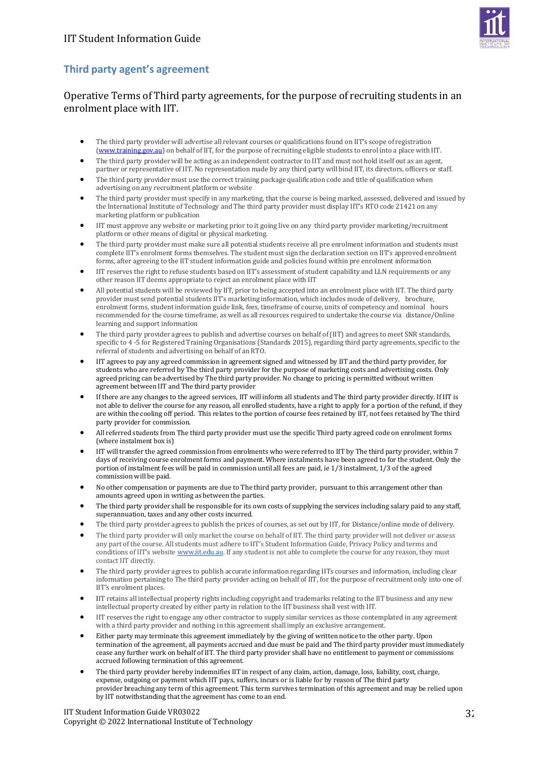## Third party agent's agreement

Operative Terms of Third party agreements, for the purpose of recruiting students in an enrolment place with IIT.

- The third party provider will advertise all relevant courses or qualifications found on IIT's scope of registration (www.training.gov.au) on behalf of IIT, for the purpose of recruiting eligible students to enrol into a place with IIT.
- The third party provider will be acting as an independent contractor to IIT and must not hold itself out as an agent, partner or representative of IIT. No representation made by any third party will bind IIT, its directors, officers or staff.
- The third party provider must use the correct training package qualification code and title of qualification when advertising on any recruitment platform or website
- The third party provider must specify in any marketing, that the course is being marked, assessed, delivered and issued by the International Institute of Technology and The third party provider must display IIT's RTO code 21421 on any marketing platform or publication
- IIT must approve any website or marketing prior to it going live on any third party provider marketing/recruitment platform or other means of digital or physical marketing.
- The third party provider must make sure all potential students receive all pre enrolment information and students must complete IIT's enrolment forms themselves. The student must sign the declaration section on IIT's approved enrolment forms, after agreeing to the IIT student information guide and policies found within pre enrolment information
- IIT reserves the right to refuse students based on IIT's assessment of student capability and LLN requirements or any other reason IIT deems appropriate to reject an enrolment place with IIT
- All potential students will be reviewed by IIT, prior to being accepted into an enrolment place with IIT. The third party provider must send potential students IIT's marketing information, which includes mode of delivery, brochure, enrolment forms, student information guide link, fees, timeframe of course, units of competency and nominal hours recommended for the course timeframe, as well as all resources required to undertake the course via distance/Online learning and support information
- The third party provider agrees to publish and advertise courses on behalf of (IIT) and agrees to meet SNR standards, specific to 4 -5 for Registered Training Organisations (Standards 2015), regarding third party agreements, specific to the referral of students and advertising on behalf of an RTO.
- IIT agrees to pay any agreed commission in agreement signed and witnessed by IIT and the third party provider, for students who are referred by The third party provider for the purpose of marketing costs and advertising costs. Only agreed pricing can be advertised by The third party provider. No change to pricing is permitted without written agreement between IIT and The third party provider
- If there are any changes to the agreed services, IIT will inform all students and The third party provider directly. If IIT is not able to deliver the course for any reason, all enrolled students, have a right to apply for a portion of the refund, if they are within the cooling off period. This relates to the portion of course fees retained by IIT, not fees retained by The third party provider for commission.
- All referred students from The third party provider must use the specific Third party agreed code on enrolment forms (where instalment box is)
- IIT will transfer the agreed commission from enrolments who were referred to IIT by The third party provider, within 7 days of receiving course enrolment forms and payment. Where instalments have been agreed to for the student. Only the portion of instalment fees will be paid in commission until all fees are paid, ie 1/3 instalment, 1/3 of the agreed commission will be paid.
- No other compensation or payments are due to The third party provider, pursuant to this arrangement other than amounts agreed upon in writing as between the parties.
- The third party provider shall be responsible for its own costs of supplying the services including salary paid to any staff, superannuation, taxes and any other costs incurred.
- The third party provider agrees to publish the prices of courses, as set out by IIT, for Distance/online mode of delivery.
- The third party provider will only market the course on behalf of IIT. The third party provider will not deliver or assess any part of the course. All students must adhere to IIT's Student Information Guide, Privacy Policy and terms and conditions of IIT's website www.iit.edu.au. If any student is not able to complete the course for any reason, they must contact IIT directly.
- The third party provider agrees to publish accurate information regarding IITs courses and information, including clear information pertaining to The third party provider acting on behalf of IIT, for the purpose of recruitment only into one of IIT's enrolment places.
- IIT retains all intellectual property rights including copyright and trademarks relating to the IIT business and any new intellectual property created by either party in relation to the IIT business shall vest with IIT.
- IIT reserves the right to engage any other contractor to supply similar services as those contemplated in any agreement with a third party provider and nothing in this agreement shall imply an exclusive arrangement.
- Either party may terminate this agreement immediately by the giving of written notice to the other party. Upon termination of the agreement, all payments accrued and due must be paid and The third party provider must immediately cease any further work on behalf of IIT. The third party provider shall have no entitlement to payment or commissions accrued following termination of this agreement.
- The third party provider hereby indemnifies IIT in respect of any claim, action, damage, loss, liability, cost, charge, expense, outgoing or payment which IIT pays, suffers, incurs or is liable for by reason of The third party provider breaching any term of this agreement. This term survives termination of this agreement and may be relied upon by IIT notwithstanding that the agreement has come to an end.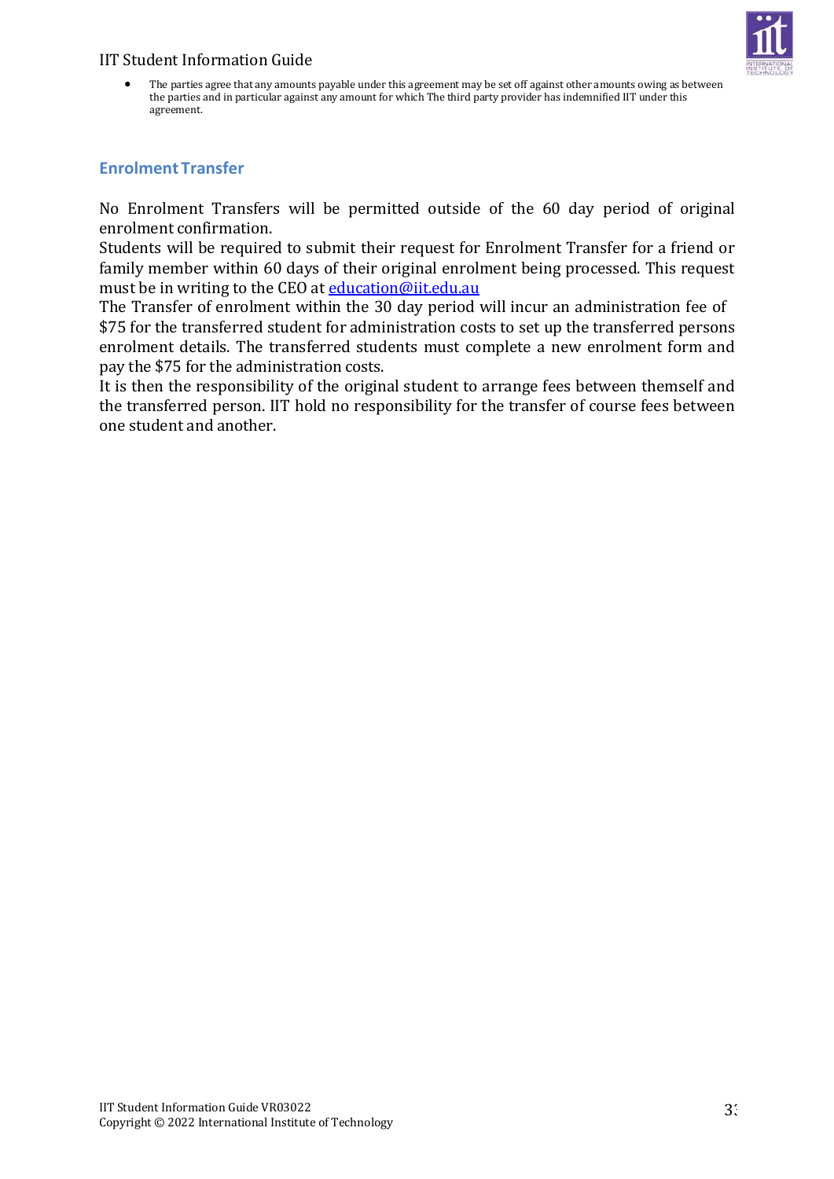- The parties agree that any amounts payable under this agreement may be set off against other amounts owing as between the parties and in particular against any amount for which The third party provider has indemnified IIT under this agreement.

## Enrolment Transfer

No Enrolment Transfers will be permitted outside of the 60 day period of original enrolment confirmation.

Students will be required to submit their request for Enrolment Transfer for a friend or family member within 60 days of their original enrolment being processed. This request must be in writing to the CEO at education@iit.edu.au

The Transfer of enrolment within the 30 day period will incur an administration fee of $75 for the transferred student for administration costs to set up the transferred persons enrolment details. The transferred students must complete a new enrolment form and pay the $75 for the administration costs.

It is then the responsibility of the original student to arrange fees between themself and the transferred person. IIT hold no responsibility for the transfer of course fees between one student and another.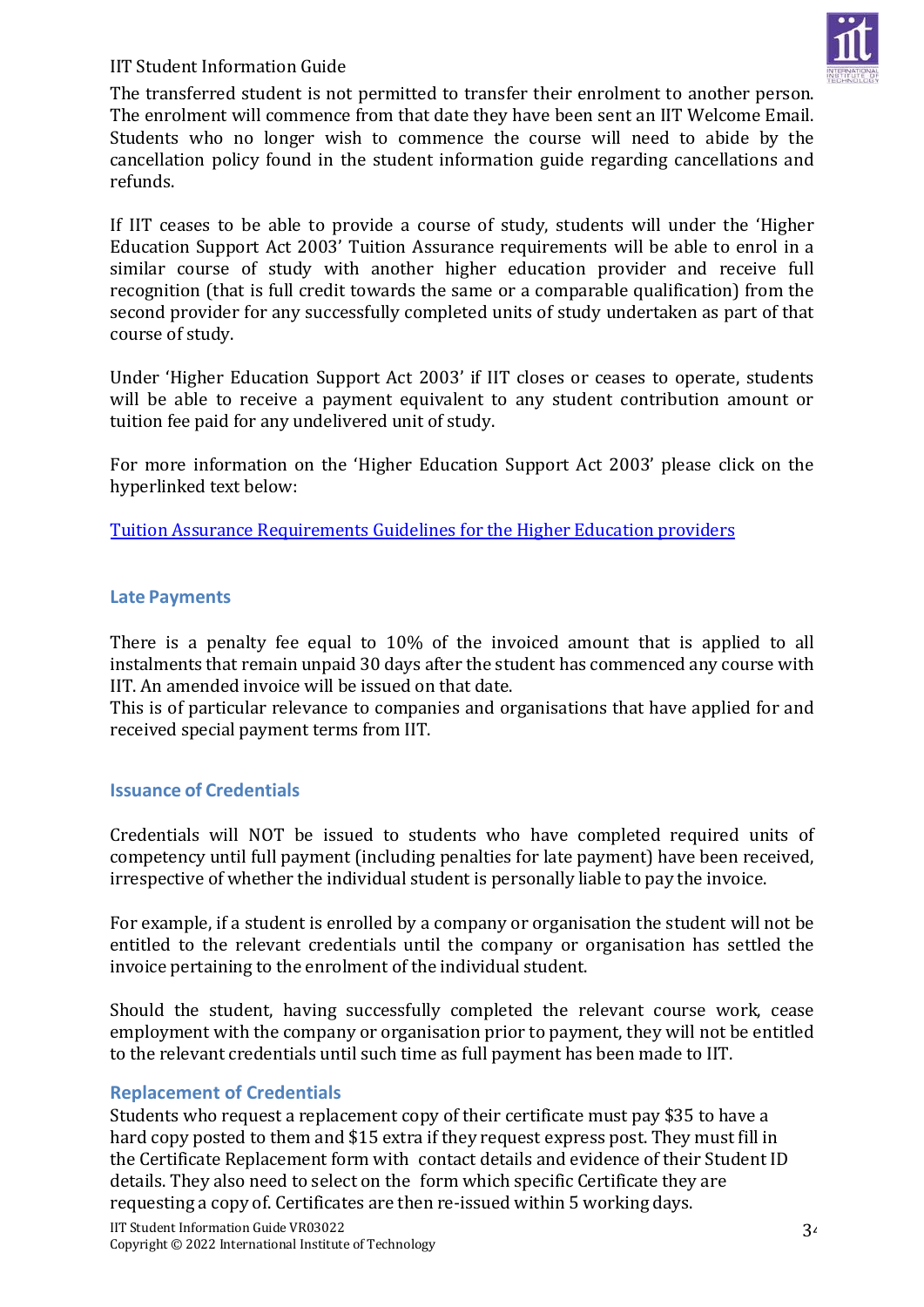The transferred student is not permitted to transfer their enrolment to another person. The enrolment will commence from that date they have been sent an IIT Welcome Email. Students who no longer wish to commence the course will need to abide by the cancellation policy found in the student information guide regarding cancellations and refunds.

If IIT ceases to be able to provide a course of study, students will under the 'Higher Education Support Act 2003' Tuition Assurance requirements will be able to enrol in a similar course of study with another higher education provider and receive full recognition (that is full credit towards the same or a comparable qualification) from the second provider for any successfully completed units of study undertaken as part of that course of study.

Under 'Higher Education Support Act 2003' if IIT closes or ceases to operate, students will be able to receive a payment equivalent to any student contribution amount or tuition fee paid for any undelivered unit of study.

For more information on the 'Higher Education Support Act 2003' please click on the hyperlinked text below:

[Tuition Assurance Requirements Guidelines for the Higher Education providers]

## Late Payments

There is a penalty fee equal to 10% of the invoiced amount that is applied to all instalments that remain unpaid 30 days after the student has commenced any course with IIT. An amended invoice will be issued on that date.
This is of particular relevance to companies and organisations that have applied for and received special payment terms from IIT.

## Issuance of Credentials

Credentials will NOT be issued to students who have completed required units of competency until full payment (including penalties for late payment) have been received, irrespective of whether the individual student is personally liable to pay the invoice.

For example, if a student is enrolled by a company or organisation the student will not be entitled to the relevant credentials until the company or organisation has settled the invoice pertaining to the enrolment of the individual student.

Should the student, having successfully completed the relevant course work, cease employment with the company or organisation prior to payment, they will not be entitled to the relevant credentials until such time as full payment has been made to IIT.

## Replacement of Credentials

Students who request a replacement copy of their certificate must pay $35 to have a hard copy posted to them and $15 extra if they request express post. They must fill in the Certificate Replacement form with contact details and evidence of their Student ID details. They also need to select on the form which specific Certificate they are requesting a copy of. Certificates are then re-issued within 5 working days.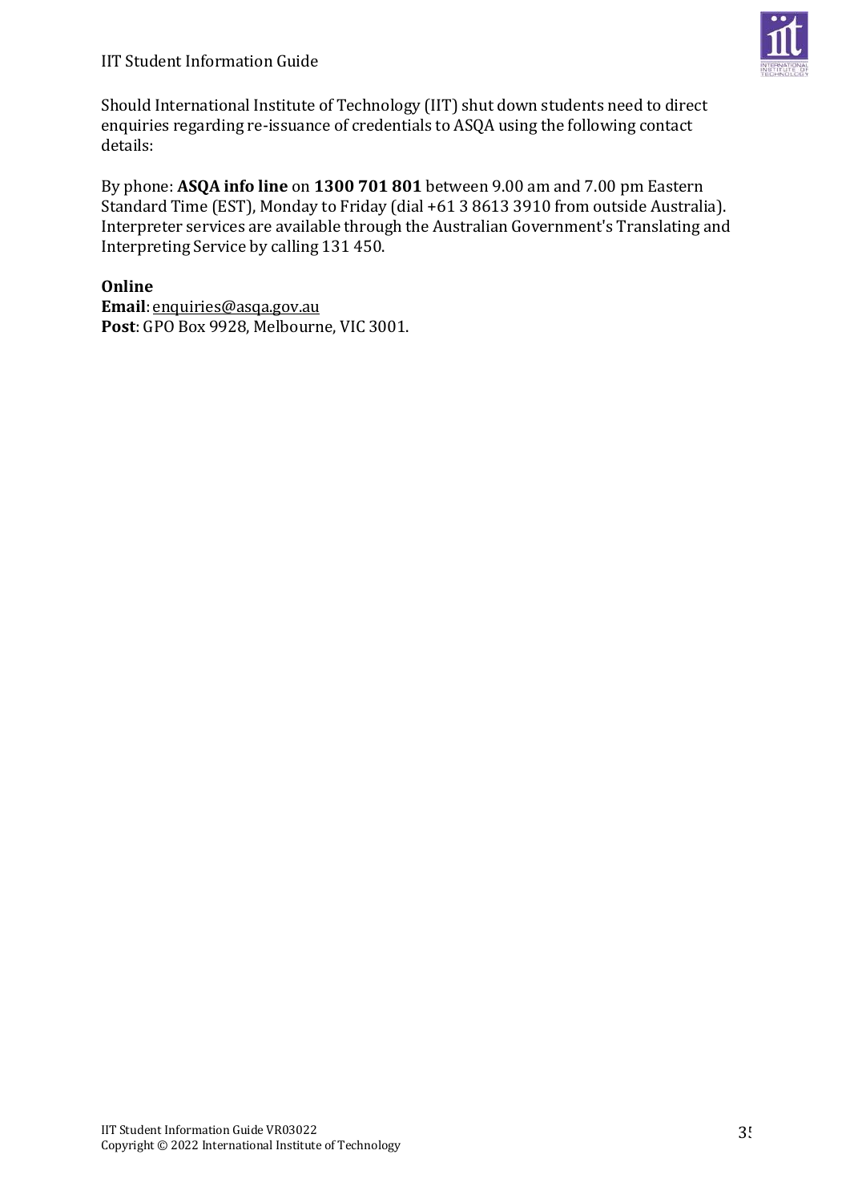Should International Institute of Technology (IIT) shut down students need to direct enquiries regarding re-issuance of credentials to ASQA using the following contact details:

By phone: **ASQA info line** on **1300 701 801** between 9.00 am and 7.00 pm Eastern Standard Time (EST), Monday to Friday (dial +61 3 8613 3910 from outside Australia). Interpreter services are available through the Australian Government's Translating and Interpreting Service by calling 131 450.

**Online**
**Email**: enquiries@asqa.gov.au
**Post**: GPO Box 9928, Melbourne, VIC 3001.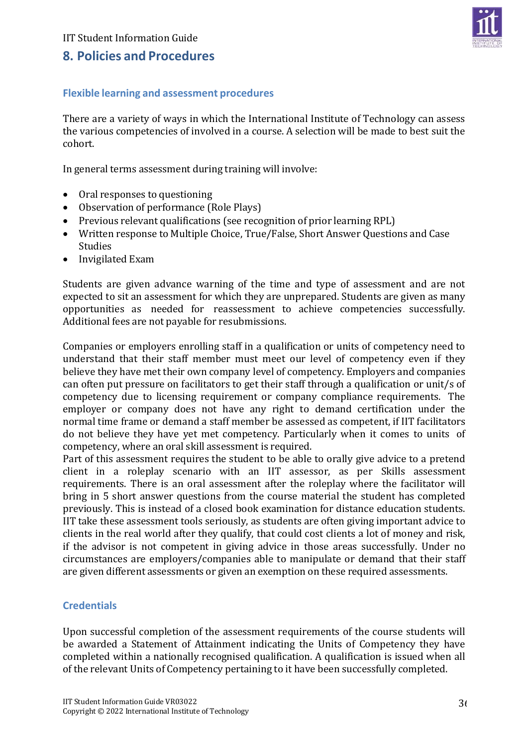## 8. Policies and Procedures

### Flexible learning and assessment procedures

There are a variety of ways in which the International Institute of Technology can assess the various competencies of involved in a course. A selection will be made to best suit the cohort.

In general terms assessment during training will involve:

- Oral responses to questioning
- Observation of performance (Role Plays)
- Previous relevant qualifications (see recognition of prior learning RPL)
- Written response to Multiple Choice, True/False, Short Answer Questions and Case Studies
- Invigilated Exam

Students are given advance warning of the time and type of assessment and are not expected to sit an assessment for which they are unprepared. Students are given as many opportunities as needed for reassessment to achieve competencies successfully. Additional fees are not payable for resubmissions.

Companies or employers enrolling staff in a qualification or units of competency need to understand that their staff member must meet our level of competency even if they believe they have met their own company level of competency. Employers and companies can often put pressure on facilitators to get their staff through a qualification or unit/s of competency due to licensing requirement or company compliance requirements. The employer or company does not have any right to demand certification under the normal time frame or demand a staff member be assessed as competent, if IIT facilitators do not believe they have yet met competency. Particularly when it comes to units of competency, where an oral skill assessment is required.
Part of this assessment requires the student to be able to orally give advice to a pretend client in a roleplay scenario with an IIT assessor, as per Skills assessment requirements. There is an oral assessment after the roleplay where the facilitator will bring in 5 short answer questions from the course material the student has completed previously. This is instead of a closed book examination for distance education students. IIT take these assessment tools seriously, as students are often giving important advice to clients in the real world after they qualify, that could cost clients a lot of money and risk, if the advisor is not competent in giving advice in those areas successfully. Under no circumstances are employers/companies able to manipulate or demand that their staff are given different assessments or given an exemption on these required assessments.

### Credentials

Upon successful completion of the assessment requirements of the course students will be awarded a Statement of Attainment indicating the Units of Competency they have completed within a nationally recognised qualification. A qualification is issued when all of the relevant Units of Competency pertaining to it have been successfully completed.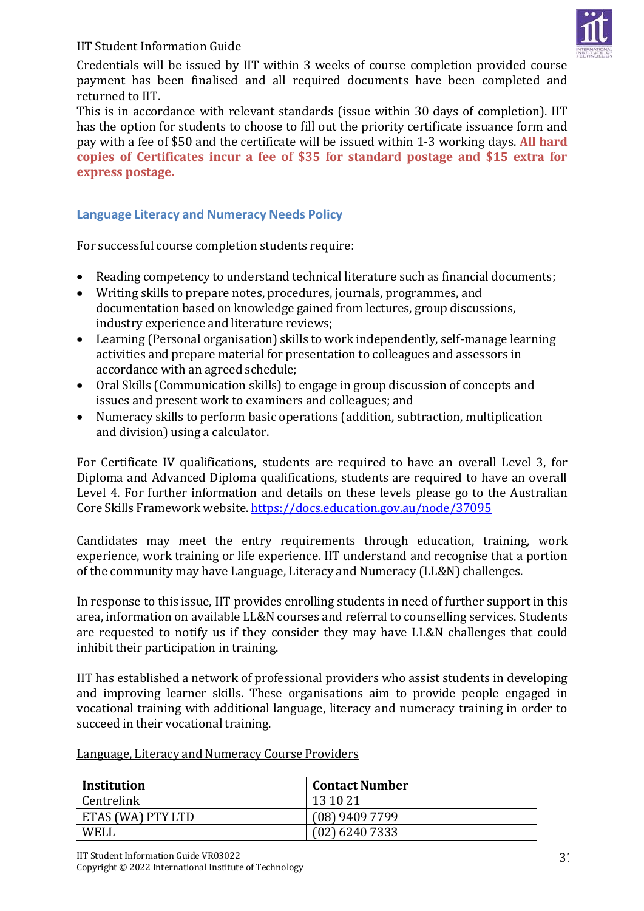Credentials will be issued by IIT within 3 weeks of course completion provided course payment has been finalised and all required documents have been completed and returned to IIT.

This is in accordance with relevant standards (issue within 30 days of completion). IIT has the option for students to choose to fill out the priority certificate issuance form and pay with a fee of $50 and the certificate will be issued within 1-3 working days. **All hard copies of Certificates incur a fee of $35 for standard postage and $15 extra for express postage.**

## Language Literacy and Numeracy Needs Policy

For successful course completion students require:

- Reading competency to understand technical literature such as financial documents;
- Writing skills to prepare notes, procedures, journals, programmes, and documentation based on knowledge gained from lectures, group discussions, industry experience and literature reviews;
- Learning (Personal organisation) skills to work independently, self-manage learning activities and prepare material for presentation to colleagues and assessors in accordance with an agreed schedule;
- Oral Skills (Communication skills) to engage in group discussion of concepts and issues and present work to examiners and colleagues; and
- Numeracy skills to perform basic operations (addition, subtraction, multiplication and division) using a calculator.

For Certificate IV qualifications, students are required to have an overall Level 3, for Diploma and Advanced Diploma qualifications, students are required to have an overall Level 4. For further information and details on these levels please go to the Australian Core Skills Framework website. https://docs.education.gov.au/node/37095

Candidates may meet the entry requirements through education, training, work experience, work training or life experience. IIT understand and recognise that a portion of the community may have Language, Literacy and Numeracy (LL&N) challenges.

In response to this issue, IIT provides enrolling students in need of further support in this area, information on available LL&N courses and referral to counselling services. Students are requested to notify us if they consider they may have LL&N challenges that could inhibit their participation in training.

IIT has established a network of professional providers who assist students in developing and improving learner skills. These organisations aim to provide people engaged in vocational training with additional language, literacy and numeracy training in order to succeed in their vocational training.

<u>Language, Literacy and Numeracy Course Providers</u>

| Institution | Contact Number |
|---|---|
| Centrelink | 13 10 21 |
| ETAS (WA) PTY LTD | (08) 9409 7799 |
| WELL | (02) 6240 7333 |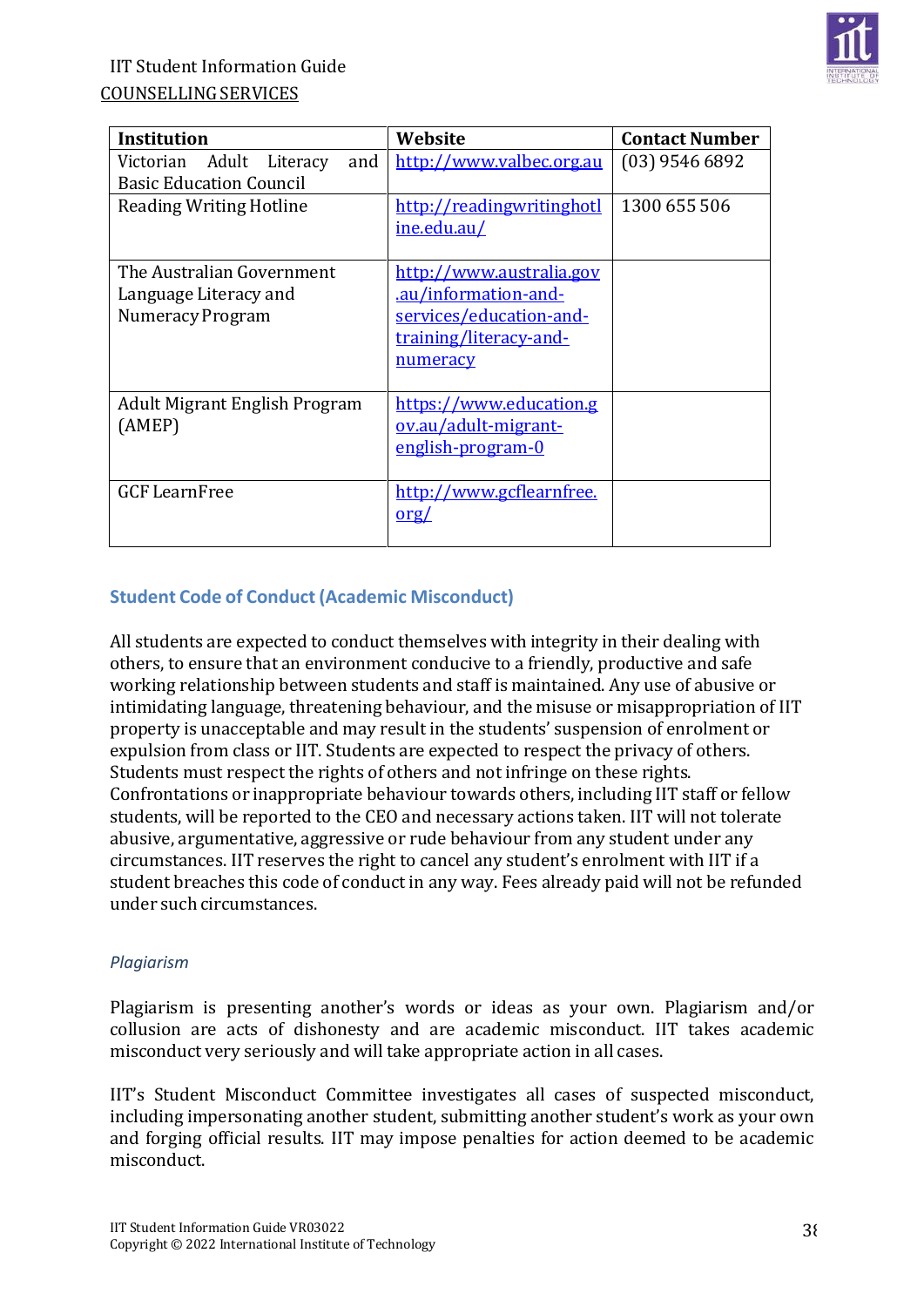COUNSELLING SERVICES

| Institution | Website | Contact Number |
|---|---|---|
| Victorian Adult Literacy and Basic Education Council | http://www.valbec.org.au | (03) 9546 6892 |
| Reading Writing Hotline | http://readingwritinghotline.edu.au/ | 1300 655 506 |
| The Australian Government Language Literacy and Numeracy Program | http://www.australia.gov.au/information-and-services/education-and-training/literacy-and-numeracy | |
| Adult Migrant English Program (AMEP) | https://www.education.gov.au/adult-migrant-english-program-0 | |
| GCF LearnFree | http://www.gcflearnfree.org/ | |

## Student Code of Conduct (Academic Misconduct)

All students are expected to conduct themselves with integrity in their dealing with others, to ensure that an environment conducive to a friendly, productive and safe working relationship between students and staff is maintained. Any use of abusive or intimidating language, threatening behaviour, and the misuse or misappropriation of IIT property is unacceptable and may result in the students' suspension of enrolment or expulsion from class or IIT. Students are expected to respect the privacy of others. Students must respect the rights of others and not infringe on these rights. Confrontations or inappropriate behaviour towards others, including IIT staff or fellow students, will be reported to the CEO and necessary actions taken. IIT will not tolerate abusive, argumentative, aggressive or rude behaviour from any student under any circumstances. IIT reserves the right to cancel any student's enrolment with IIT if a student breaches this code of conduct in any way. Fees already paid will not be refunded under such circumstances.

### *Plagiarism*

Plagiarism is presenting another's words or ideas as your own. Plagiarism and/or collusion are acts of dishonesty and are academic misconduct. IIT takes academic misconduct very seriously and will take appropriate action in all cases.

IIT's Student Misconduct Committee investigates all cases of suspected misconduct, including impersonating another student, submitting another student's work as your own and forging official results. IIT may impose penalties for action deemed to be academic misconduct.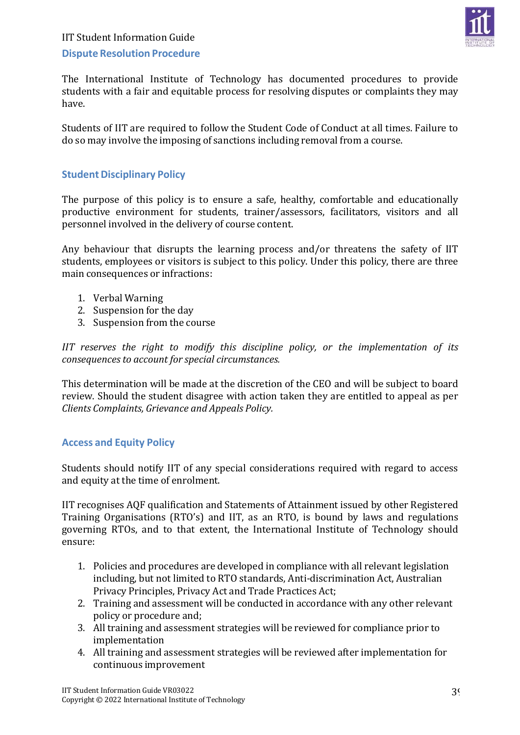## Dispute Resolution Procedure

The International Institute of Technology has documented procedures to provide students with a fair and equitable process for resolving disputes or complaints they may have.

Students of IIT are required to follow the Student Code of Conduct at all times. Failure to do so may involve the imposing of sanctions including removal from a course.

## Student Disciplinary Policy

The purpose of this policy is to ensure a safe, healthy, comfortable and educationally productive environment for students, trainer/assessors, facilitators, visitors and all personnel involved in the delivery of course content.

Any behaviour that disrupts the learning process and/or threatens the safety of IIT students, employees or visitors is subject to this policy. Under this policy, there are three main consequences or infractions:

1. Verbal Warning
2. Suspension for the day
3. Suspension from the course

*IIT reserves the right to modify this discipline policy, or the implementation of its consequences to account for special circumstances.*

This determination will be made at the discretion of the CEO and will be subject to board review. Should the student disagree with action taken they are entitled to appeal as per *Clients Complaints, Grievance and Appeals Policy.*

## Access and Equity Policy

Students should notify IIT of any special considerations required with regard to access and equity at the time of enrolment.

IIT recognises AQF qualification and Statements of Attainment issued by other Registered Training Organisations (RTO's) and IIT, as an RTO, is bound by laws and regulations governing RTOs, and to that extent, the International Institute of Technology should ensure:

1. Policies and procedures are developed in compliance with all relevant legislation including, but not limited to RTO standards, Anti-discrimination Act, Australian Privacy Principles, Privacy Act and Trade Practices Act;
2. Training and assessment will be conducted in accordance with any other relevant policy or procedure and;
3. All training and assessment strategies will be reviewed for compliance prior to implementation
4. All training and assessment strategies will be reviewed after implementation for continuous improvement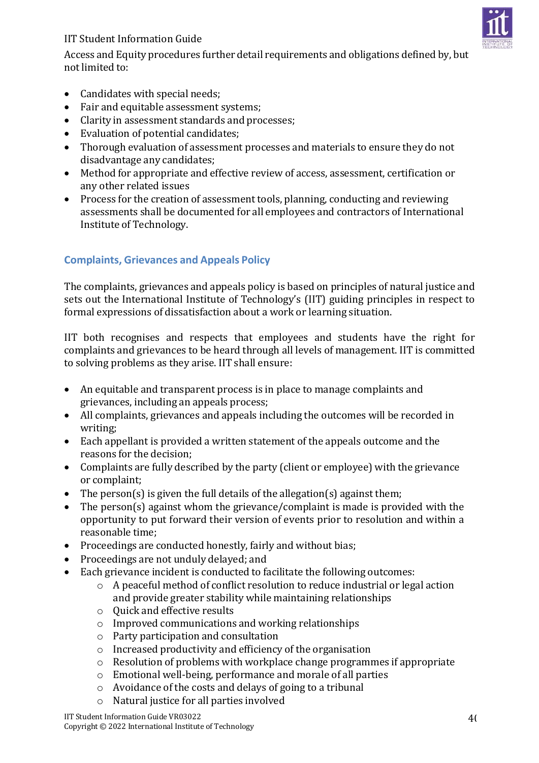Access and Equity procedures further detail requirements and obligations defined by, but not limited to:

- Candidates with special needs;
- Fair and equitable assessment systems;
- Clarity in assessment standards and processes;
- Evaluation of potential candidates;
- Thorough evaluation of assessment processes and materials to ensure they do not disadvantage any candidates;
- Method for appropriate and effective review of access, assessment, certification or any other related issues
- Process for the creation of assessment tools, planning, conducting and reviewing assessments shall be documented for all employees and contractors of International Institute of Technology.

## Complaints, Grievances and Appeals Policy

The complaints, grievances and appeals policy is based on principles of natural justice and sets out the International Institute of Technology's (IIT) guiding principles in respect to formal expressions of dissatisfaction about a work or learning situation.

IIT both recognises and respects that employees and students have the right for complaints and grievances to be heard through all levels of management. IIT is committed to solving problems as they arise. IIT shall ensure:

- An equitable and transparent process is in place to manage complaints and grievances, including an appeals process;
- All complaints, grievances and appeals including the outcomes will be recorded in writing;
- Each appellant is provided a written statement of the appeals outcome and the reasons for the decision;
- Complaints are fully described by the party (client or employee) with the grievance or complaint;
- The person(s) is given the full details of the allegation(s) against them;
- The person(s) against whom the grievance/complaint is made is provided with the opportunity to put forward their version of events prior to resolution and within a reasonable time;
- Proceedings are conducted honestly, fairly and without bias;
- Proceedings are not unduly delayed; and
- Each grievance incident is conducted to facilitate the following outcomes:
    - A peaceful method of conflict resolution to reduce industrial or legal action and provide greater stability while maintaining relationships
    - Quick and effective results
    - Improved communications and working relationships
    - Party participation and consultation
    - Increased productivity and efficiency of the organisation
    - Resolution of problems with workplace change programmes if appropriate
    - Emotional well-being, performance and morale of all parties
    - Avoidance of the costs and delays of going to a tribunal
    - Natural justice for all parties involved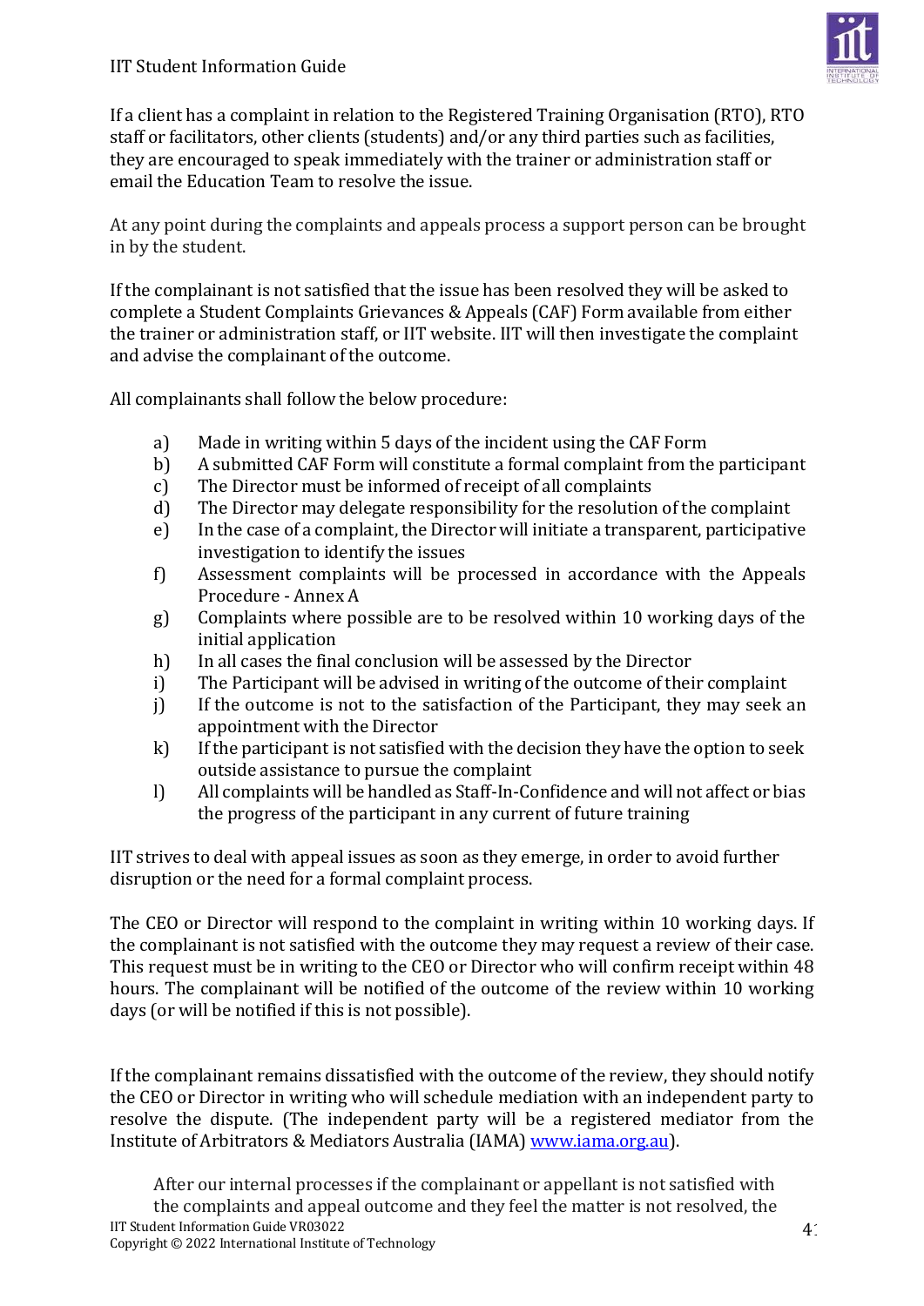If a client has a complaint in relation to the Registered Training Organisation (RTO), RTO staff or facilitators, other clients (students) and/or any third parties such as facilities, they are encouraged to speak immediately with the trainer or administration staff or email the Education Team to resolve the issue.

At any point during the complaints and appeals process a support person can be brought in by the student.

If the complainant is not satisfied that the issue has been resolved they will be asked to complete a Student Complaints Grievances & Appeals (CAF) Form available from either the trainer or administration staff, or IIT website. IIT will then investigate the complaint and advise the complainant of the outcome.

All complainants shall follow the below procedure:

a) Made in writing within 5 days of the incident using the CAF Form
b) A submitted CAF Form will constitute a formal complaint from the participant
c) The Director must be informed of receipt of all complaints
d) The Director may delegate responsibility for the resolution of the complaint
e) In the case of a complaint, the Director will initiate a transparent, participative investigation to identify the issues
f) Assessment complaints will be processed in accordance with the Appeals Procedure - Annex A
g) Complaints where possible are to be resolved within 10 working days of the initial application
h) In all cases the final conclusion will be assessed by the Director
i) The Participant will be advised in writing of the outcome of their complaint
j) If the outcome is not to the satisfaction of the Participant, they may seek an appointment with the Director
k) If the participant is not satisfied with the decision they have the option to seek outside assistance to pursue the complaint
l) All complaints will be handled as Staff-In-Confidence and will not affect or bias the progress of the participant in any current of future training

IIT strives to deal with appeal issues as soon as they emerge, in order to avoid further disruption or the need for a formal complaint process.

The CEO or Director will respond to the complaint in writing within 10 working days. If the complainant is not satisfied with the outcome they may request a review of their case. This request must be in writing to the CEO or Director who will confirm receipt within 48 hours. The complainant will be notified of the outcome of the review within 10 working days (or will be notified if this is not possible).

If the complainant remains dissatisfied with the outcome of the review, they should notify the CEO or Director in writing who will schedule mediation with an independent party to resolve the dispute. (The independent party will be a registered mediator from the Institute of Arbitrators & Mediators Australia (IAMA) www.iama.org.au).

After our internal processes if the complainant or appellant is not satisfied with the complaints and appeal outcome and they feel the matter is not resolved, the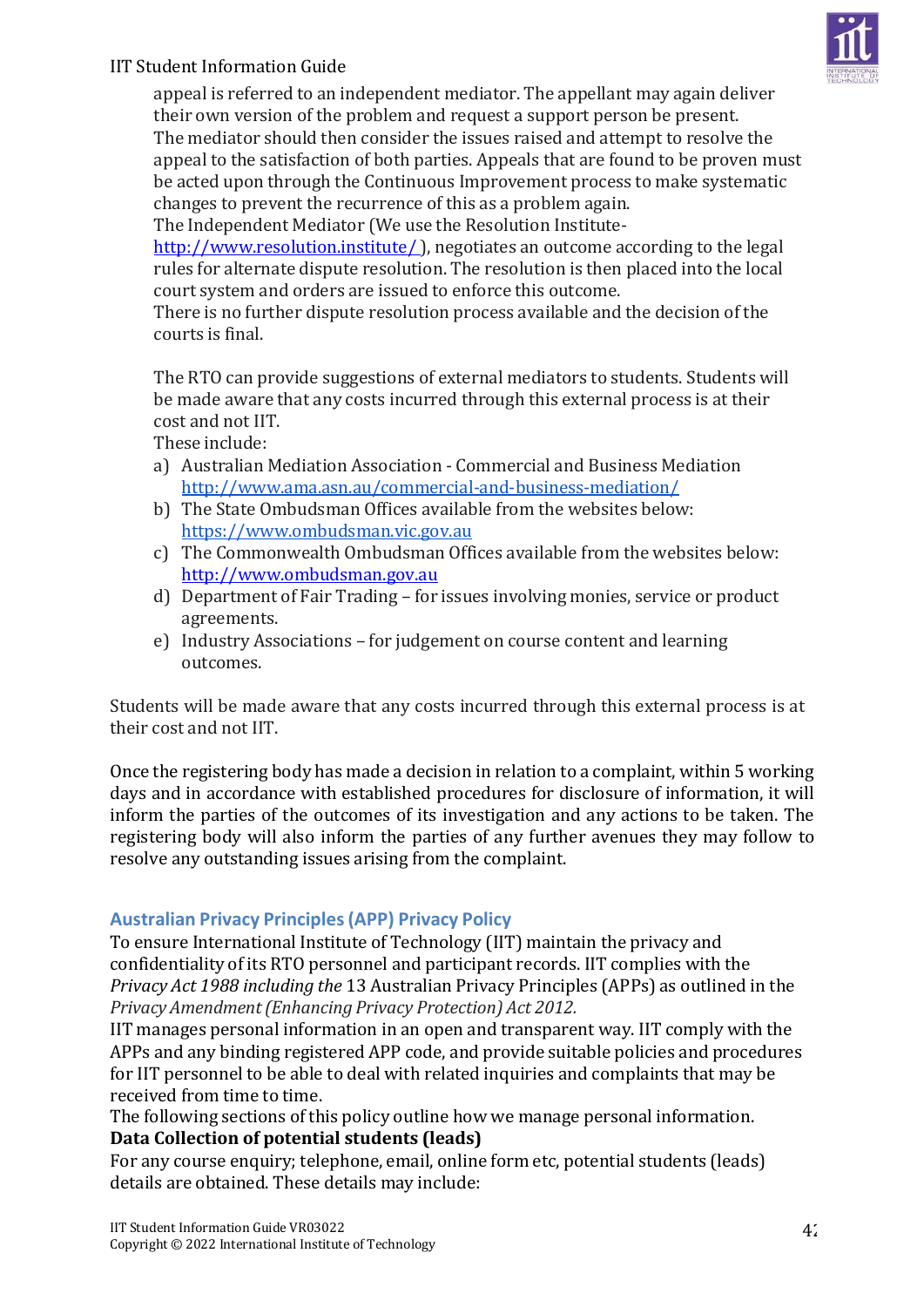appeal is referred to an independent mediator. The appellant may again deliver their own version of the problem and request a support person be present.
The mediator should then consider the issues raised and attempt to resolve the appeal to the satisfaction of both parties. Appeals that are found to be proven must be acted upon through the Continuous Improvement process to make systematic changes to prevent the recurrence of this as a problem again.
The Independent Mediator (We use the Resolution Institute- http://www.resolution.institute/ ), negotiates an outcome according to the legal rules for alternate dispute resolution. The resolution is then placed into the local court system and orders are issued to enforce this outcome.
There is no further dispute resolution process available and the decision of the courts is final.

The RTO can provide suggestions of external mediators to students. Students will be made aware that any costs incurred through this external process is at their cost and not IIT.
These include:

a) Australian Mediation Association - Commercial and Business Mediation http://www.ama.asn.au/commercial-and-business-mediation/
b) The State Ombudsman Offices available from the websites below: https://www.ombudsman.vic.gov.au
c) The Commonwealth Ombudsman Offices available from the websites below: http://www.ombudsman.gov.au
d) Department of Fair Trading – for issues involving monies, service or product agreements.
e) Industry Associations – for judgement on course content and learning outcomes.

Students will be made aware that any costs incurred through this external process is at their cost and not IIT.

Once the registering body has made a decision in relation to a complaint, within 5 working days and in accordance with established procedures for disclosure of information, it will inform the parties of the outcomes of its investigation and any actions to be taken. The registering body will also inform the parties of any further avenues they may follow to resolve any outstanding issues arising from the complaint.

## Australian Privacy Principles (APP) Privacy Policy

To ensure International Institute of Technology (IIT) maintain the privacy and confidentiality of its RTO personnel and participant records. IIT complies with the *Privacy Act 1988 including the* 13 Australian Privacy Principles (APPs) as outlined in the *Privacy Amendment (Enhancing Privacy Protection) Act 2012.*
IIT manages personal information in an open and transparent way. IIT comply with the APPs and any binding registered APP code, and provide suitable policies and procedures for IIT personnel to be able to deal with related inquiries and complaints that may be received from time to time.
The following sections of this policy outline how we manage personal information.

**Data Collection of potential students (leads)**

For any course enquiry; telephone, email, online form etc, potential students (leads) details are obtained. These details may include: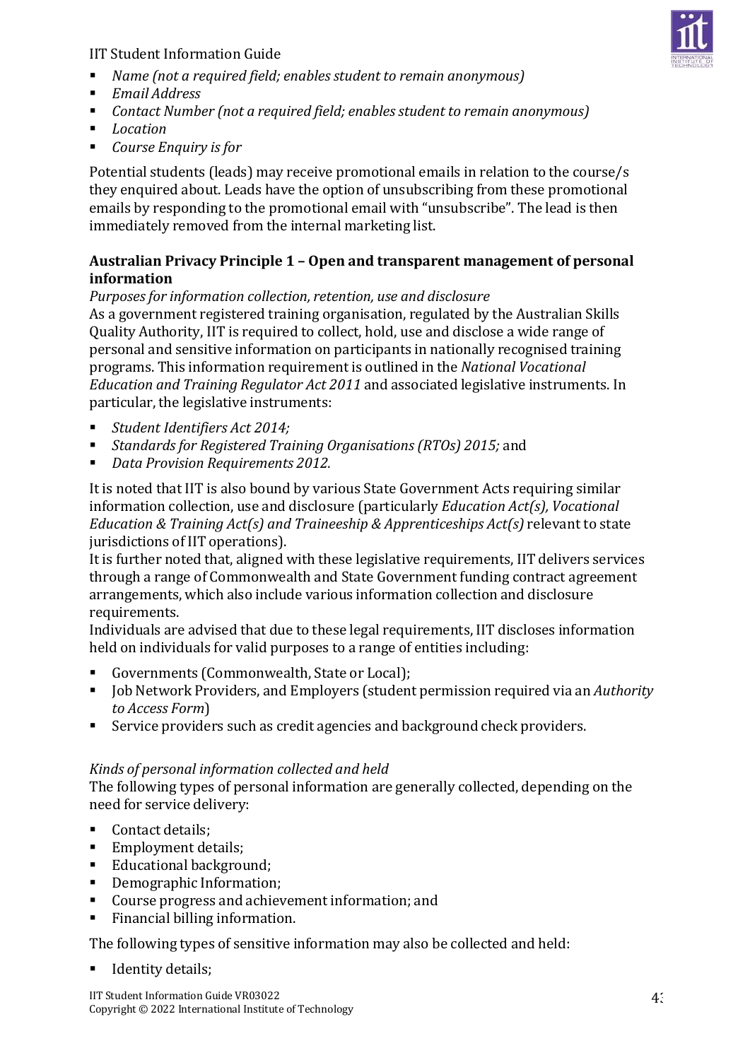- *Name (not a required field; enables student to remain anonymous)*
- *Email Address*
- *Contact Number (not a required field; enables student to remain anonymous)*
- *Location*
- *Course Enquiry is for*

Potential students (leads) may receive promotional emails in relation to the course/s they enquired about. Leads have the option of unsubscribing from these promotional emails by responding to the promotional email with "unsubscribe". The lead is then immediately removed from the internal marketing list.

**Australian Privacy Principle 1 – Open and transparent management of personal information**

*Purposes for information collection, retention, use and disclosure*

As a government registered training organisation, regulated by the Australian Skills Quality Authority, IIT is required to collect, hold, use and disclose a wide range of personal and sensitive information on participants in nationally recognised training programs. This information requirement is outlined in the *National Vocational Education and Training Regulator Act 2011* and associated legislative instruments. In particular, the legislative instruments:

- *Student Identifiers Act 2014;*
- *Standards for Registered Training Organisations (RTOs) 2015;* and
- *Data Provision Requirements 2012.*

It is noted that IIT is also bound by various State Government Acts requiring similar information collection, use and disclosure (particularly *Education Act(s), Vocational Education & Training Act(s) and Traineeship & Apprenticeships Act(s)* relevant to state jurisdictions of IIT operations).

It is further noted that, aligned with these legislative requirements, IIT delivers services through a range of Commonwealth and State Government funding contract agreement arrangements, which also include various information collection and disclosure requirements.

Individuals are advised that due to these legal requirements, IIT discloses information held on individuals for valid purposes to a range of entities including:

- Governments (Commonwealth, State or Local);
- Job Network Providers, and Employers (student permission required via an *Authority to Access Form*)
- Service providers such as credit agencies and background check providers.

*Kinds of personal information collected and held*

The following types of personal information are generally collected, depending on the need for service delivery:

- Contact details;
- Employment details;
- Educational background;
- Demographic Information;
- Course progress and achievement information; and
- Financial billing information.

The following types of sensitive information may also be collected and held:

- Identity details;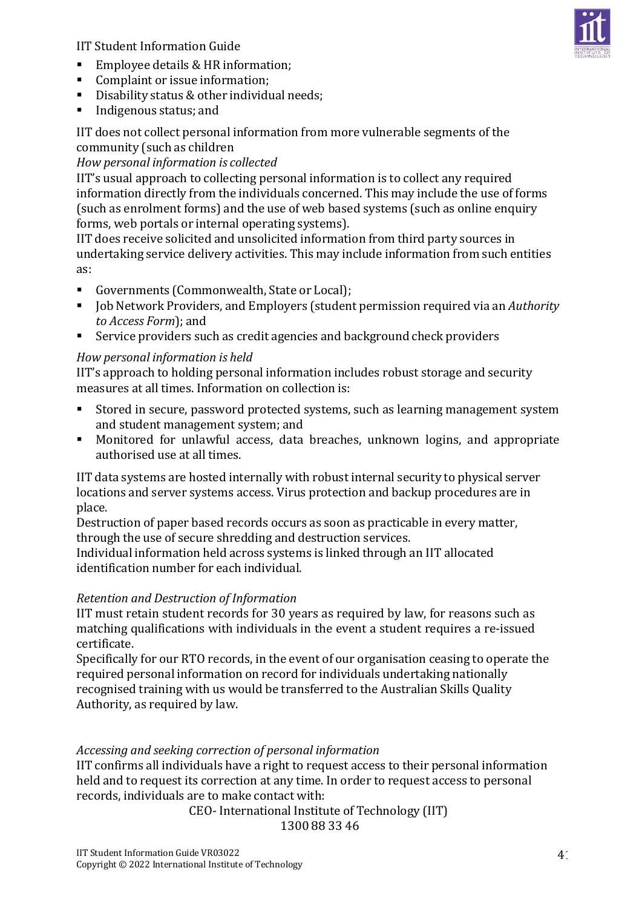- Employee details & HR information;
- Complaint or issue information;
- Disability status & other individual needs;
- Indigenous status; and

IIT does not collect personal information from more vulnerable segments of the community (such as children

*How personal information is collected*

IIT's usual approach to collecting personal information is to collect any required information directly from the individuals concerned. This may include the use of forms (such as enrolment forms) and the use of web based systems (such as online enquiry forms, web portals or internal operating systems).

IIT does receive solicited and unsolicited information from third party sources in undertaking service delivery activities. This may include information from such entities as:

- Governments (Commonwealth, State or Local);
- Job Network Providers, and Employers (student permission required via an *Authority to Access Form*); and
- Service providers such as credit agencies and background check providers

*How personal information is held*

IIT's approach to holding personal information includes robust storage and security measures at all times. Information on collection is:

- Stored in secure, password protected systems, such as learning management system and student management system; and
- Monitored for unlawful access, data breaches, unknown logins, and appropriate authorised use at all times.

IIT data systems are hosted internally with robust internal security to physical server locations and server systems access. Virus protection and backup procedures are in place.

Destruction of paper based records occurs as soon as practicable in every matter, through the use of secure shredding and destruction services.

Individual information held across systems is linked through an IIT allocated identification number for each individual.

*Retention and Destruction of Information*

IIT must retain student records for 30 years as required by law, for reasons such as matching qualifications with individuals in the event a student requires a re-issued certificate.

Specifically for our RTO records, in the event of our organisation ceasing to operate the required personal information on record for individuals undertaking nationally recognised training with us would be transferred to the Australian Skills Quality Authority, as required by law.

*Accessing and seeking correction of personal information*

IIT confirms all individuals have a right to request access to their personal information held and to request its correction at any time. In order to request access to personal records, individuals are to make contact with:

CEO- International Institute of Technology (IIT)
1300 88 33 46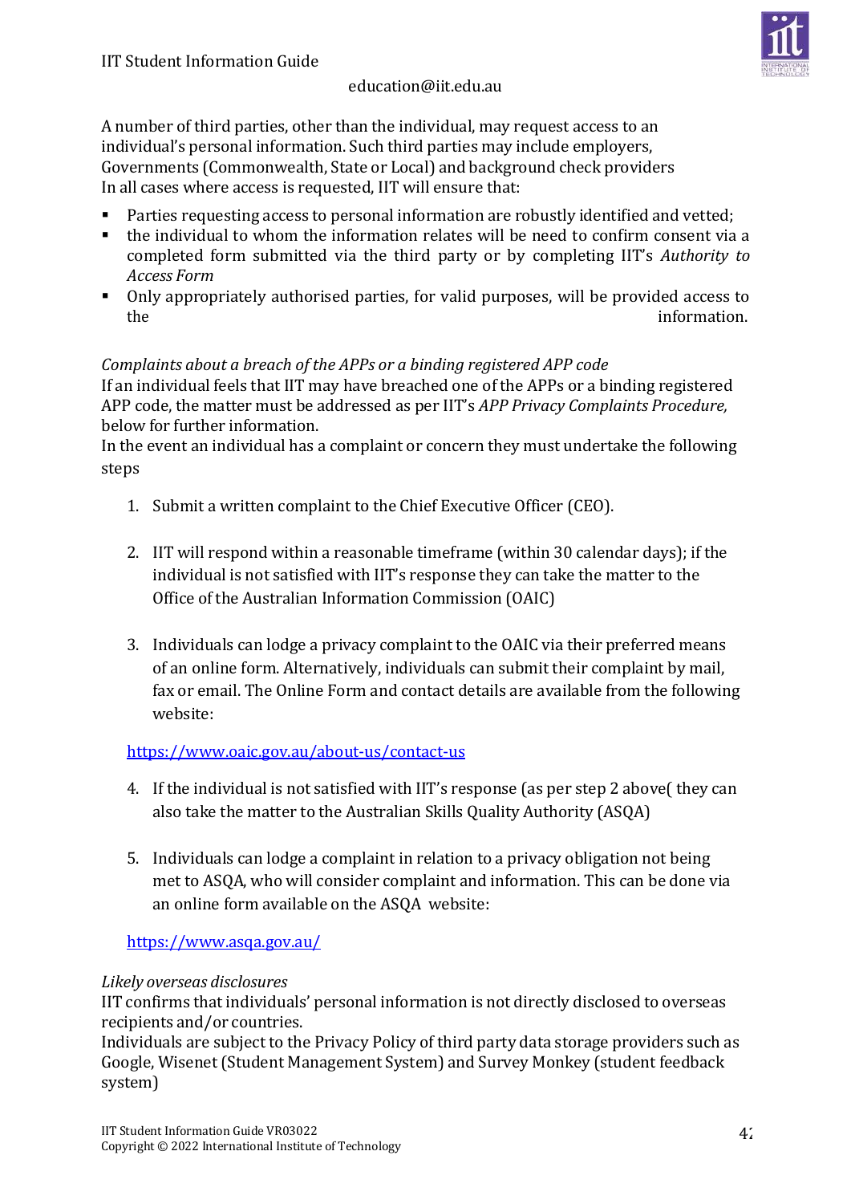education@iit.edu.au

A number of third parties, other than the individual, may request access to an individual's personal information. Such third parties may include employers, Governments (Commonwealth, State or Local) and background check providers
In all cases where access is requested, IIT will ensure that:

- Parties requesting access to personal information are robustly identified and vetted;
- the individual to whom the information relates will be need to confirm consent via a completed form submitted via the third party or by completing IIT's *Authority to Access Form*
- Only appropriately authorised parties, for valid purposes, will be provided access to the information.

*Complaints about a breach of the APPs or a binding registered APP code*
If an individual feels that IIT may have breached one of the APPs or a binding registered APP code, the matter must be addressed as per IIT's *APP Privacy Complaints Procedure,* below for further information.
In the event an individual has a complaint or concern they must undertake the following steps

1. Submit a written complaint to the Chief Executive Officer (CEO).

2. IIT will respond within a reasonable timeframe (within 30 calendar days); if the individual is not satisfied with IIT's response they can take the matter to the Office of the Australian Information Commission (OAIC)

3. Individuals can lodge a privacy complaint to the OAIC via their preferred means of an online form. Alternatively, individuals can submit their complaint by mail, fax or email. The Online Form and contact details are available from the following website:

https://www.oaic.gov.au/about-us/contact-us

4. If the individual is not satisfied with IIT's response (as per step 2 above( they can also take the matter to the Australian Skills Quality Authority (ASQA)

5. Individuals can lodge a complaint in relation to a privacy obligation not being met to ASQA, who will consider complaint and information. This can be done via an online form available on the ASQA website:

https://www.asqa.gov.au/

*Likely overseas disclosures*
IIT confirms that individuals' personal information is not directly disclosed to overseas recipients and/or countries.
Individuals are subject to the Privacy Policy of third party data storage providers such as Google, Wisenet (Student Management System) and Survey Monkey (student feedback system)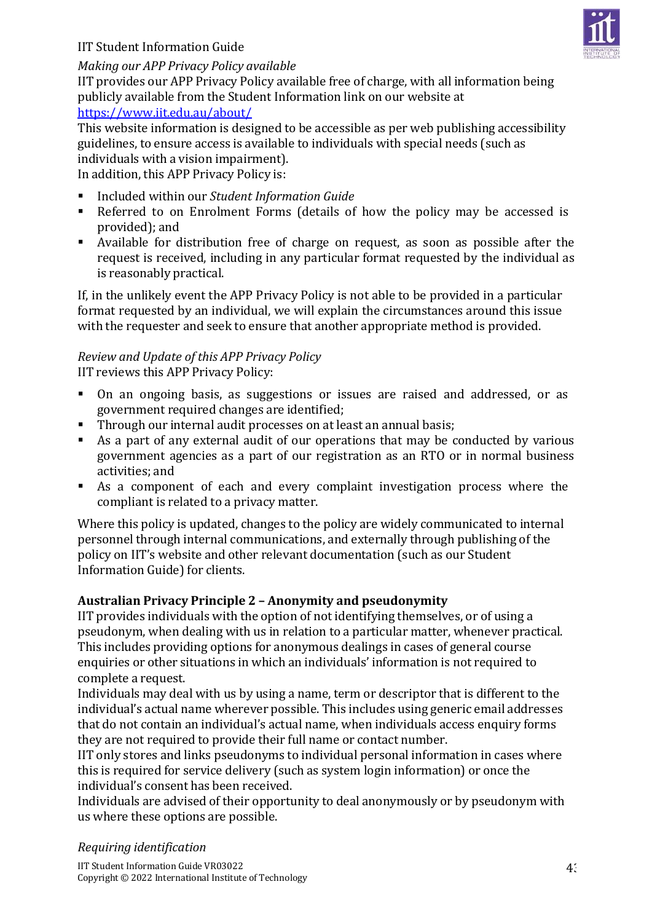*Making our APP Privacy Policy available*

IIT provides our APP Privacy Policy available free of charge, with all information being publicly available from the Student Information link on our website at [https://www.iit.edu.au/about/](https://www.iit.edu.au/about/)

This website information is designed to be accessible as per web publishing accessibility guidelines, to ensure access is available to individuals with special needs (such as individuals with a vision impairment).

In addition, this APP Privacy Policy is:

- Included within our *Student Information Guide*
- Referred to on Enrolment Forms (details of how the policy may be accessed is provided); and
- Available for distribution free of charge on request, as soon as possible after the request is received, including in any particular format requested by the individual as is reasonably practical.

If, in the unlikely event the APP Privacy Policy is not able to be provided in a particular format requested by an individual, we will explain the circumstances around this issue with the requester and seek to ensure that another appropriate method is provided.

*Review and Update of this APP Privacy Policy*

IIT reviews this APP Privacy Policy:

- On an ongoing basis, as suggestions or issues are raised and addressed, or as government required changes are identified;
- Through our internal audit processes on at least an annual basis;
- As a part of any external audit of our operations that may be conducted by various government agencies as a part of our registration as an RTO or in normal business activities; and
- As a component of each and every complaint investigation process where the compliant is related to a privacy matter.

Where this policy is updated, changes to the policy are widely communicated to internal personnel through internal communications, and externally through publishing of the policy on IIT's website and other relevant documentation (such as our Student Information Guide) for clients.

**Australian Privacy Principle 2 – Anonymity and pseudonymity**

IIT provides individuals with the option of not identifying themselves, or of using a pseudonym, when dealing with us in relation to a particular matter, whenever practical. This includes providing options for anonymous dealings in cases of general course enquiries or other situations in which an individuals' information is not required to complete a request.

Individuals may deal with us by using a name, term or descriptor that is different to the individual's actual name wherever possible. This includes using generic email addresses that do not contain an individual's actual name, when individuals access enquiry forms they are not required to provide their full name or contact number.

IIT only stores and links pseudonyms to individual personal information in cases where this is required for service delivery (such as system login information) or once the individual's consent has been received.

Individuals are advised of their opportunity to deal anonymously or by pseudonym with us where these options are possible.

*Requiring identification*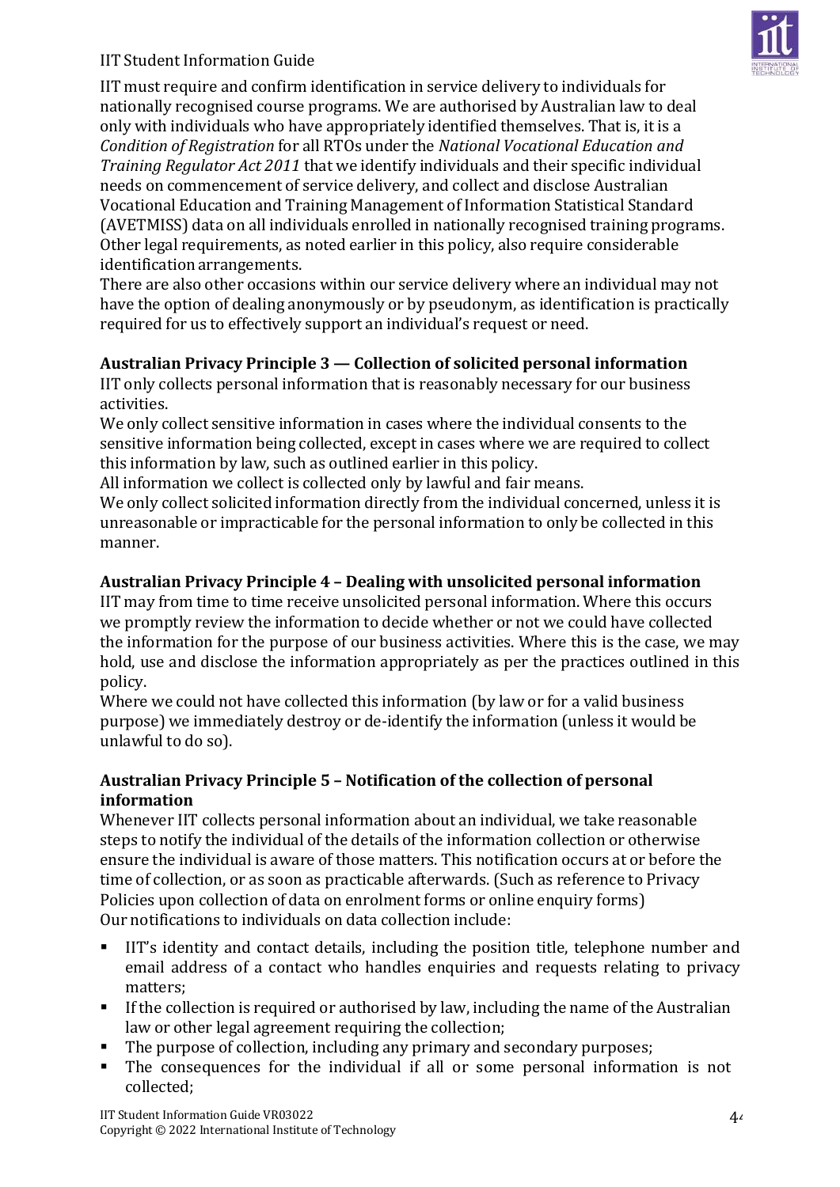IIT must require and confirm identification in service delivery to individuals for nationally recognised course programs. We are authorised by Australian law to deal only with individuals who have appropriately identified themselves. That is, it is a *Condition of Registration* for all RTOs under the *National Vocational Education and Training Regulator Act 2011* that we identify individuals and their specific individual needs on commencement of service delivery, and collect and disclose Australian Vocational Education and Training Management of Information Statistical Standard (AVETMISS) data on all individuals enrolled in nationally recognised training programs. Other legal requirements, as noted earlier in this policy, also require considerable identification arrangements.

There are also other occasions within our service delivery where an individual may not have the option of dealing anonymously or by pseudonym, as identification is practically required for us to effectively support an individual's request or need.

**Australian Privacy Principle 3 — Collection of solicited personal information**

IIT only collects personal information that is reasonably necessary for our business activities.

We only collect sensitive information in cases where the individual consents to the sensitive information being collected, except in cases where we are required to collect this information by law, such as outlined earlier in this policy.

All information we collect is collected only by lawful and fair means.

We only collect solicited information directly from the individual concerned, unless it is unreasonable or impracticable for the personal information to only be collected in this manner.

**Australian Privacy Principle 4 – Dealing with unsolicited personal information**

IIT may from time to time receive unsolicited personal information. Where this occurs we promptly review the information to decide whether or not we could have collected the information for the purpose of our business activities. Where this is the case, we may hold, use and disclose the information appropriately as per the practices outlined in this policy.

Where we could not have collected this information (by law or for a valid business purpose) we immediately destroy or de-identify the information (unless it would be unlawful to do so).

**Australian Privacy Principle 5 – Notification of the collection of personal information**

Whenever IIT collects personal information about an individual, we take reasonable steps to notify the individual of the details of the information collection or otherwise ensure the individual is aware of those matters. This notification occurs at or before the time of collection, or as soon as practicable afterwards. (Such as reference to Privacy Policies upon collection of data on enrolment forms or online enquiry forms)

Our notifications to individuals on data collection include:

- IIT's identity and contact details, including the position title, telephone number and email address of a contact who handles enquiries and requests relating to privacy matters;
- If the collection is required or authorised by law, including the name of the Australian law or other legal agreement requiring the collection;
- The purpose of collection, including any primary and secondary purposes;
- The consequences for the individual if all or some personal information is not collected;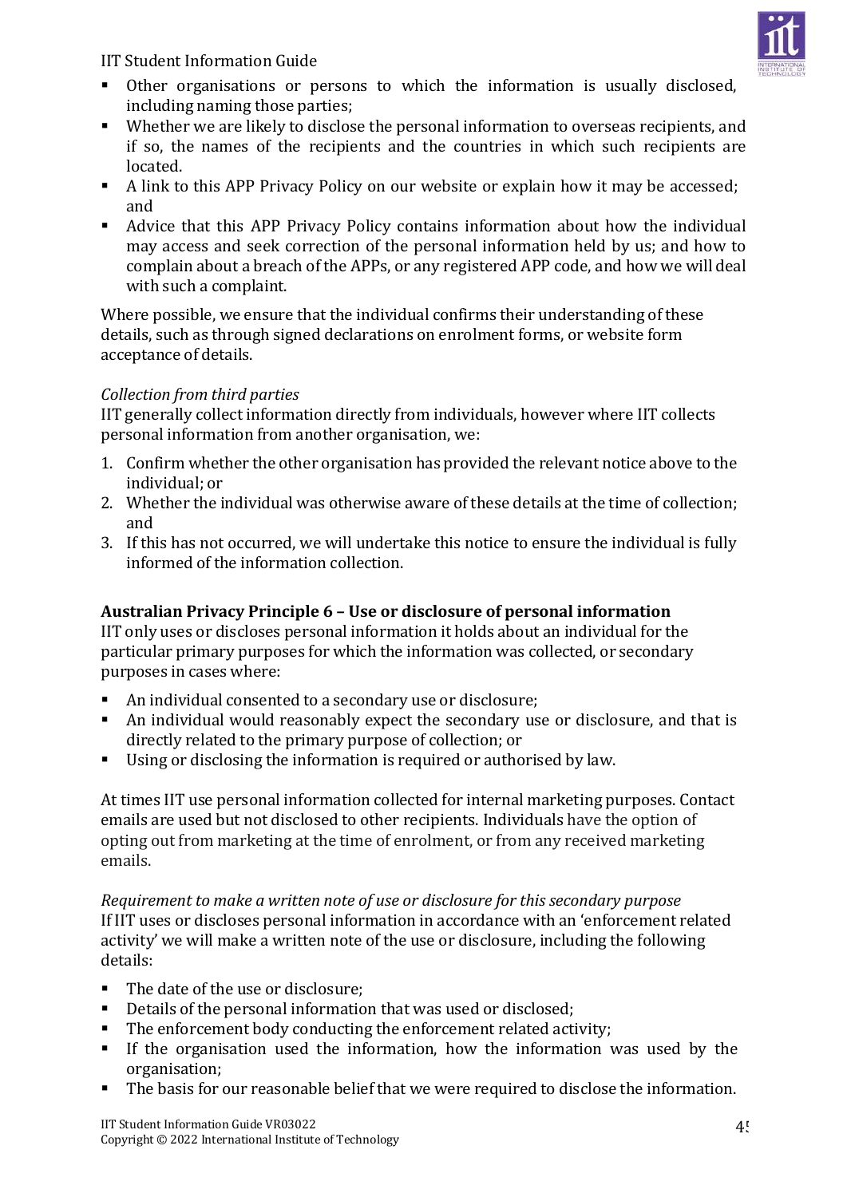- Other organisations or persons to which the information is usually disclosed, including naming those parties;
- Whether we are likely to disclose the personal information to overseas recipients, and if so, the names of the recipients and the countries in which such recipients are located.
- A link to this APP Privacy Policy on our website or explain how it may be accessed; and
- Advice that this APP Privacy Policy contains information about how the individual may access and seek correction of the personal information held by us; and how to complain about a breach of the APPs, or any registered APP code, and how we will deal with such a complaint.

Where possible, we ensure that the individual confirms their understanding of these details, such as through signed declarations on enrolment forms, or website form acceptance of details.

*Collection from third parties*

IIT generally collect information directly from individuals, however where IIT collects personal information from another organisation, we:

1. Confirm whether the other organisation has provided the relevant notice above to the individual; or
2. Whether the individual was otherwise aware of these details at the time of collection; and
3. If this has not occurred, we will undertake this notice to ensure the individual is fully informed of the information collection.

**Australian Privacy Principle 6 – Use or disclosure of personal information**

IIT only uses or discloses personal information it holds about an individual for the particular primary purposes for which the information was collected, or secondary purposes in cases where:

- An individual consented to a secondary use or disclosure;
- An individual would reasonably expect the secondary use or disclosure, and that is directly related to the primary purpose of collection; or
- Using or disclosing the information is required or authorised by law.

At times IIT use personal information collected for internal marketing purposes. Contact emails are used but not disclosed to other recipients. Individuals have the option of opting out from marketing at the time of enrolment, or from any received marketing emails.

*Requirement to make a written note of use or disclosure for this secondary purpose*

If IIT uses or discloses personal information in accordance with an 'enforcement related activity' we will make a written note of the use or disclosure, including the following details:

- The date of the use or disclosure;
- Details of the personal information that was used or disclosed;
- The enforcement body conducting the enforcement related activity;
- If the organisation used the information, how the information was used by the organisation;
- The basis for our reasonable belief that we were required to disclose the information.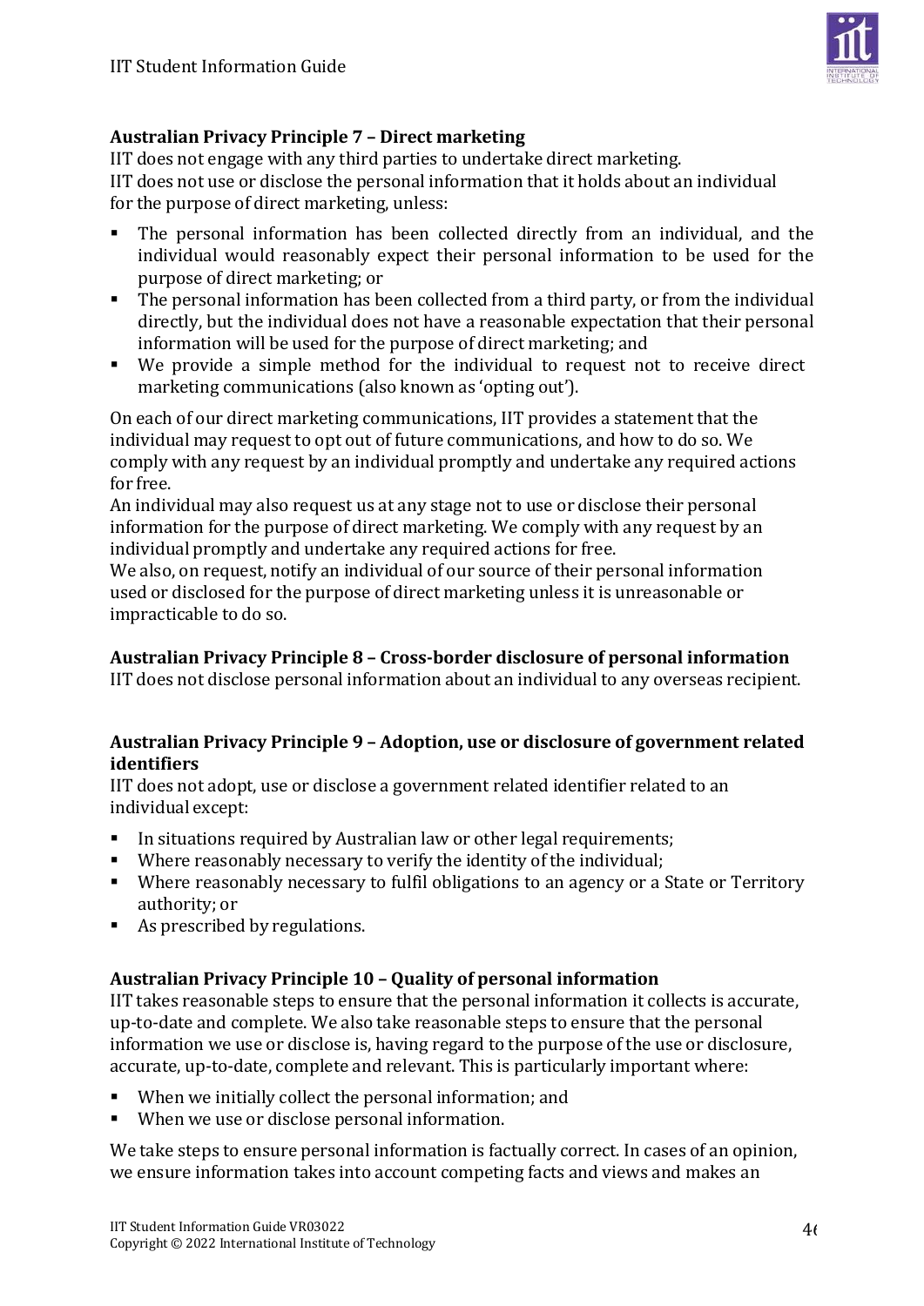**Australian Privacy Principle 7 – Direct marketing**

IIT does not engage with any third parties to undertake direct marketing.
IIT does not use or disclose the personal information that it holds about an individual for the purpose of direct marketing, unless:

- The personal information has been collected directly from an individual, and the individual would reasonably expect their personal information to be used for the purpose of direct marketing; or
- The personal information has been collected from a third party, or from the individual directly, but the individual does not have a reasonable expectation that their personal information will be used for the purpose of direct marketing; and
- We provide a simple method for the individual to request not to receive direct marketing communications (also known as 'opting out').

On each of our direct marketing communications, IIT provides a statement that the individual may request to opt out of future communications, and how to do so. We comply with any request by an individual promptly and undertake any required actions for free.
An individual may also request us at any stage not to use or disclose their personal information for the purpose of direct marketing. We comply with any request by an individual promptly and undertake any required actions for free.
We also, on request, notify an individual of our source of their personal information used or disclosed for the purpose of direct marketing unless it is unreasonable or impracticable to do so.

**Australian Privacy Principle 8 – Cross-border disclosure of personal information**

IIT does not disclose personal information about an individual to any overseas recipient.

**Australian Privacy Principle 9 – Adoption, use or disclosure of government related identifiers**

IIT does not adopt, use or disclose a government related identifier related to an individual except:

- In situations required by Australian law or other legal requirements;
- Where reasonably necessary to verify the identity of the individual;
- Where reasonably necessary to fulfil obligations to an agency or a State or Territory authority; or
- As prescribed by regulations.

**Australian Privacy Principle 10 – Quality of personal information**

IIT takes reasonable steps to ensure that the personal information it collects is accurate, up-to-date and complete. We also take reasonable steps to ensure that the personal information we use or disclose is, having regard to the purpose of the use or disclosure, accurate, up-to-date, complete and relevant. This is particularly important where:

- When we initially collect the personal information; and
- When we use or disclose personal information.

We take steps to ensure personal information is factually correct. In cases of an opinion, we ensure information takes into account competing facts and views and makes an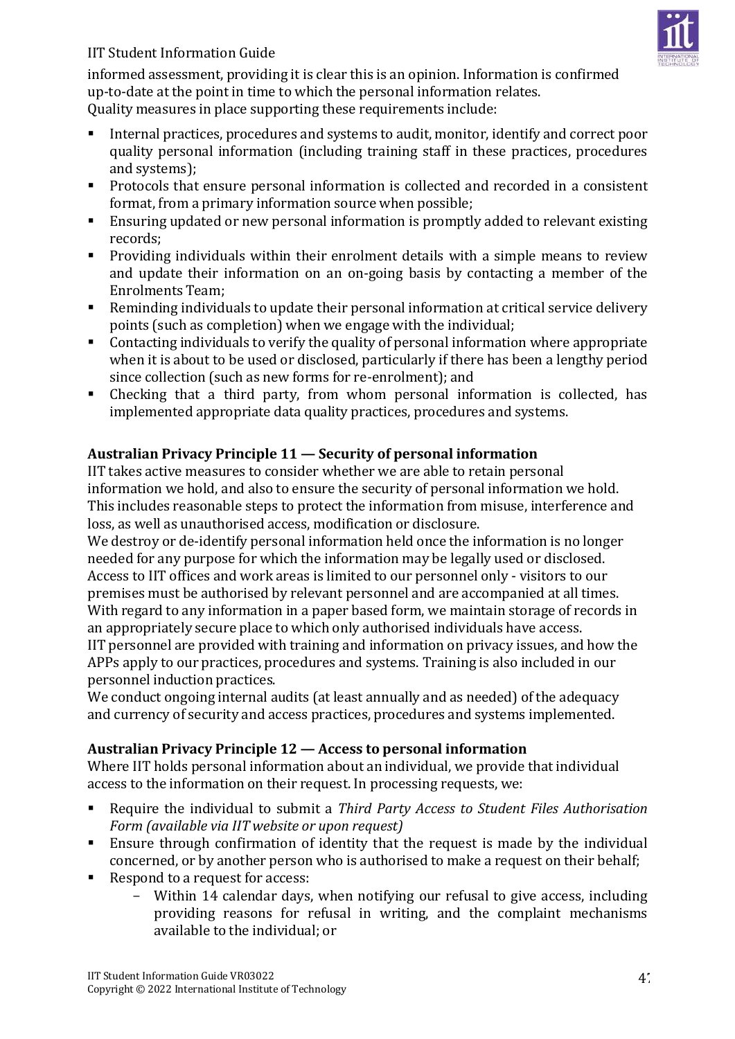informed assessment, providing it is clear this is an opinion. Information is confirmed up-to-date at the point in time to which the personal information relates.
Quality measures in place supporting these requirements include:

- Internal practices, procedures and systems to audit, monitor, identify and correct poor quality personal information (including training staff in these practices, procedures and systems);
- Protocols that ensure personal information is collected and recorded in a consistent format, from a primary information source when possible;
- Ensuring updated or new personal information is promptly added to relevant existing records;
- Providing individuals within their enrolment details with a simple means to review and update their information on an on-going basis by contacting a member of the Enrolments Team;
- Reminding individuals to update their personal information at critical service delivery points (such as completion) when we engage with the individual;
- Contacting individuals to verify the quality of personal information where appropriate when it is about to be used or disclosed, particularly if there has been a lengthy period since collection (such as new forms for re-enrolment); and
- Checking that a third party, from whom personal information is collected, has implemented appropriate data quality practices, procedures and systems.

**Australian Privacy Principle 11 — Security of personal information**

IIT takes active measures to consider whether we are able to retain personal information we hold, and also to ensure the security of personal information we hold. This includes reasonable steps to protect the information from misuse, interference and loss, as well as unauthorised access, modification or disclosure.
We destroy or de-identify personal information held once the information is no longer needed for any purpose for which the information may be legally used or disclosed.
Access to IIT offices and work areas is limited to our personnel only - visitors to our premises must be authorised by relevant personnel and are accompanied at all times.
With regard to any information in a paper based form, we maintain storage of records in an appropriately secure place to which only authorised individuals have access.
IIT personnel are provided with training and information on privacy issues, and how the APPs apply to our practices, procedures and systems. Training is also included in our personnel induction practices.
We conduct ongoing internal audits (at least annually and as needed) of the adequacy and currency of security and access practices, procedures and systems implemented.

**Australian Privacy Principle 12 — Access to personal information**

Where IIT holds personal information about an individual, we provide that individual access to the information on their request. In processing requests, we:

- Require the individual to submit a *Third Party Access to Student Files Authorisation Form (available via IIT website or upon request)*
- Ensure through confirmation of identity that the request is made by the individual concerned, or by another person who is authorised to make a request on their behalf;
- Respond to a request for access:
  - Within 14 calendar days, when notifying our refusal to give access, including providing reasons for refusal in writing, and the complaint mechanisms available to the individual; or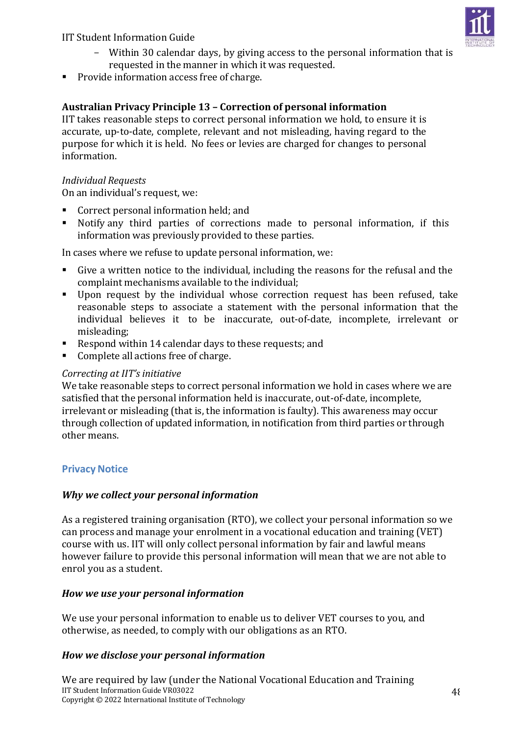- Within 30 calendar days, by giving access to the personal information that is requested in the manner in which it was requested.
- Provide information access free of charge.

**Australian Privacy Principle 13 – Correction of personal information**
IIT takes reasonable steps to correct personal information we hold, to ensure it is accurate, up-to-date, complete, relevant and not misleading, having regard to the purpose for which it is held. No fees or levies are charged for changes to personal information.

*Individual Requests*
On an individual's request, we:

- Correct personal information held; and
- Notify any third parties of corrections made to personal information, if this information was previously provided to these parties.

In cases where we refuse to update personal information, we:

- Give a written notice to the individual, including the reasons for the refusal and the complaint mechanisms available to the individual;
- Upon request by the individual whose correction request has been refused, take reasonable steps to associate a statement with the personal information that the individual believes it to be inaccurate, out-of-date, incomplete, irrelevant or misleading;
- Respond within 14 calendar days to these requests; and
- Complete all actions free of charge.

*Correcting at IIT's initiative*
We take reasonable steps to correct personal information we hold in cases where we are satisfied that the personal information held is inaccurate, out-of-date, incomplete, irrelevant or misleading (that is, the information is faulty). This awareness may occur through collection of updated information, in notification from third parties or through other means.

## Privacy Notice

### *Why we collect your personal information*

As a registered training organisation (RTO), we collect your personal information so we can process and manage your enrolment in a vocational education and training (VET) course with us. IIT will only collect personal information by fair and lawful means however failure to provide this personal information will mean that we are not able to enrol you as a student.

### *How we use your personal information*

We use your personal information to enable us to deliver VET courses to you, and otherwise, as needed, to comply with our obligations as an RTO.

### *How we disclose your personal information*

We are required by law (under the National Vocational Education and Training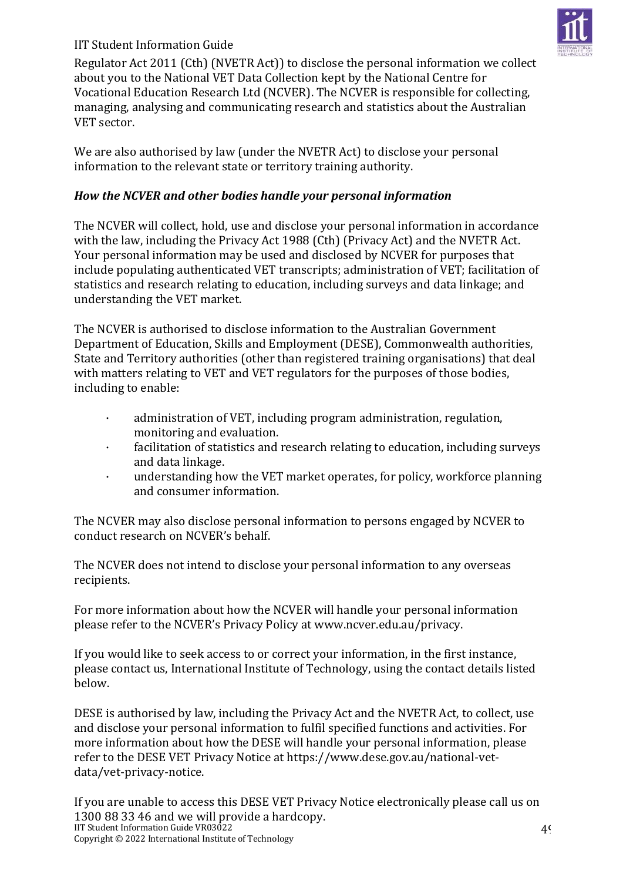Regulator Act 2011 (Cth) (NVETR Act)) to disclose the personal information we collect about you to the National VET Data Collection kept by the National Centre for Vocational Education Research Ltd (NCVER). The NCVER is responsible for collecting, managing, analysing and communicating research and statistics about the Australian VET sector.

We are also authorised by law (under the NVETR Act) to disclose your personal information to the relevant state or territory training authority.

***How the NCVER and other bodies handle your personal information***

The NCVER will collect, hold, use and disclose your personal information in accordance with the law, including the Privacy Act 1988 (Cth) (Privacy Act) and the NVETR Act. Your personal information may be used and disclosed by NCVER for purposes that include populating authenticated VET transcripts; administration of VET; facilitation of statistics and research relating to education, including surveys and data linkage; and understanding the VET market.

The NCVER is authorised to disclose information to the Australian Government Department of Education, Skills and Employment (DESE), Commonwealth authorities, State and Territory authorities (other than registered training organisations) that deal with matters relating to VET and VET regulators for the purposes of those bodies, including to enable:

- administration of VET, including program administration, regulation, monitoring and evaluation.
- facilitation of statistics and research relating to education, including surveys and data linkage.
- understanding how the VET market operates, for policy, workforce planning and consumer information.

The NCVER may also disclose personal information to persons engaged by NCVER to conduct research on NCVER's behalf.

The NCVER does not intend to disclose your personal information to any overseas recipients.

For more information about how the NCVER will handle your personal information please refer to the NCVER's Privacy Policy at www.ncver.edu.au/privacy.

If you would like to seek access to or correct your information, in the first instance, please contact us, International Institute of Technology, using the contact details listed below.

DESE is authorised by law, including the Privacy Act and the NVETR Act, to collect, use and disclose your personal information to fulfil specified functions and activities. For more information about how the DESE will handle your personal information, please refer to the DESE VET Privacy Notice at https://www.dese.gov.au/national-vet-data/vet-privacy-notice.

If you are unable to access this DESE VET Privacy Notice electronically please call us on 1300 88 33 46 and we will provide a hardcopy.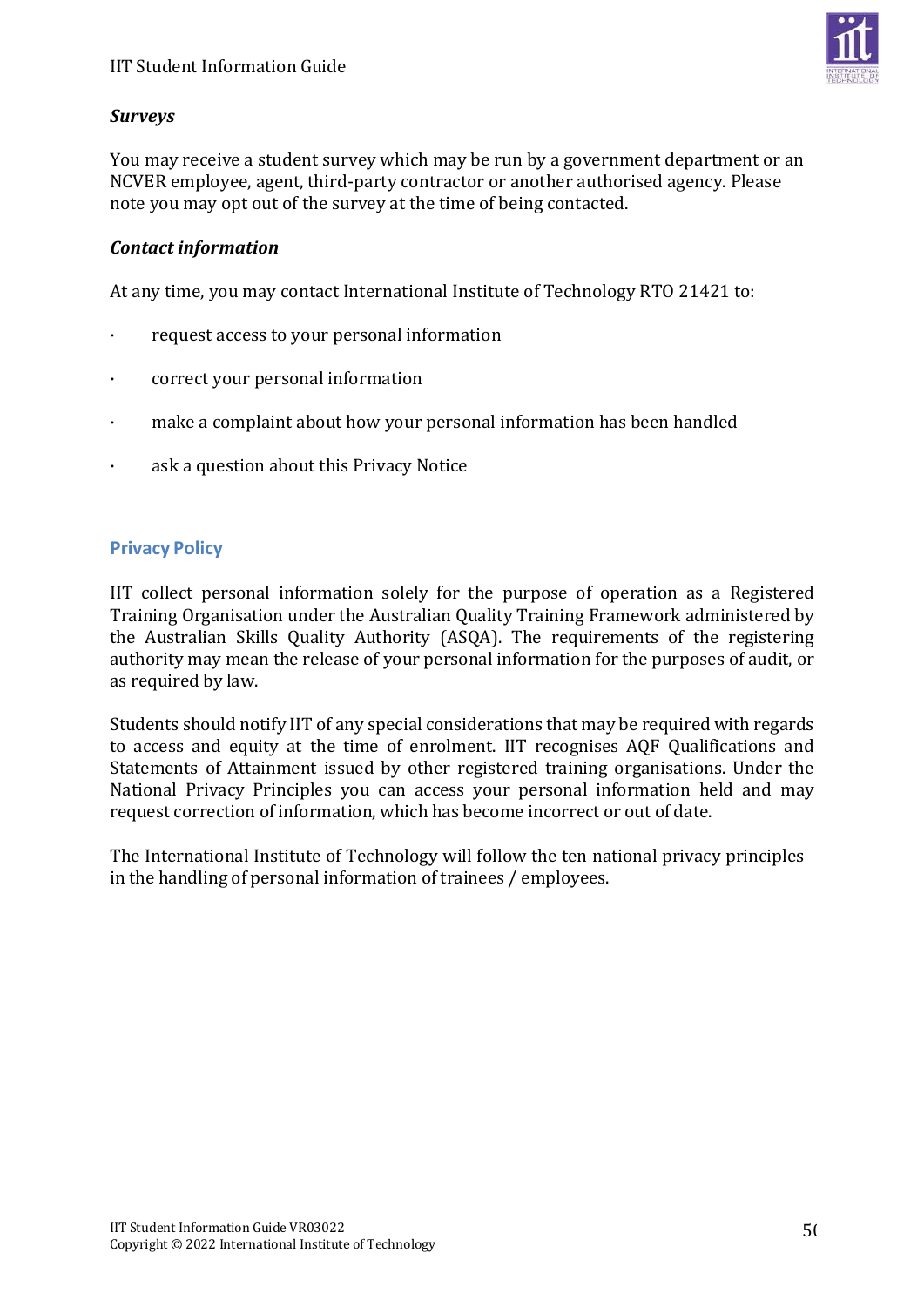### *Surveys*

You may receive a student survey which may be run by a government department or an NCVER employee, agent, third-party contractor or another authorised agency. Please note you may opt out of the survey at the time of being contacted.

### *Contact information*

At any time, you may contact International Institute of Technology RTO 21421 to:

- request access to your personal information
- correct your personal information
- make a complaint about how your personal information has been handled
- ask a question about this Privacy Notice

## Privacy Policy

IIT collect personal information solely for the purpose of operation as a Registered Training Organisation under the Australian Quality Training Framework administered by the Australian Skills Quality Authority (ASQA). The requirements of the registering authority may mean the release of your personal information for the purposes of audit, or as required by law.

Students should notify IIT of any special considerations that may be required with regards to access and equity at the time of enrolment. IIT recognises AQF Qualifications and Statements of Attainment issued by other registered training organisations. Under the National Privacy Principles you can access your personal information held and may request correction of information, which has become incorrect or out of date.

The International Institute of Technology will follow the ten national privacy principles in the handling of personal information of trainees / employees.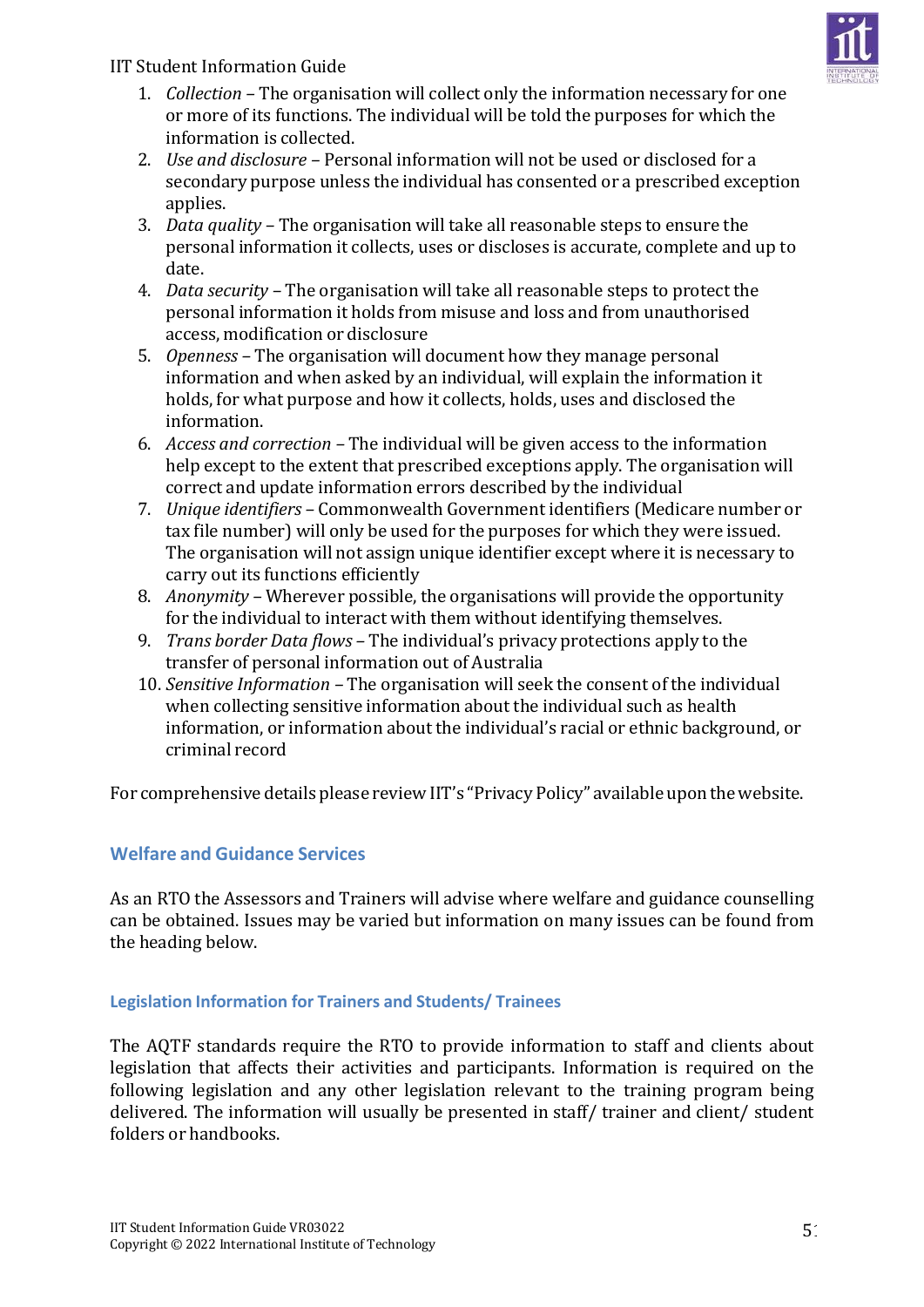1. *Collection* – The organisation will collect only the information necessary for one or more of its functions. The individual will be told the purposes for which the information is collected.
2. *Use and disclosure* – Personal information will not be used or disclosed for a secondary purpose unless the individual has consented or a prescribed exception applies.
3. *Data quality* – The organisation will take all reasonable steps to ensure the personal information it collects, uses or discloses is accurate, complete and up to date.
4. *Data security* – The organisation will take all reasonable steps to protect the personal information it holds from misuse and loss and from unauthorised access, modification or disclosure
5. *Openness* – The organisation will document how they manage personal information and when asked by an individual, will explain the information it holds, for what purpose and how it collects, holds, uses and disclosed the information.
6. *Access and correction* – The individual will be given access to the information help except to the extent that prescribed exceptions apply. The organisation will correct and update information errors described by the individual
7. *Unique identifiers* – Commonwealth Government identifiers (Medicare number or tax file number) will only be used for the purposes for which they were issued. The organisation will not assign unique identifier except where it is necessary to carry out its functions efficiently
8. *Anonymity* – Wherever possible, the organisations will provide the opportunity for the individual to interact with them without identifying themselves.
9. *Trans border Data flows* – The individual's privacy protections apply to the transfer of personal information out of Australia
10. *Sensitive Information* – The organisation will seek the consent of the individual when collecting sensitive information about the individual such as health information, or information about the individual's racial or ethnic background, or criminal record

For comprehensive details please review IIT's "Privacy Policy" available upon the website.

## Welfare and Guidance Services

As an RTO the Assessors and Trainers will advise where welfare and guidance counselling can be obtained. Issues may be varied but information on many issues can be found from the heading below.

### Legislation Information for Trainers and Students/ Trainees

The AQTF standards require the RTO to provide information to staff and clients about legislation that affects their activities and participants. Information is required on the following legislation and any other legislation relevant to the training program being delivered. The information will usually be presented in staff/ trainer and client/ student folders or handbooks.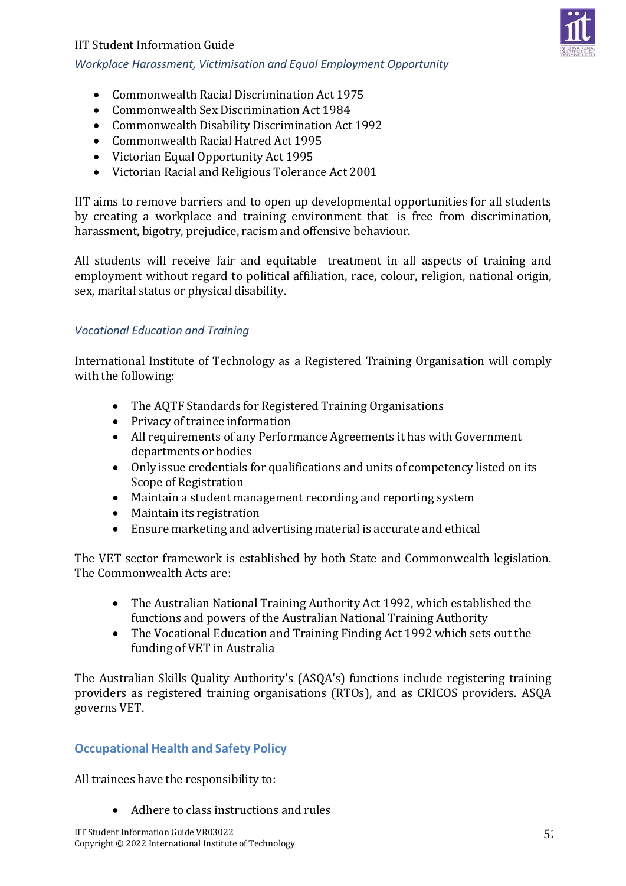- Commonwealth Racial Discrimination Act 1975
- Commonwealth Sex Discrimination Act 1984
- Commonwealth Disability Discrimination Act 1992
- Commonwealth Racial Hatred Act 1995
- Victorian Equal Opportunity Act 1995
- Victorian Racial and Religious Tolerance Act 2001

IIT aims to remove barriers and to open up developmental opportunities for all students by creating a workplace and training environment that is free from discrimination, harassment, bigotry, prejudice, racism and offensive behaviour.

All students will receive fair and equitable treatment in all aspects of training and employment without regard to political affiliation, race, colour, religion, national origin, sex, marital status or physical disability.

*Vocational Education and Training*

International Institute of Technology as a Registered Training Organisation will comply with the following:

- The AQTF Standards for Registered Training Organisations
- Privacy of trainee information
- All requirements of any Performance Agreements it has with Government departments or bodies
- Only issue credentials for qualifications and units of competency listed on its Scope of Registration
- Maintain a student management recording and reporting system
- Maintain its registration
- Ensure marketing and advertising material is accurate and ethical

The VET sector framework is established by both State and Commonwealth legislation. The Commonwealth Acts are:

- The Australian National Training Authority Act 1992, which established the functions and powers of the Australian National Training Authority
- The Vocational Education and Training Finding Act 1992 which sets out the funding of VET in Australia

The Australian Skills Quality Authority's (ASQA's) functions include registering training providers as registered training organisations (RTOs), and as CRICOS providers. ASQA governs VET.

## Occupational Health and Safety Policy

All trainees have the responsibility to:

- Adhere to class instructions and rules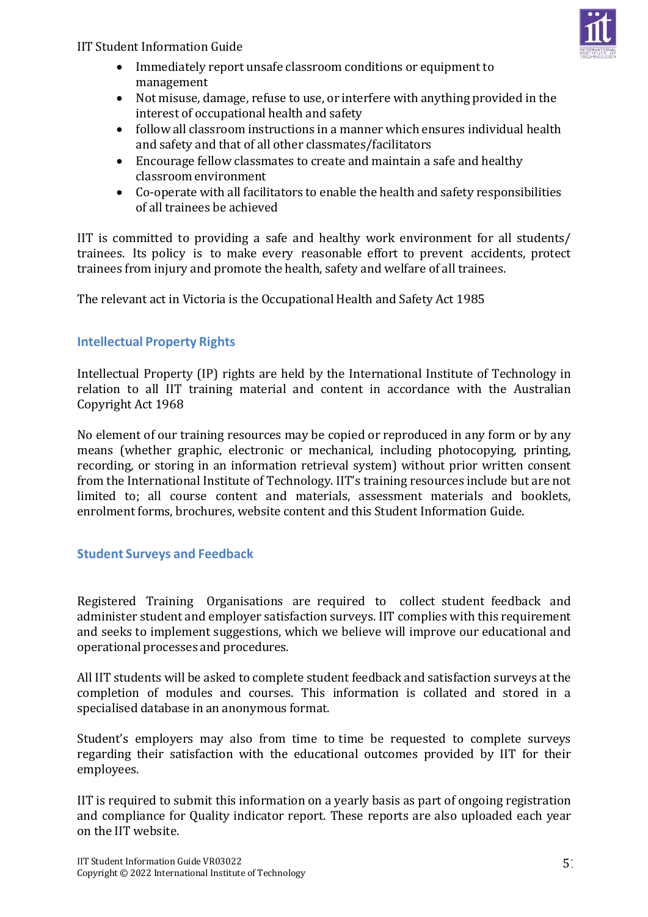- Immediately report unsafe classroom conditions or equipment to management
- Not misuse, damage, refuse to use, or interfere with anything provided in the interest of occupational health and safety
- follow all classroom instructions in a manner which ensures individual health and safety and that of all other classmates/facilitators
- Encourage fellow classmates to create and maintain a safe and healthy classroom environment
- Co-operate with all facilitators to enable the health and safety responsibilities of all trainees be achieved

IIT is committed to providing a safe and healthy work environment for all students/ trainees. Its policy is to make every reasonable effort to prevent accidents, protect trainees from injury and promote the health, safety and welfare of all trainees.

The relevant act in Victoria is the Occupational Health and Safety Act 1985

## Intellectual Property Rights

Intellectual Property (IP) rights are held by the International Institute of Technology in relation to all IIT training material and content in accordance with the Australian Copyright Act 1968

No element of our training resources may be copied or reproduced in any form or by any means (whether graphic, electronic or mechanical, including photocopying, printing, recording, or storing in an information retrieval system) without prior written consent from the International Institute of Technology. IIT's training resources include but are not limited to; all course content and materials, assessment materials and booklets, enrolment forms, brochures, website content and this Student Information Guide.

## Student Surveys and Feedback

Registered Training Organisations are required to collect student feedback and administer student and employer satisfaction surveys. IIT complies with this requirement and seeks to implement suggestions, which we believe will improve our educational and operational processes and procedures.

All IIT students will be asked to complete student feedback and satisfaction surveys at the completion of modules and courses. This information is collated and stored in a specialised database in an anonymous format.

Student's employers may also from time to time be requested to complete surveys regarding their satisfaction with the educational outcomes provided by IIT for their employees.

IIT is required to submit this information on a yearly basis as part of ongoing registration and compliance for Quality indicator report. These reports are also uploaded each year on the IIT website.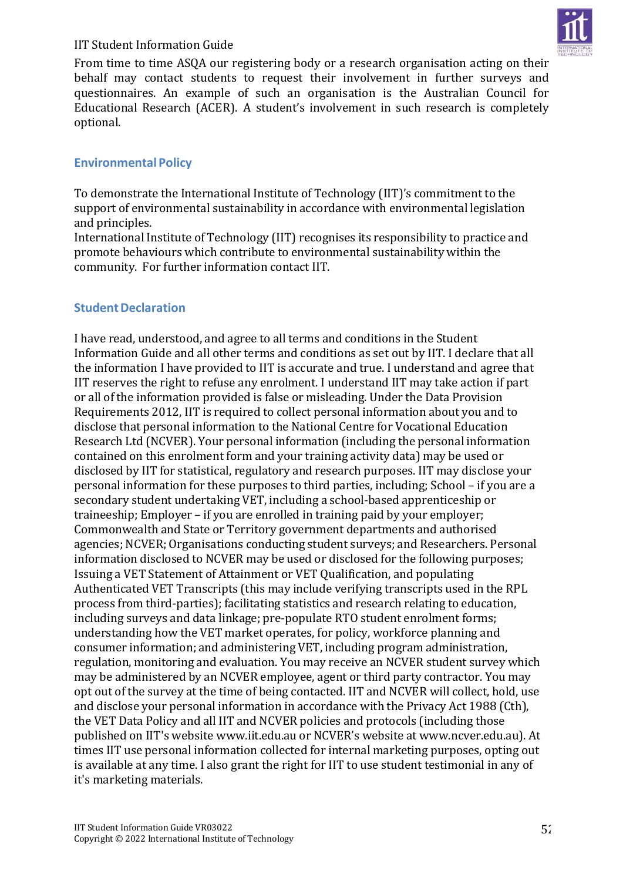From time to time ASQA our registering body or a research organisation acting on their behalf may contact students to request their involvement in further surveys and questionnaires. An example of such an organisation is the Australian Council for Educational Research (ACER). A student's involvement in such research is completely optional.

## Environmental Policy

To demonstrate the International Institute of Technology (IIT)'s commitment to the support of environmental sustainability in accordance with environmental legislation and principles.
International Institute of Technology (IIT) recognises its responsibility to practice and promote behaviours which contribute to environmental sustainability within the community. For further information contact IIT.

## Student Declaration

I have read, understood, and agree to all terms and conditions in the Student Information Guide and all other terms and conditions as set out by IIT. I declare that all the information I have provided to IIT is accurate and true. I understand and agree that IIT reserves the right to refuse any enrolment. I understand IIT may take action if part or all of the information provided is false or misleading. Under the Data Provision Requirements 2012, IIT is required to collect personal information about you and to disclose that personal information to the National Centre for Vocational Education Research Ltd (NCVER). Your personal information (including the personal information contained on this enrolment form and your training activity data) may be used or disclosed by IIT for statistical, regulatory and research purposes. IIT may disclose your personal information for these purposes to third parties, including; School – if you are a secondary student undertaking VET, including a school-based apprenticeship or traineeship; Employer – if you are enrolled in training paid by your employer; Commonwealth and State or Territory government departments and authorised agencies; NCVER; Organisations conducting student surveys; and Researchers. Personal information disclosed to NCVER may be used or disclosed for the following purposes; Issuing a VET Statement of Attainment or VET Qualification, and populating Authenticated VET Transcripts (this may include verifying transcripts used in the RPL process from third-parties); facilitating statistics and research relating to education, including surveys and data linkage; pre-populate RTO student enrolment forms; understanding how the VET market operates, for policy, workforce planning and consumer information; and administering VET, including program administration, regulation, monitoring and evaluation. You may receive an NCVER student survey which may be administered by an NCVER employee, agent or third party contractor. You may opt out of the survey at the time of being contacted. IIT and NCVER will collect, hold, use and disclose your personal information in accordance with the Privacy Act 1988 (Cth), the VET Data Policy and all IIT and NCVER policies and protocols (including those published on IIT's website www.iit.edu.au or NCVER's website at www.ncver.edu.au). At times IIT use personal information collected for internal marketing purposes, opting out is available at any time. I also grant the right for IIT to use student testimonial in any of it's marketing materials.